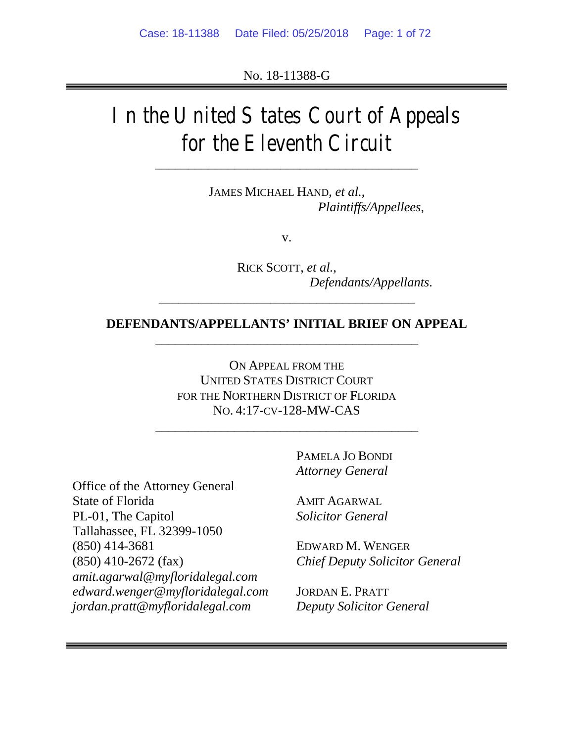No. 18-11388-G

# In the United States Court of Appeals for the Eleventh Circuit

---

JAMES MICHAEL HAND, *et al.*,
*Plaintiffs/Appellees*,

v.

RICK SCOTT, *et al.*,
*Defendants/Appellants*.

---

**DEFENDANTS/APPELLANTS' INITIAL BRIEF ON APPEAL**

---

ON APPEAL FROM THE
UNITED STATES DISTRICT COURT
FOR THE NORTHERN DISTRICT OF FLORIDA
NO. 4:17-CV-128-MW-CAS

---

PAMELA JO BONDI
*Attorney General*

AMIT AGARWAL
*Solicitor General*

EDWARD M. WENGER
*Chief Deputy Solicitor General*

JORDAN E. PRATT
*Deputy Solicitor General*

Office of the Attorney General
State of Florida
PL-01, The Capitol
Tallahassee, FL 32399-1050
(850) 414-3681
(850) 410-2672 (fax)
*amit.agarwal@myfloridalegal.com*
*edward.wenger@myfloridalegal.com*
*jordan.pratt@myfloridalegal.com*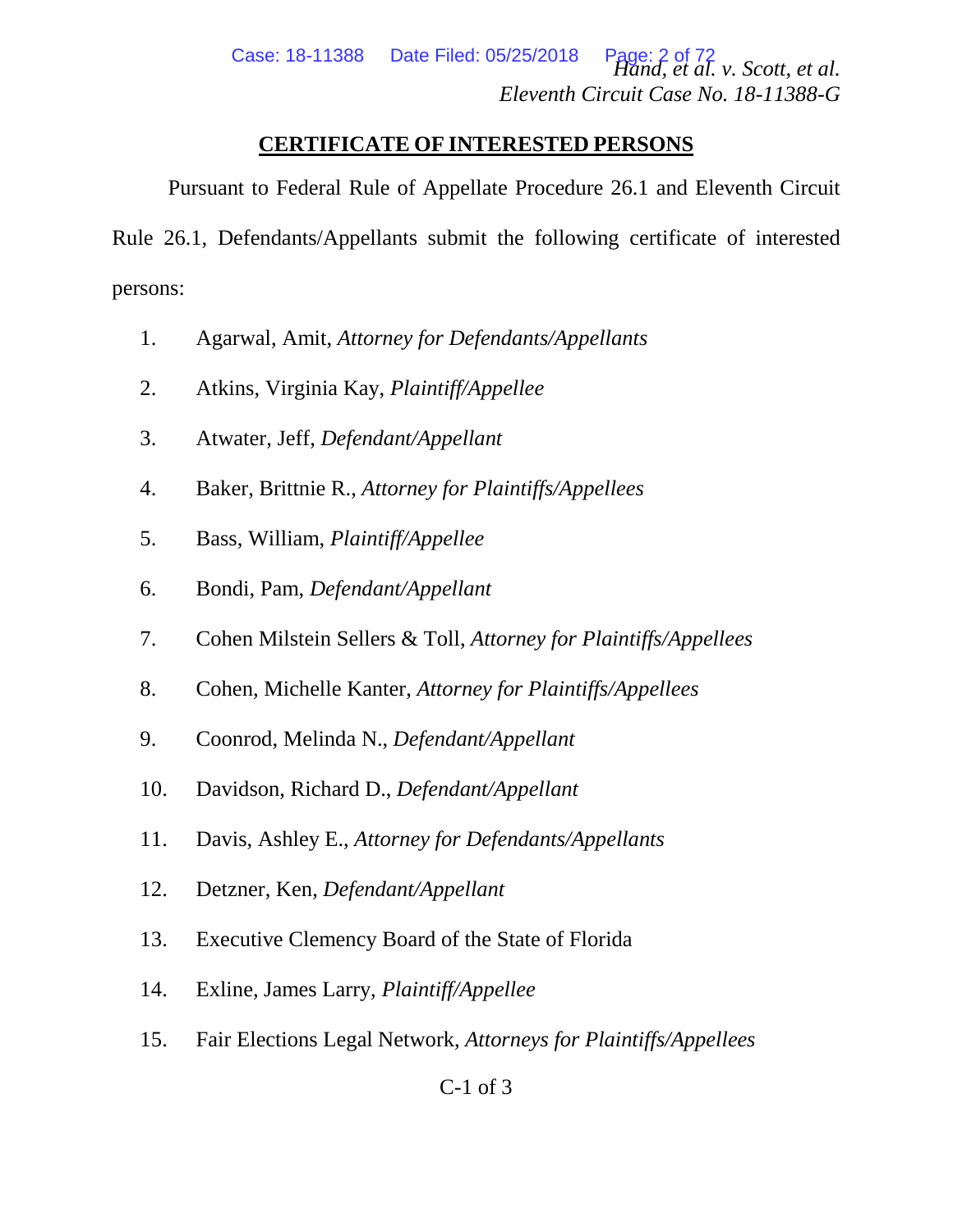## CERTIFICATE OF INTERESTED PERSONS

Pursuant to Federal Rule of Appellate Procedure 26.1 and Eleventh Circuit Rule 26.1, Defendants/Appellants submit the following certificate of interested persons:

1. Agarwal, Amit, *Attorney for Defendants/Appellants*
2. Atkins, Virginia Kay, *Plaintiff/Appellee*
3. Atwater, Jeff, *Defendant/Appellant*
4. Baker, Brittnie R., *Attorney for Plaintiffs/Appellees*
5. Bass, William, *Plaintiff/Appellee*
6. Bondi, Pam, *Defendant/Appellant*
7. Cohen Milstein Sellers & Toll, *Attorney for Plaintiffs/Appellees*
8. Cohen, Michelle Kanter, *Attorney for Plaintiffs/Appellees*
9. Coonrod, Melinda N., *Defendant/Appellant*
10. Davidson, Richard D., *Defendant/Appellant*
11. Davis, Ashley E., *Attorney for Defendants/Appellants*
12. Detzner, Ken, *Defendant/Appellant*
13. Executive Clemency Board of the State of Florida
14. Exline, James Larry, *Plaintiff/Appellee*
15. Fair Elections Legal Network, *Attorneys for Plaintiffs/Appellees*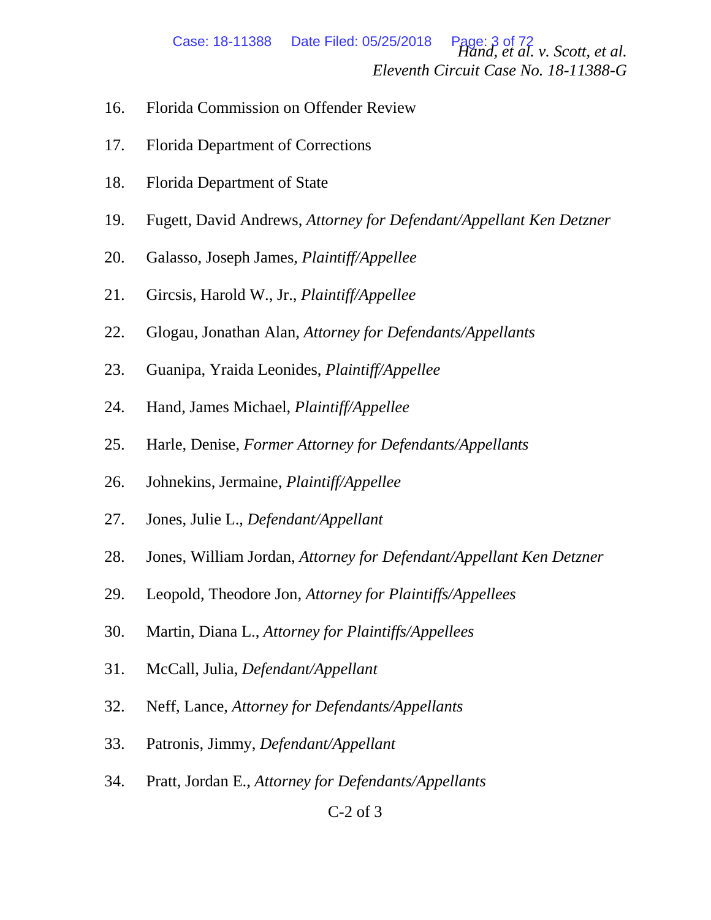16. Florida Commission on Offender Review
17. Florida Department of Corrections
18. Florida Department of State
19. Fugett, David Andrews, *Attorney for Defendant/Appellant Ken Detzner*
20. Galasso, Joseph James, *Plaintiff/Appellee*
21. Gircsis, Harold W., Jr., *Plaintiff/Appellee*
22. Glogau, Jonathan Alan, *Attorney for Defendants/Appellants*
23. Guanipa, Yraida Leonides, *Plaintiff/Appellee*
24. Hand, James Michael, *Plaintiff/Appellee*
25. Harle, Denise, *Former Attorney for Defendants/Appellants*
26. Johnekins, Jermaine, *Plaintiff/Appellee*
27. Jones, Julie L., *Defendant/Appellant*
28. Jones, William Jordan, *Attorney for Defendant/Appellant Ken Detzner*
29. Leopold, Theodore Jon, *Attorney for Plaintiffs/Appellees*
30. Martin, Diana L., *Attorney for Plaintiffs/Appellees*
31. McCall, Julia, *Defendant/Appellant*
32. Neff, Lance, *Attorney for Defendants/Appellants*
33. Patronis, Jimmy, *Defendant/Appellant*
34. Pratt, Jordan E., *Attorney for Defendants/Appellants*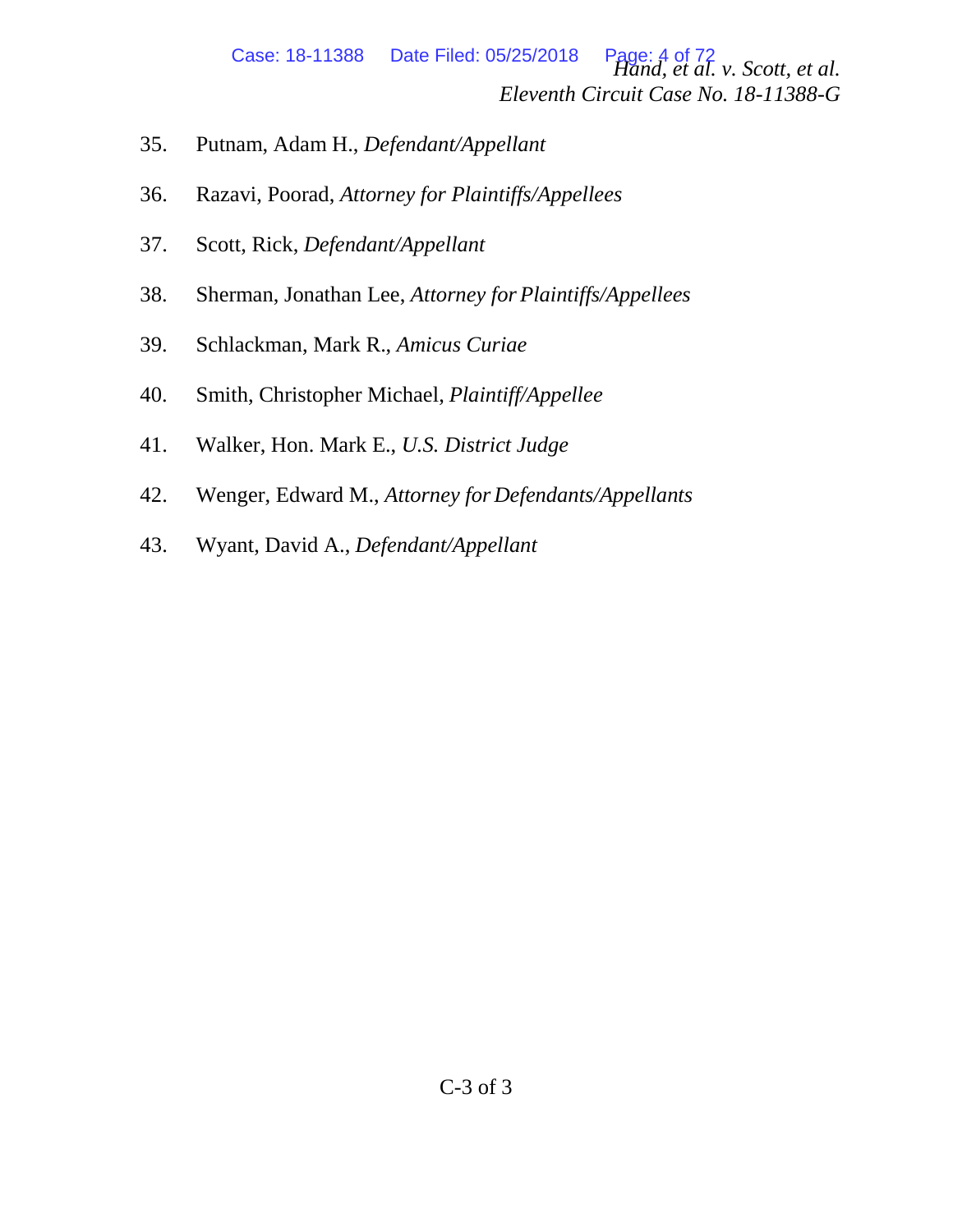35. Putnam, Adam H., *Defendant/Appellant*

36. Razavi, Poorad, *Attorney for Plaintiffs/Appellees*

37. Scott, Rick, *Defendant/Appellant*

38. Sherman, Jonathan Lee, *Attorney for Plaintiffs/Appellees*

39. Schlackman, Mark R., *Amicus Curiae*

40. Smith, Christopher Michael, *Plaintiff/Appellee*

41. Walker, Hon. Mark E., *U.S. District Judge*

42. Wenger, Edward M., *Attorney for Defendants/Appellants*

43. Wyant, David A., *Defendant/Appellant*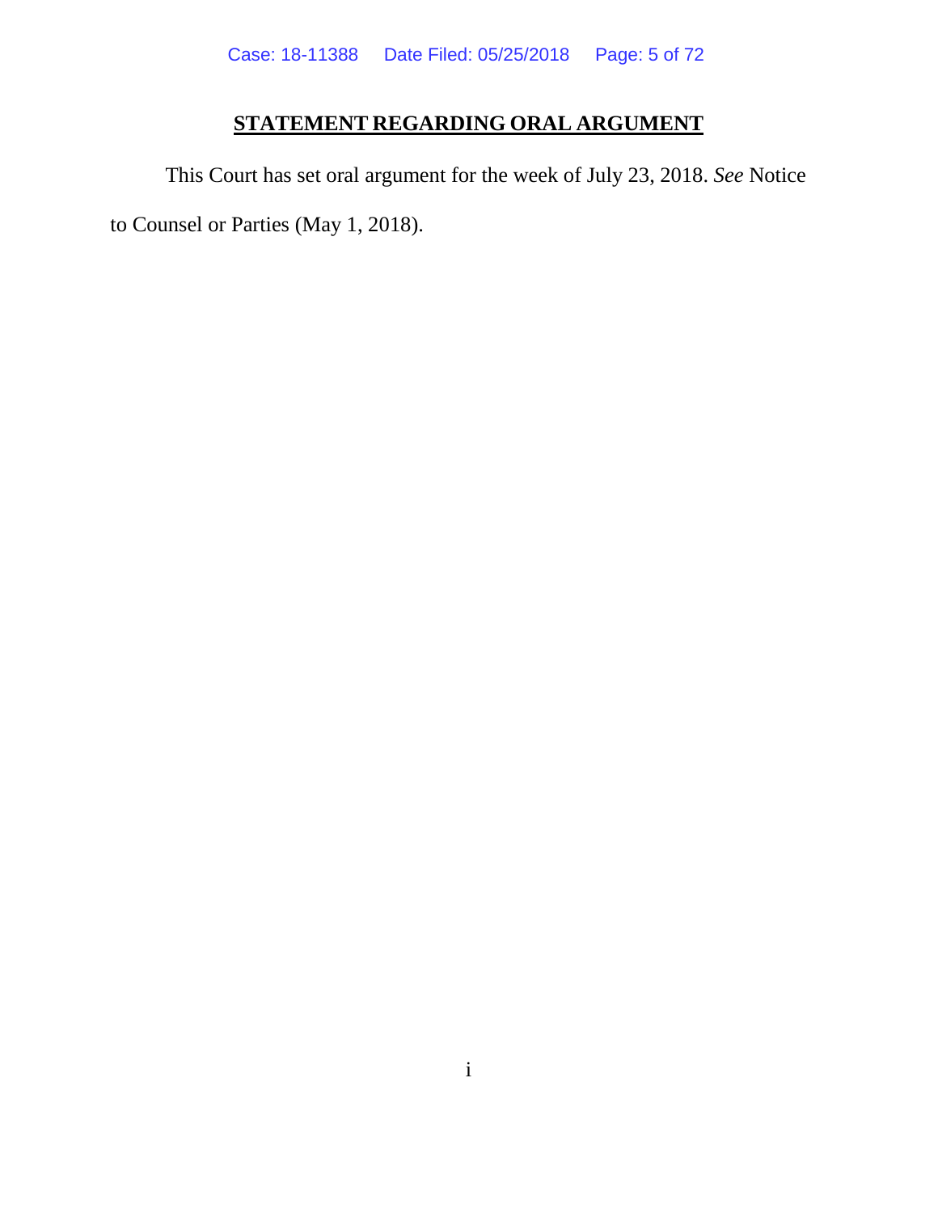## STATEMENT REGARDING ORAL ARGUMENT

This Court has set oral argument for the week of July 23, 2018. *See* Notice to Counsel or Parties (May 1, 2018).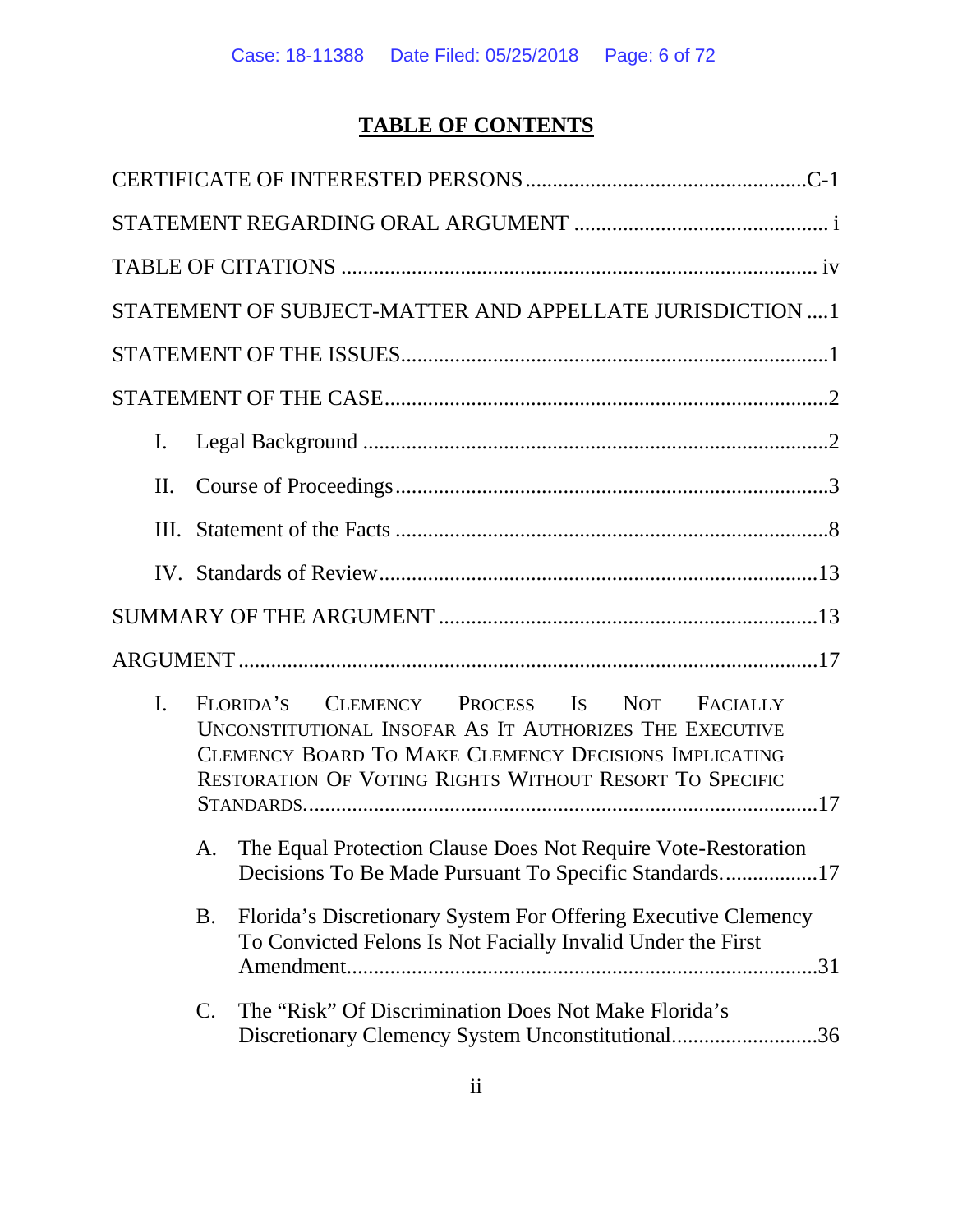## TABLE OF CONTENTS

CERTIFICATE OF INTERESTED PERSONS ....................................................C-1

STATEMENT REGARDING ORAL ARGUMENT ............................................... i

TABLE OF CITATIONS ...................................................................................... iv

STATEMENT OF SUBJECT-MATTER AND APPELLATE JURISDICTION ....1

STATEMENT OF THE ISSUES...............................................................................1

STATEMENT OF THE CASE..................................................................................2

I. Legal Background ......................................................................................2

II. Course of Proceedings................................................................................3

III. Statement of the Facts ................................................................................8

IV. Standards of Review..................................................................................13

SUMMARY OF THE ARGUMENT ......................................................................13

ARGUMENT ..........................................................................................................17

I. FLORIDA'S CLEMENCY PROCESS IS NOT FACIALLY UNCONSTITUTIONAL INSOFAR AS IT AUTHORIZES THE EXECUTIVE CLEMENCY BOARD TO MAKE CLEMENCY DECISIONS IMPLICATING RESTORATION OF VOTING RIGHTS WITHOUT RESORT TO SPECIFIC STANDARDS.................................................................................................17

A. The Equal Protection Clause Does Not Require Vote-Restoration Decisions To Be Made Pursuant To Specific Standards..................17

B. Florida's Discretionary System For Offering Executive Clemency To Convicted Felons Is Not Facially Invalid Under the First Amendment......................................................................................31

C. The "Risk" Of Discrimination Does Not Make Florida's Discretionary Clemency System Unconstitutional...........................36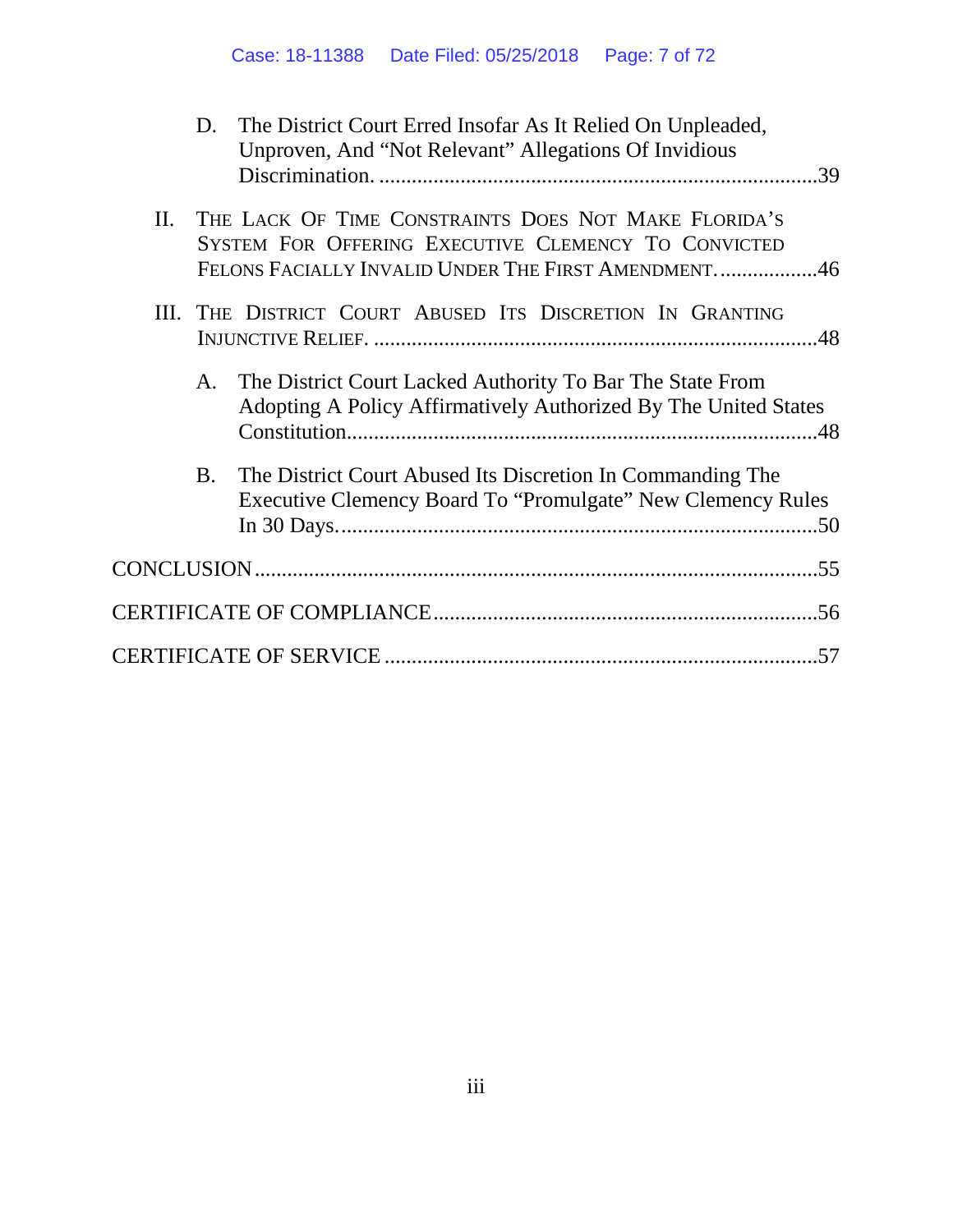D. The District Court Erred Insofar As It Relied On Unpleaded, Unproven, And "Not Relevant" Allegations Of Invidious Discrimination. ....................................................................................39

II. THE LACK OF TIME CONSTRAINTS DOES NOT MAKE FLORIDA'S SYSTEM FOR OFFERING EXECUTIVE CLEMENCY TO CONVICTED FELONS FACIALLY INVALID UNDER THE FIRST AMENDMENT. ..................46

III. THE DISTRICT COURT ABUSED ITS DISCRETION IN GRANTING INJUNCTIVE RELIEF. ....................................................................................48

A. The District Court Lacked Authority To Bar The State From Adopting A Policy Affirmatively Authorized By The United States Constitution..........................................................................................48

B. The District Court Abused Its Discretion In Commanding The Executive Clemency Board To "Promulgate" New Clemency Rules In 30 Days.............................................................................................50

CONCLUSION .............................................................................................55

CERTIFICATE OF COMPLIANCE ..........................................................56

CERTIFICATE OF SERVICE ....................................................................57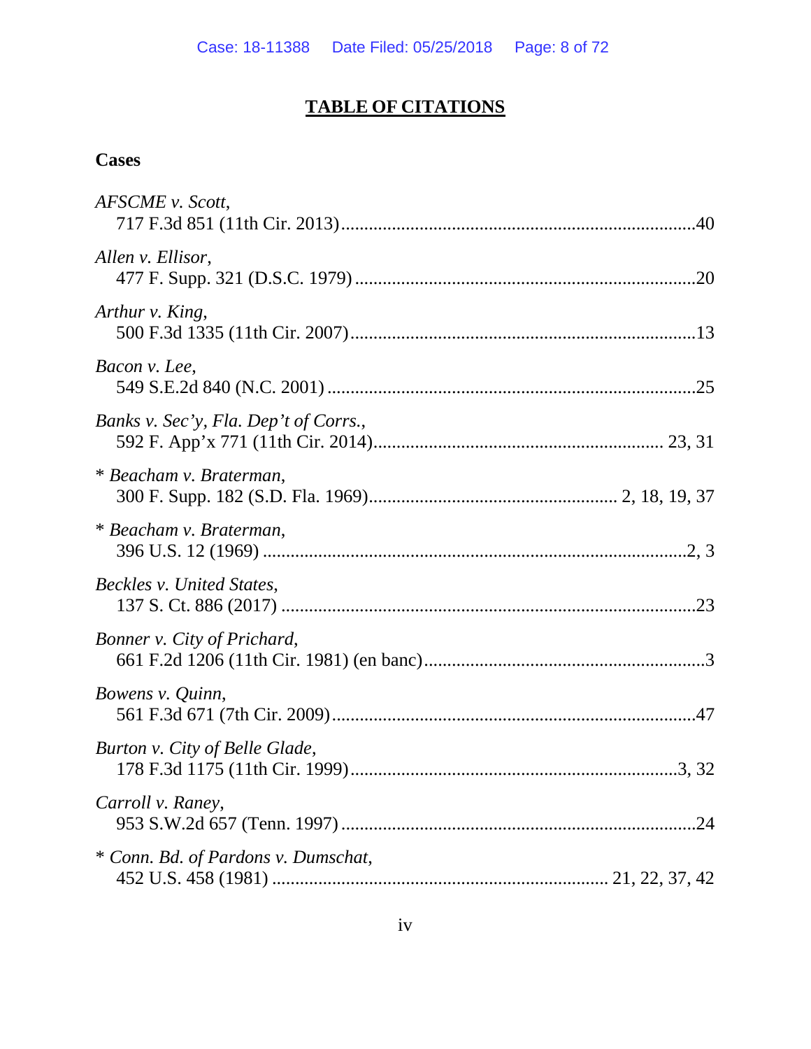# TABLE OF CITATIONS

## Cases

*AFSCME v. Scott*,
717 F.3d 851 (11th Cir. 2013)..........................................................................40

*Allen v. Ellisor*,
477 F. Supp. 321 (D.S.C. 1979).........................................................................20

*Arthur v. King*,
500 F.3d 1335 (11th Cir. 2007)..........................................................................13

*Bacon v. Lee*,
549 S.E.2d 840 (N.C. 2001)...............................................................................25

*Banks v. Sec'y, Fla. Dep't of Corrs.*,
592 F. App'x 771 (11th Cir. 2014)............................................................. 23, 31

\* *Beacham v. Braterman*,
300 F. Supp. 182 (S.D. Fla. 1969).................................................... 2, 18, 19, 37

\* *Beacham v. Braterman*,
396 U.S. 12 (1969) ..........................................................................................2, 3

*Beckles v. United States*,
137 S. Ct. 886 (2017) .......................................................................................23

*Bonner v. City of Prichard*,
661 F.2d 1206 (11th Cir. 1981) (en banc)............................................................3

*Bowens v. Quinn*,
561 F.3d 671 (7th Cir. 2009).............................................................................47

*Burton v. City of Belle Glade*,
178 F.3d 1175 (11th Cir. 1999).....................................................................3, 32

*Carroll v. Raney*,
953 S.W.2d 657 (Tenn. 1997) ...........................................................................24

\* *Conn. Bd. of Pardons v. Dumschat*,
452 U.S. 458 (1981) ........................................................................ 21, 22, 37, 42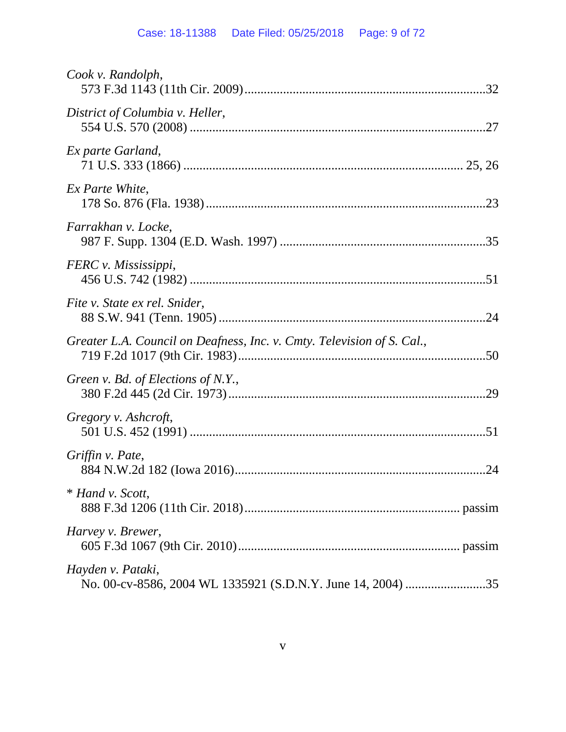*Cook v. Randolph*,
573 F.3d 1143 (11th Cir. 2009)..........................................................................32

*District of Columbia v. Heller*,
554 U.S. 570 (2008) ...........................................................................................27

*Ex parte Garland*,
71 U.S. 333 (1866) ..................................................................................... 25, 26

*Ex Parte White*,
178 So. 876 (Fla. 1938).......................................................................................23

*Farrakhan v. Locke*,
987 F. Supp. 1304 (E.D. Wash. 1997) ................................................................35

*FERC v. Mississippi*,
456 U.S. 742 (1982) ...........................................................................................51

*Fite v. State ex rel. Snider*,
88 S.W. 941 (Tenn. 1905)...................................................................................24

*Greater L.A. Council on Deafness, Inc. v. Cmty. Television of S. Cal.*,
719 F.2d 1017 (9th Cir. 1983).............................................................................50

*Green v. Bd. of Elections of N.Y.*,
380 F.2d 445 (2d Cir. 1973)................................................................................29

*Gregory v. Ashcroft*,
501 U.S. 452 (1991) ...........................................................................................51

*Griffin v. Pate*,
884 N.W.2d 182 (Iowa 2016)..............................................................................24

\* *Hand v. Scott*,
888 F.3d 1206 (11th Cir. 2018).................................................................. passim

*Harvey v. Brewer*,
605 F.3d 1067 (9th Cir. 2010).................................................................... passim

*Hayden v. Pataki*,
No. 00-cv-8586, 2004 WL 1335921 (S.D.N.Y. June 14, 2004) .........................35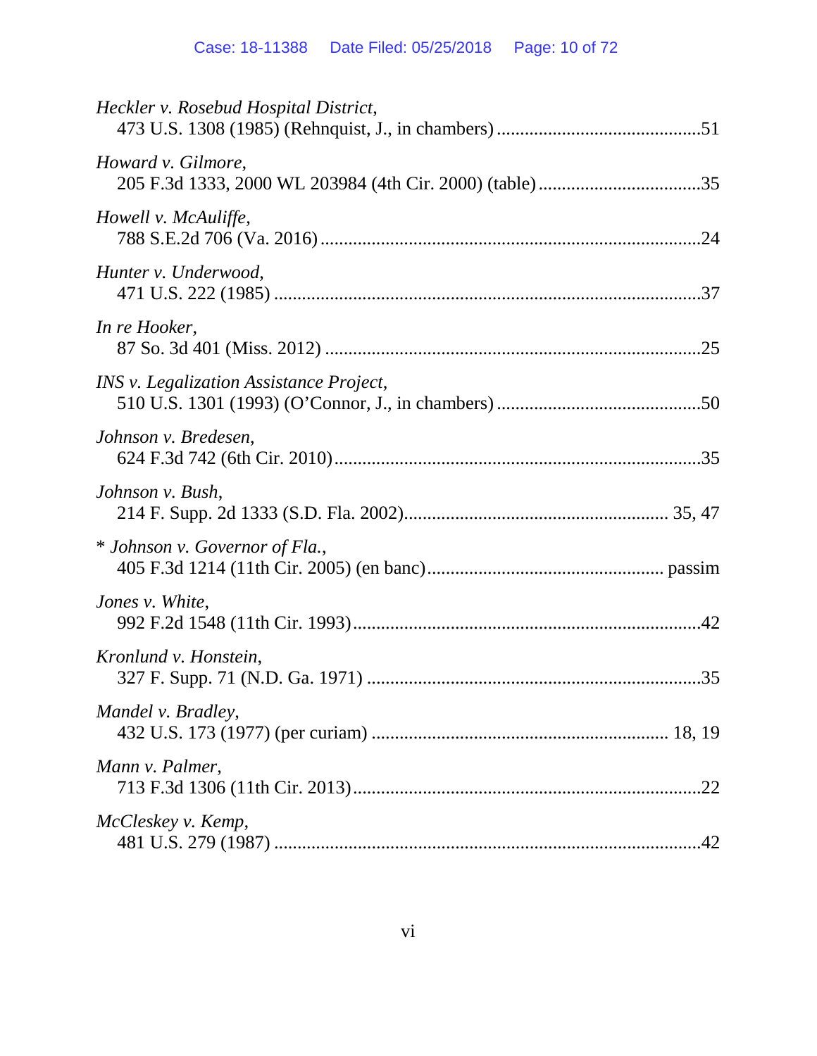*Heckler v. Rosebud Hospital District*,
473 U.S. 1308 (1985) (Rehnquist, J., in chambers) ............................................51

*Howard v. Gilmore*,
205 F.3d 1333, 2000 WL 203984 (4th Cir. 2000) (table) ...................................35

*Howell v. McAuliffe*,
788 S.E.2d 706 (Va. 2016) ..................................................................................24

*Hunter v. Underwood*,
471 U.S. 222 (1985) ............................................................................................37

*In re Hooker*,
87 So. 3d 401 (Miss. 2012) .................................................................................25

*INS v. Legalization Assistance Project*,
510 U.S. 1301 (1993) (O'Connor, J., in chambers) ............................................50

*Johnson v. Bredesen*,
624 F.3d 742 (6th Cir. 2010)...............................................................................35

*Johnson v. Bush*,
214 F. Supp. 2d 1333 (S.D. Fla. 2002)........................................................ 35, 47

\* *Johnson v. Governor of Fla.*,
405 F.3d 1214 (11th Cir. 2005) (en banc).................................................. passim

*Jones v. White*,
992 F.2d 1548 (11th Cir. 1993)...........................................................................42

*Kronlund v. Honstein*,
327 F. Supp. 71 (N.D. Ga. 1971) ........................................................................35

*Mandel v. Bradley*,
432 U.S. 173 (1977) (per curiam) ............................................................... 18, 19

*Mann v. Palmer*,
713 F.3d 1306 (11th Cir. 2013)...........................................................................22

*McCleskey v. Kemp*,
481 U.S. 279 (1987) ............................................................................................42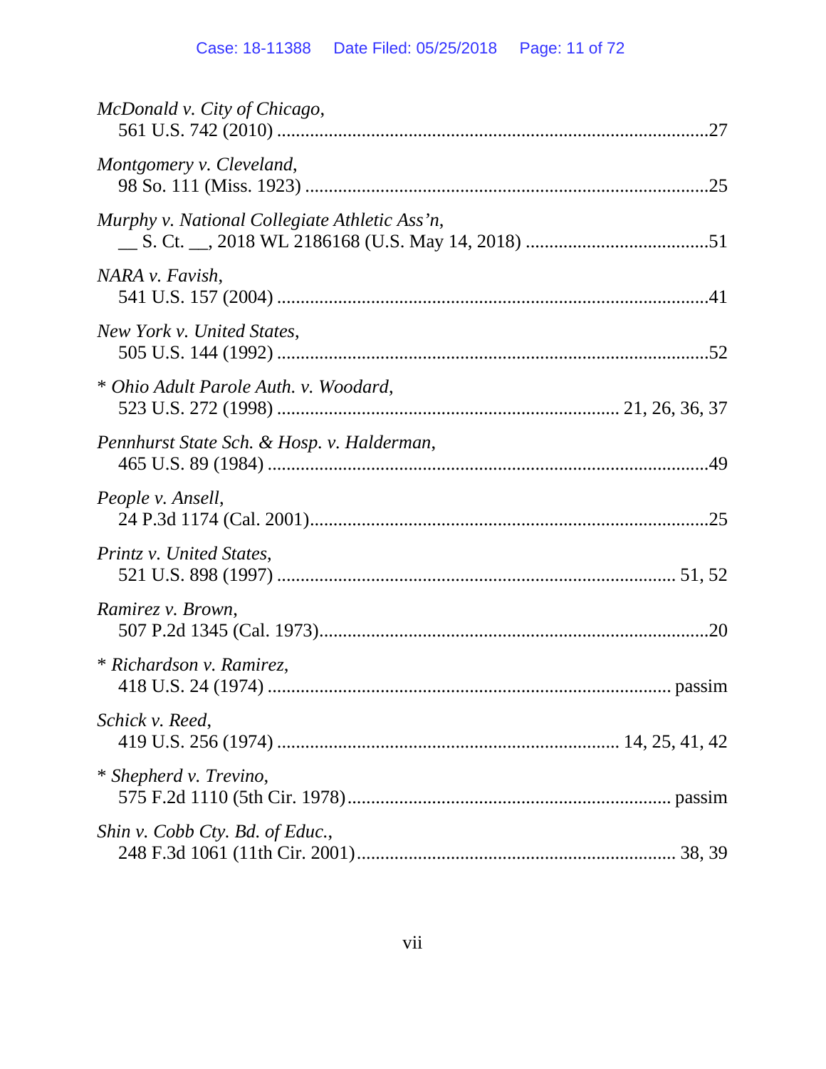*McDonald v. City of Chicago*,
561 U.S. 742 (2010) ..........................................................................................27

*Montgomery v. Cleveland*,
98 So. 111 (Miss. 1923) .....................................................................................25

*Murphy v. National Collegiate Athletic Ass'n*,
__ S. Ct. __, 2018 WL 2186168 (U.S. May 14, 2018) ......................................51

*NARA v. Favish*,
541 U.S. 157 (2004) ...........................................................................................41

*New York v. United States*,
505 U.S. 144 (1992) ...........................................................................................52

\* *Ohio Adult Parole Auth. v. Woodard*,
523 U.S. 272 (1998) ........................................................................ 21, 26, 36, 37

*Pennhurst State Sch. & Hosp. v. Halderman*,
465 U.S. 89 (1984) .............................................................................................49

*People v. Ansell*,
24 P.3d 1174 (Cal. 2001)....................................................................................25

*Printz v. United States*,
521 U.S. 898 (1997) ................................................................................... 51, 52

*Ramirez v. Brown*,
507 P.2d 1345 (Cal. 1973)..................................................................................20

\* *Richardson v. Ramirez*,
418 U.S. 24 (1974) .................................................................................. passim

*Schick v. Reed*,
419 U.S. 256 (1974) ........................................................................ 14, 25, 41, 42

\* *Shepherd v. Trevino*,
575 F.2d 1110 (5th Cir. 1978)................................................................... passim

*Shin v. Cobb Cty. Bd. of Educ.*,
248 F.3d 1061 (11th Cir. 2001)................................................................... 38, 39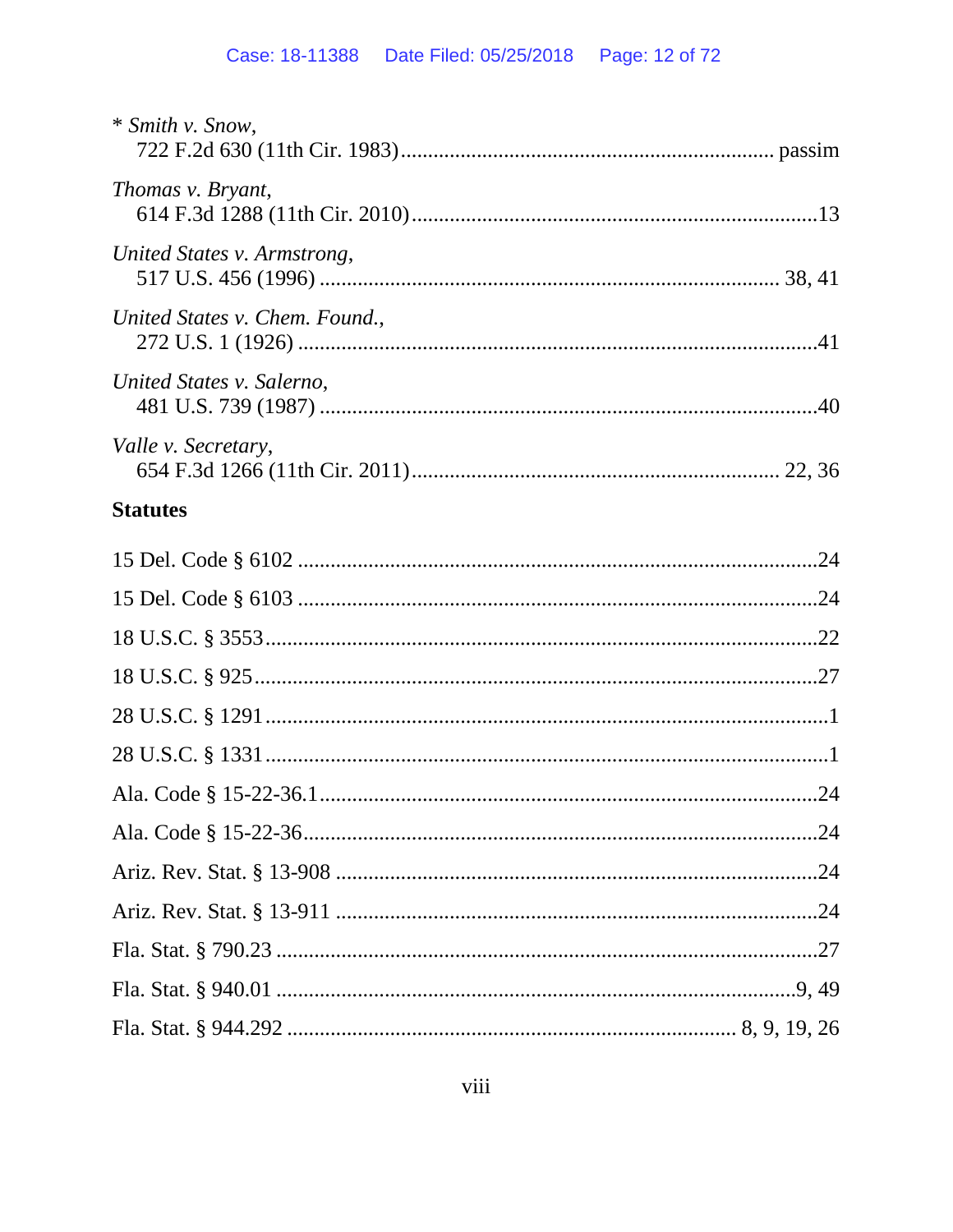\* *Smith v. Snow*,
722 F.2d 630 (11th Cir. 1983)........................................................................ passim

*Thomas v. Bryant*,
614 F.3d 1288 (11th Cir. 2010)...........................................................................13

*United States v. Armstrong*,
517 U.S. 456 (1996) ...................................................................................... 38, 41

*United States v. Chem. Found.*,
272 U.S. 1 (1926) ..................................................................................................41

*United States v. Salerno*,
481 U.S. 739 (1987) ..............................................................................................40

*Valle v. Secretary*,
654 F.3d 1266 (11th Cir. 2011)..................................................................... 22, 36

**Statutes**

15 Del. Code § 6102 ..................................................................................................24

15 Del. Code § 6103 ..................................................................................................24

18 U.S.C. § 3553........................................................................................................22

18 U.S.C. § 925..........................................................................................................27

28 U.S.C. § 1291..........................................................................................................1

28 U.S.C. § 1331..........................................................................................................1

Ala. Code § 15-22-36.1..............................................................................................24

Ala. Code § 15-22-36.................................................................................................24

Ariz. Rev. Stat. § 13-908 ...........................................................................................24

Ariz. Rev. Stat. § 13-911 ...........................................................................................24

Fla. Stat. § 790.23 ......................................................................................................27

Fla. Stat. § 940.01 ..................................................................................................9, 49

Fla. Stat. § 944.292 ...................................................................................... 8, 9, 19, 26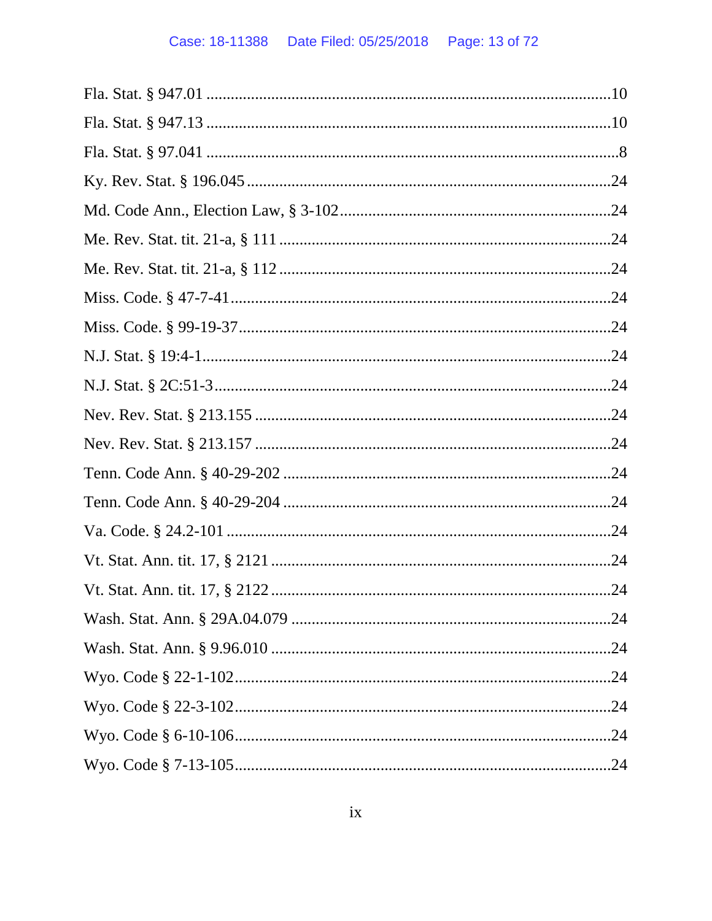Fla. Stat. § 947.01 ....................................................................................10

Fla. Stat. § 947.13 ....................................................................................10

Fla. Stat. § 97.041 ......................................................................................8

Ky. Rev. Stat. § 196.045 ..........................................................................24

Md. Code Ann., Election Law, § 3-102 ....................................................24

Me. Rev. Stat. tit. 21-a, § 111 ..................................................................24

Me. Rev. Stat. tit. 21-a, § 112 ..................................................................24

Miss. Code. § 47-7-41...............................................................................24

Miss. Code. § 99-19-37.............................................................................24

N.J. Stat. § 19:4-1......................................................................................24

N.J. Stat. § 2C:51-3...................................................................................24

Nev. Rev. Stat. § 213.155 .........................................................................24

Nev. Rev. Stat. § 213.157 .........................................................................24

Tenn. Code Ann. § 40-29-202 ..................................................................24

Tenn. Code Ann. § 40-29-204 ..................................................................24

Va. Code. § 24.2-101 ................................................................................24

Vt. Stat. Ann. tit. 17, § 2121 .....................................................................24

Vt. Stat. Ann. tit. 17, § 2122 .....................................................................24

Wash. Stat. Ann. § 29A.04.079 ................................................................24

Wash. Stat. Ann. § 9.96.010 .....................................................................24

Wyo. Code § 22-1-102..............................................................................24

Wyo. Code § 22-3-102..............................................................................24

Wyo. Code § 6-10-106..............................................................................24

Wyo. Code § 7-13-105..............................................................................24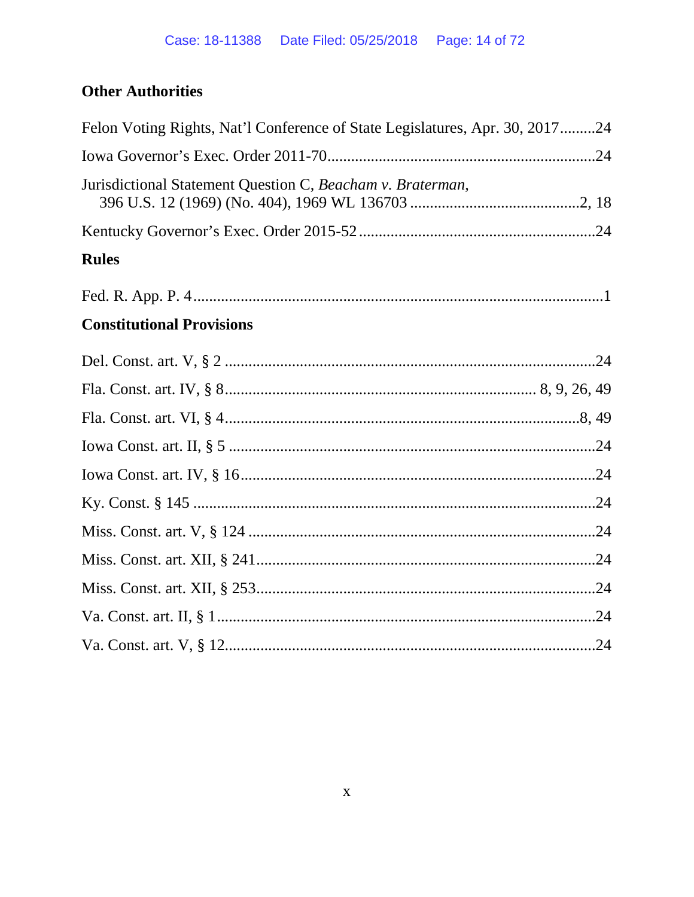## Other Authorities

Felon Voting Rights, Nat'l Conference of State Legislatures, Apr. 30, 2017.........24

Iowa Governor's Exec. Order 2011-70....................................................................24

Jurisdictional Statement Question C, *Beacham v. Braterman*, 396 U.S. 12 (1969) (No. 404), 1969 WL 136703 ...........................................2, 18

Kentucky Governor's Exec. Order 2015-52 ............................................................24

## Rules

Fed. R. App. P. 4........................................................................................................1

## Constitutional Provisions

Del. Const. art. V, § 2 .............................................................................................24

Fla. Const. art. IV, § 8.............................................................................. 8, 9, 26, 49

Fla. Const. art. VI, § 4..........................................................................................8, 49

Iowa Const. art. II, § 5 ............................................................................................24

Iowa Const. art. IV, § 16.........................................................................................24

Ky. Const. § 145 .....................................................................................................24

Miss. Const. art. V, § 124 ........................................................................................24

Miss. Const. art. XII, § 241......................................................................................24

Miss. Const. art. XII, § 253......................................................................................24

Va. Const. art. II, § 1................................................................................................24

Va. Const. art. V, § 12..............................................................................................24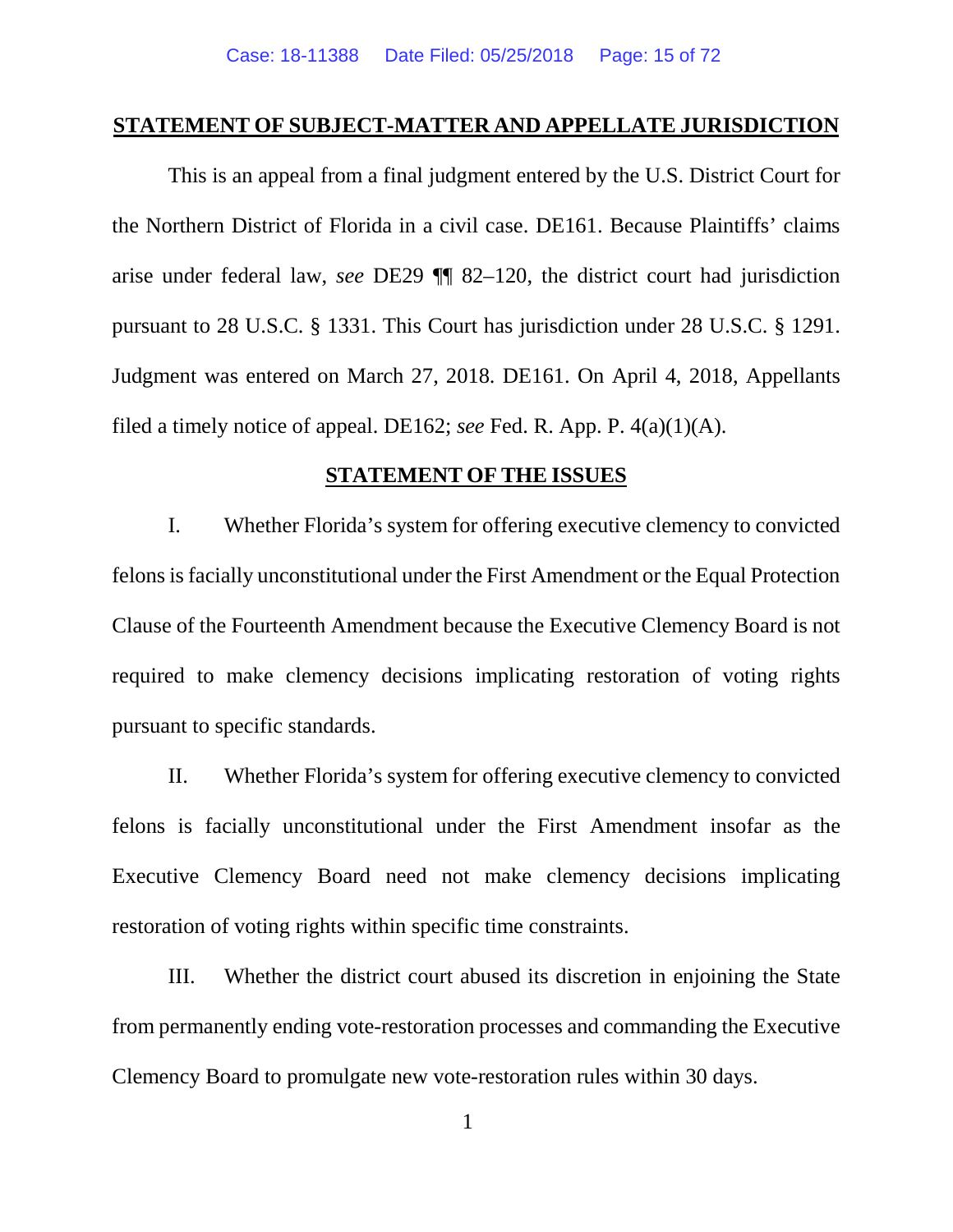## STATEMENT OF SUBJECT-MATTER AND APPELLATE JURISDICTION

This is an appeal from a final judgment entered by the U.S. District Court for the Northern District of Florida in a civil case. DE161. Because Plaintiffs' claims arise under federal law, *see* DE29 ¶¶ 82–120, the district court had jurisdiction pursuant to 28 U.S.C. § 1331. This Court has jurisdiction under 28 U.S.C. § 1291. Judgment was entered on March 27, 2018. DE161. On April 4, 2018, Appellants filed a timely notice of appeal. DE162; *see* Fed. R. App. P. 4(a)(1)(A).

## STATEMENT OF THE ISSUES

I. Whether Florida's system for offering executive clemency to convicted felons is facially unconstitutional under the First Amendment or the Equal Protection Clause of the Fourteenth Amendment because the Executive Clemency Board is not required to make clemency decisions implicating restoration of voting rights pursuant to specific standards.

II. Whether Florida's system for offering executive clemency to convicted felons is facially unconstitutional under the First Amendment insofar as the Executive Clemency Board need not make clemency decisions implicating restoration of voting rights within specific time constraints.

III. Whether the district court abused its discretion in enjoining the State from permanently ending vote-restoration processes and commanding the Executive Clemency Board to promulgate new vote-restoration rules within 30 days.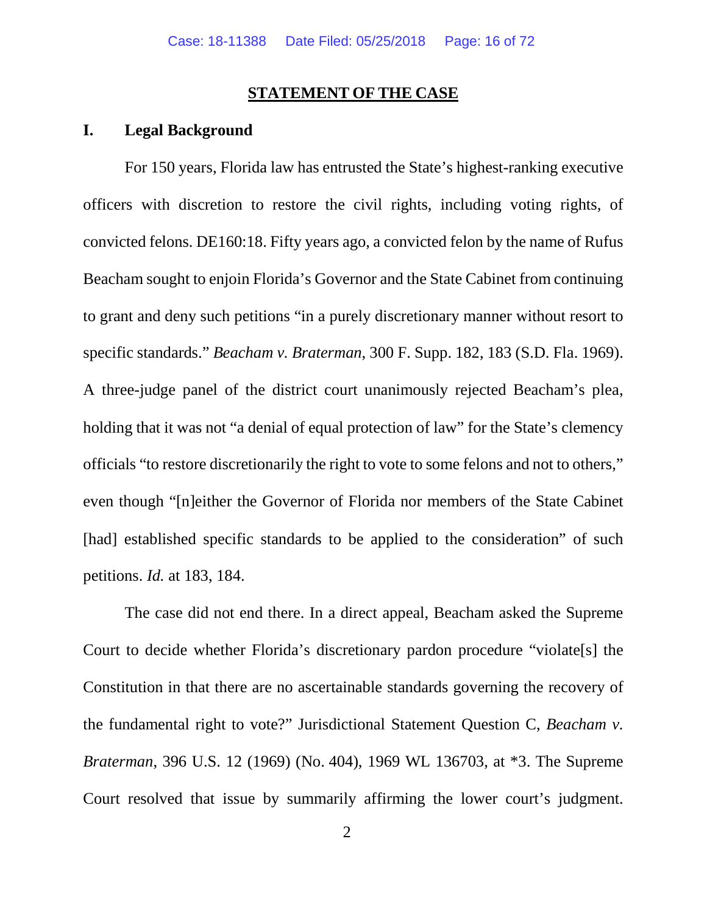## STATEMENT OF THE CASE

### I. Legal Background

For 150 years, Florida law has entrusted the State's highest-ranking executive officers with discretion to restore the civil rights, including voting rights, of convicted felons. DE160:18. Fifty years ago, a convicted felon by the name of Rufus Beacham sought to enjoin Florida's Governor and the State Cabinet from continuing to grant and deny such petitions "in a purely discretionary manner without resort to specific standards." *Beacham v. Braterman*, 300 F. Supp. 182, 183 (S.D. Fla. 1969). A three-judge panel of the district court unanimously rejected Beacham's plea, holding that it was not "a denial of equal protection of law" for the State's clemency officials "to restore discretionarily the right to vote to some felons and not to others," even though "[n]either the Governor of Florida nor members of the State Cabinet [had] established specific standards to be applied to the consideration" of such petitions. *Id.* at 183, 184.

The case did not end there. In a direct appeal, Beacham asked the Supreme Court to decide whether Florida's discretionary pardon procedure "violate[s] the Constitution in that there are no ascertainable standards governing the recovery of the fundamental right to vote?" Jurisdictional Statement Question C, *Beacham v. Braterman*, 396 U.S. 12 (1969) (No. 404), 1969 WL 136703, at *3. The Supreme Court resolved that issue by summarily affirming the lower court's judgment.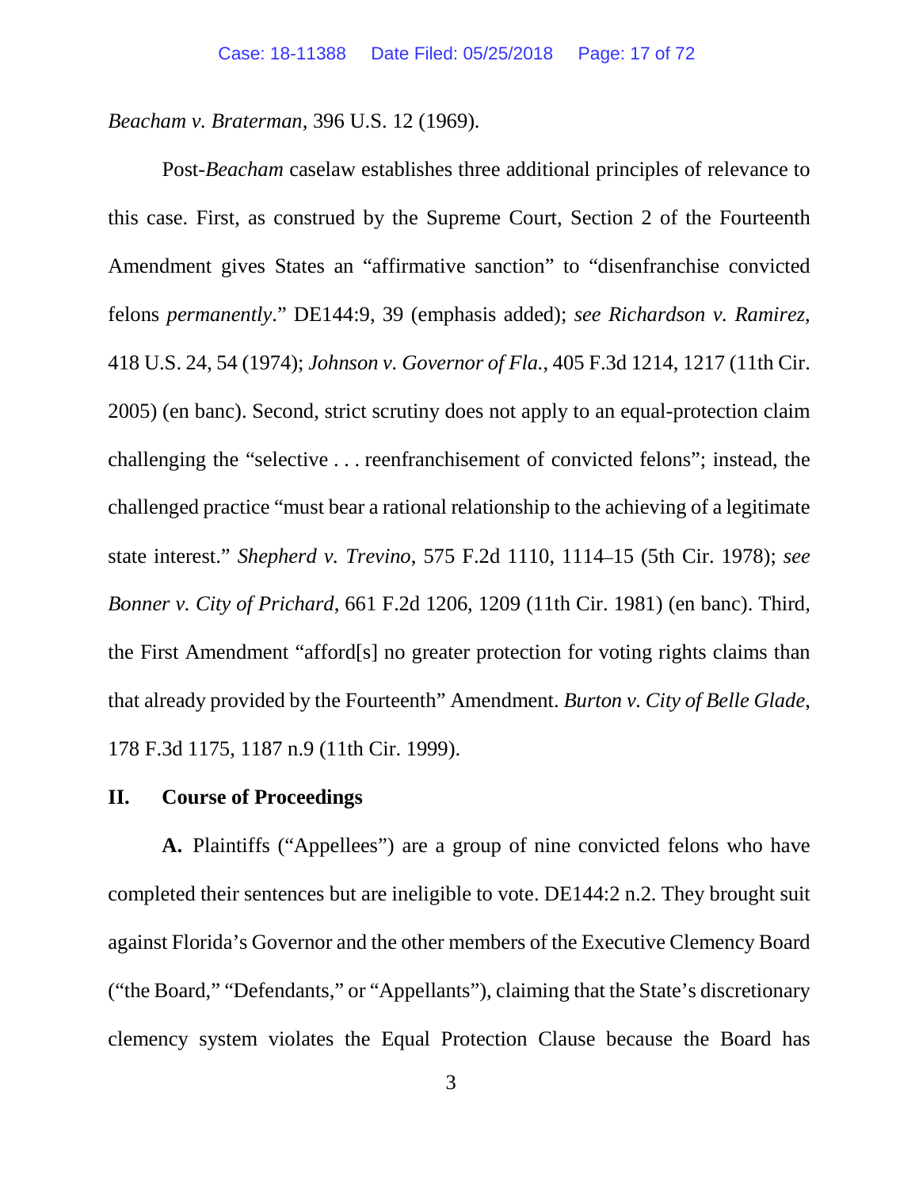*Beacham v. Braterman*, 396 U.S. 12 (1969).

Post-*Beacham* caselaw establishes three additional principles of relevance to this case. First, as construed by the Supreme Court, Section 2 of the Fourteenth Amendment gives States an "affirmative sanction" to "disenfranchise convicted felons *permanently*." DE144:9, 39 (emphasis added); *see Richardson v. Ramirez*, 418 U.S. 24, 54 (1974); *Johnson v. Governor of Fla.*, 405 F.3d 1214, 1217 (11th Cir. 2005) (en banc). Second, strict scrutiny does not apply to an equal-protection claim challenging the "selective . . . reenfranchisement of convicted felons"; instead, the challenged practice "must bear a rational relationship to the achieving of a legitimate state interest." *Shepherd v. Trevino*, 575 F.2d 1110, 1114–15 (5th Cir. 1978); *see Bonner v. City of Prichard*, 661 F.2d 1206, 1209 (11th Cir. 1981) (en banc). Third, the First Amendment "afford[s] no greater protection for voting rights claims than that already provided by the Fourteenth" Amendment. *Burton v. City of Belle Glade*, 178 F.3d 1175, 1187 n.9 (11th Cir. 1999).

## II. Course of Proceedings

**A.** Plaintiffs ("Appellees") are a group of nine convicted felons who have completed their sentences but are ineligible to vote. DE144:2 n.2. They brought suit against Florida's Governor and the other members of the Executive Clemency Board ("the Board," "Defendants," or "Appellants"), claiming that the State's discretionary clemency system violates the Equal Protection Clause because the Board has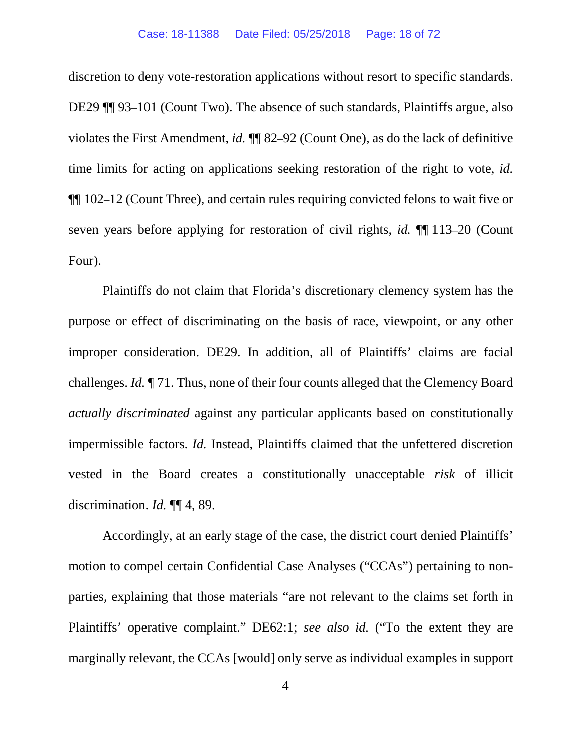discretion to deny vote-restoration applications without resort to specific standards. DE29 ¶¶ 93–101 (Count Two). The absence of such standards, Plaintiffs argue, also violates the First Amendment, *id.* ¶¶ 82–92 (Count One), as do the lack of definitive time limits for acting on applications seeking restoration of the right to vote, *id.* ¶¶ 102–12 (Count Three), and certain rules requiring convicted felons to wait five or seven years before applying for restoration of civil rights, *id.* ¶¶ 113–20 (Count Four).

Plaintiffs do not claim that Florida's discretionary clemency system has the purpose or effect of discriminating on the basis of race, viewpoint, or any other improper consideration. DE29. In addition, all of Plaintiffs' claims are facial challenges. *Id.* ¶ 71. Thus, none of their four counts alleged that the Clemency Board *actually discriminated* against any particular applicants based on constitutionally impermissible factors. *Id.* Instead, Plaintiffs claimed that the unfettered discretion vested in the Board creates a constitutionally unacceptable *risk* of illicit discrimination. *Id.* ¶¶ 4, 89.

Accordingly, at an early stage of the case, the district court denied Plaintiffs' motion to compel certain Confidential Case Analyses ("CCAs") pertaining to non-parties, explaining that those materials "are not relevant to the claims set forth in Plaintiffs' operative complaint." DE62:1; *see also id.* ("To the extent they are marginally relevant, the CCAs [would] only serve as individual examples in support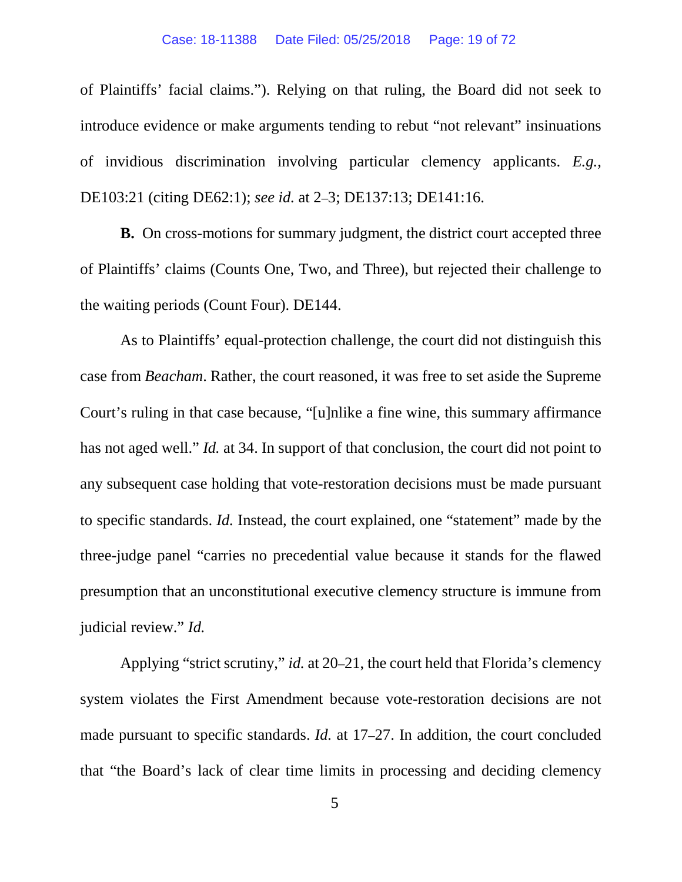of Plaintiffs' facial claims."). Relying on that ruling, the Board did not seek to introduce evidence or make arguments tending to rebut "not relevant" insinuations of invidious discrimination involving particular clemency applicants. *E.g.*, DE103:21 (citing DE62:1); *see id.* at 2–3; DE137:13; DE141:16.

**B.** On cross-motions for summary judgment, the district court accepted three of Plaintiffs' claims (Counts One, Two, and Three), but rejected their challenge to the waiting periods (Count Four). DE144.

As to Plaintiffs' equal-protection challenge, the court did not distinguish this case from *Beacham*. Rather, the court reasoned, it was free to set aside the Supreme Court's ruling in that case because, "[u]nlike a fine wine, this summary affirmance has not aged well." *Id.* at 34. In support of that conclusion, the court did not point to any subsequent case holding that vote-restoration decisions must be made pursuant to specific standards. *Id.* Instead, the court explained, one "statement" made by the three-judge panel "carries no precedential value because it stands for the flawed presumption that an unconstitutional executive clemency structure is immune from judicial review." *Id.*

Applying "strict scrutiny," *id.* at 20–21, the court held that Florida's clemency system violates the First Amendment because vote-restoration decisions are not made pursuant to specific standards. *Id.* at 17–27. In addition, the court concluded that "the Board's lack of clear time limits in processing and deciding clemency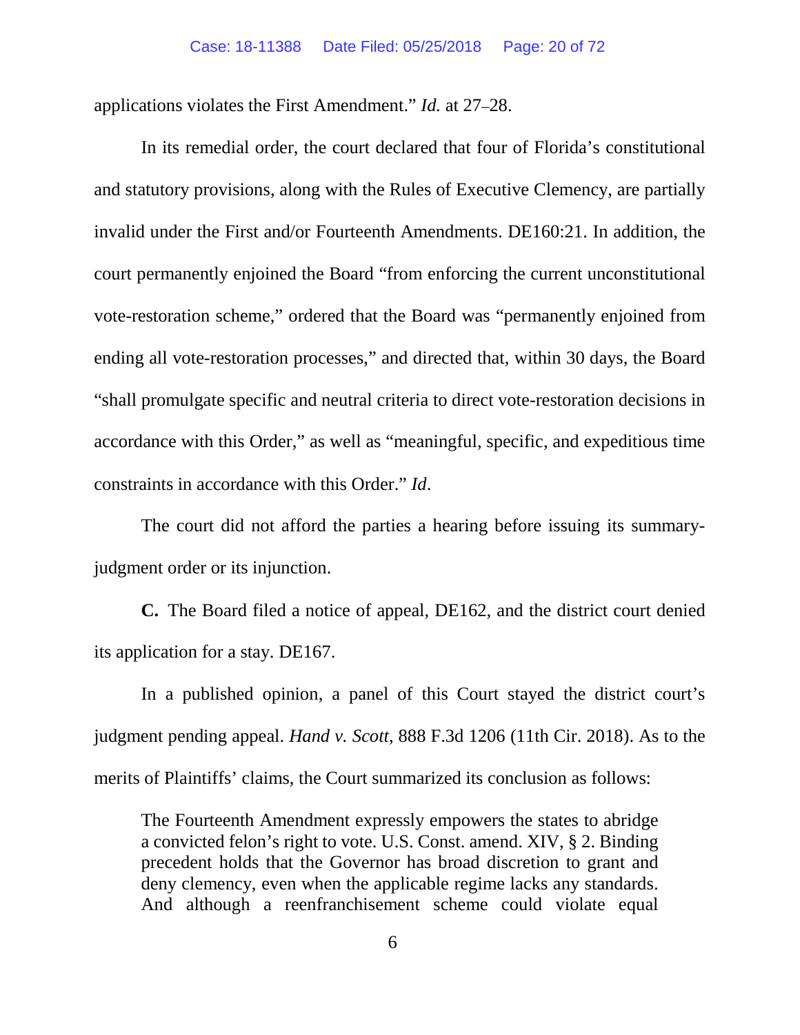applications violates the First Amendment." *Id.* at 27–28.

In its remedial order, the court declared that four of Florida's constitutional and statutory provisions, along with the Rules of Executive Clemency, are partially invalid under the First and/or Fourteenth Amendments. DE160:21. In addition, the court permanently enjoined the Board "from enforcing the current unconstitutional vote-restoration scheme," ordered that the Board was "permanently enjoined from ending all vote-restoration processes," and directed that, within 30 days, the Board "shall promulgate specific and neutral criteria to direct vote-restoration decisions in accordance with this Order," as well as "meaningful, specific, and expeditious time constraints in accordance with this Order." *Id*.

The court did not afford the parties a hearing before issuing its summary-judgment order or its injunction.

**C.** The Board filed a notice of appeal, DE162, and the district court denied its application for a stay. DE167.

In a published opinion, a panel of this Court stayed the district court's judgment pending appeal. *Hand v. Scott*, 888 F.3d 1206 (11th Cir. 2018). As to the merits of Plaintiffs' claims, the Court summarized its conclusion as follows:

> The Fourteenth Amendment expressly empowers the states to abridge a convicted felon's right to vote. U.S. Const. amend. XIV, § 2. Binding precedent holds that the Governor has broad discretion to grant and deny clemency, even when the applicable regime lacks any standards. And although a reenfranchisement scheme could violate equal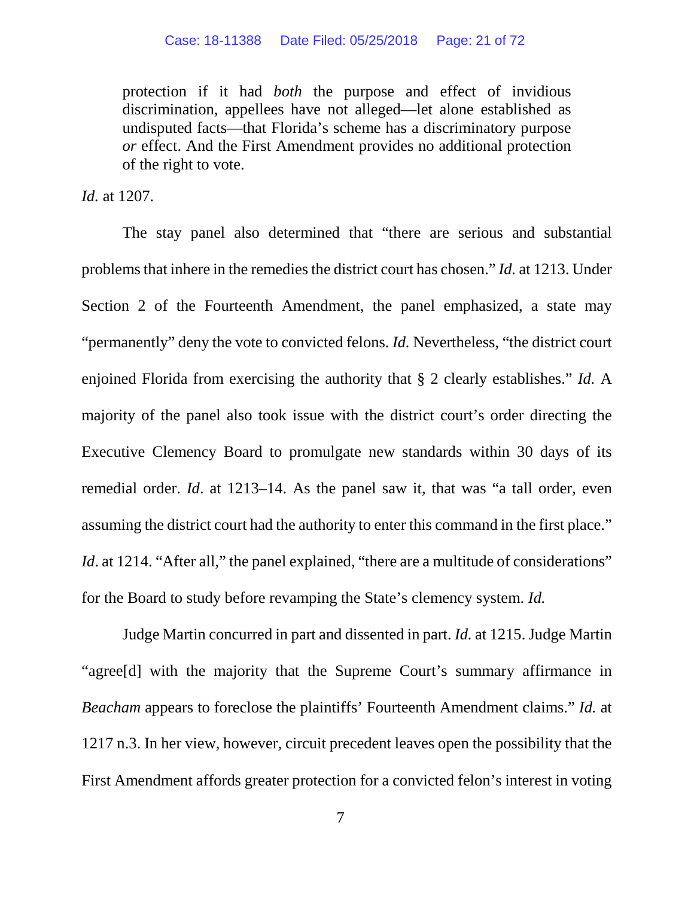> protection if it had *both* the purpose and effect of invidious discrimination, appellees have not alleged—let alone established as undisputed facts—that Florida's scheme has a discriminatory purpose *or* effect. And the First Amendment provides no additional protection of the right to vote.

*Id.* at 1207.

The stay panel also determined that "there are serious and substantial problems that inhere in the remedies the district court has chosen." *Id.* at 1213. Under Section 2 of the Fourteenth Amendment, the panel emphasized, a state may "permanently" deny the vote to convicted felons. *Id.* Nevertheless, "the district court enjoined Florida from exercising the authority that § 2 clearly establishes." *Id.* A majority of the panel also took issue with the district court's order directing the Executive Clemency Board to promulgate new standards within 30 days of its remedial order. *Id*. at 1213–14. As the panel saw it, that was "a tall order, even assuming the district court had the authority to enter this command in the first place." *Id*. at 1214. "After all," the panel explained, "there are a multitude of considerations" for the Board to study before revamping the State's clemency system. *Id.*

Judge Martin concurred in part and dissented in part. *Id.* at 1215. Judge Martin "agree[d] with the majority that the Supreme Court's summary affirmance in *Beacham* appears to foreclose the plaintiffs' Fourteenth Amendment claims." *Id.* at 1217 n.3. In her view, however, circuit precedent leaves open the possibility that the First Amendment affords greater protection for a convicted felon's interest in voting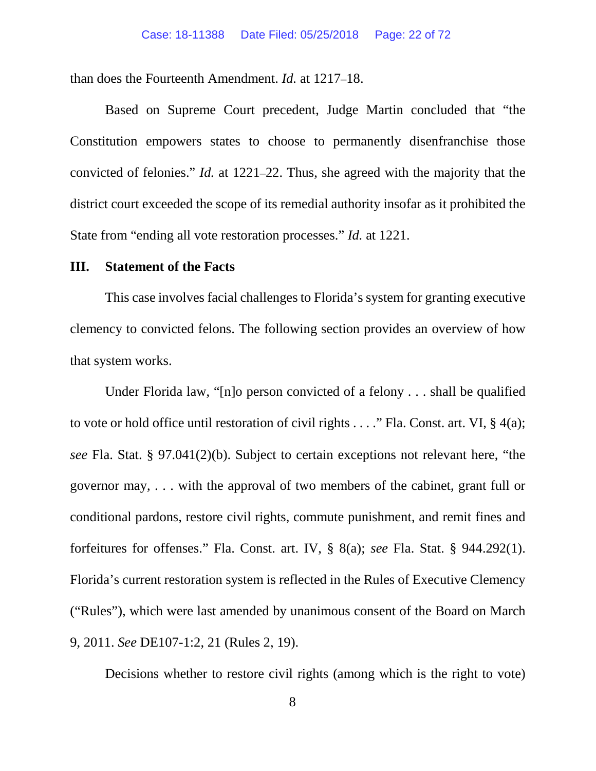than does the Fourteenth Amendment. *Id.* at 1217–18.

Based on Supreme Court precedent, Judge Martin concluded that "the Constitution empowers states to choose to permanently disenfranchise those convicted of felonies." *Id.* at 1221–22. Thus, she agreed with the majority that the district court exceeded the scope of its remedial authority insofar as it prohibited the State from "ending all vote restoration processes." *Id.* at 1221.

## III. Statement of the Facts

This case involves facial challenges to Florida's system for granting executive clemency to convicted felons. The following section provides an overview of how that system works.

Under Florida law, "[n]o person convicted of a felony . . . shall be qualified to vote or hold office until restoration of civil rights . . . ." Fla. Const. art. VI, § 4(a); *see* Fla. Stat. § 97.041(2)(b). Subject to certain exceptions not relevant here, "the governor may, . . . with the approval of two members of the cabinet, grant full or conditional pardons, restore civil rights, commute punishment, and remit fines and forfeitures for offenses." Fla. Const. art. IV, § 8(a); *see* Fla. Stat. § 944.292(1). Florida's current restoration system is reflected in the Rules of Executive Clemency ("Rules"), which were last amended by unanimous consent of the Board on March 9, 2011. *See* DE107-1:2, 21 (Rules 2, 19).

Decisions whether to restore civil rights (among which is the right to vote)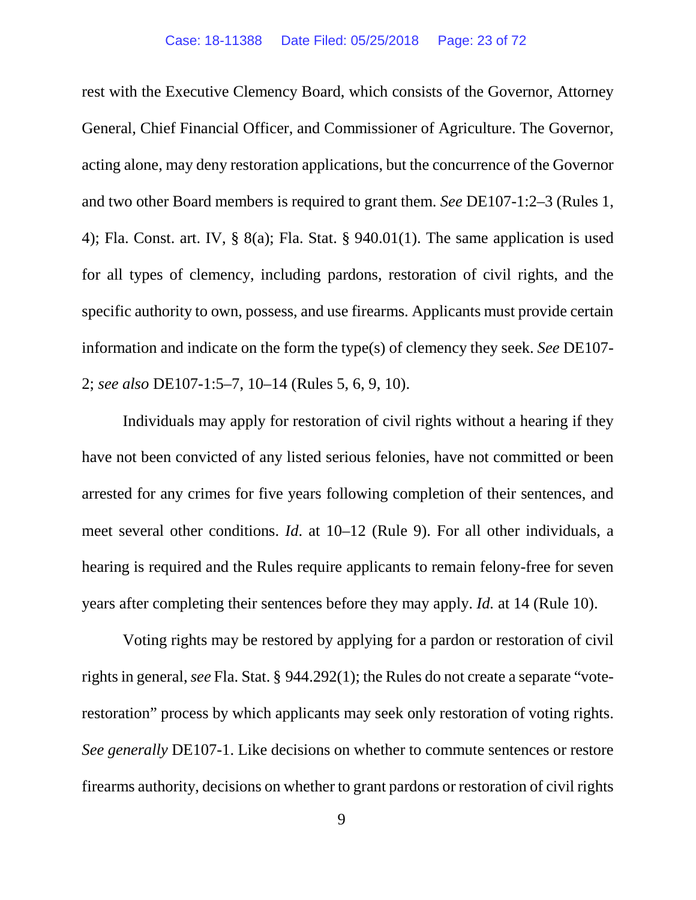rest with the Executive Clemency Board, which consists of the Governor, Attorney General, Chief Financial Officer, and Commissioner of Agriculture. The Governor, acting alone, may deny restoration applications, but the concurrence of the Governor and two other Board members is required to grant them. *See* DE107-1:2–3 (Rules 1, 4); Fla. Const. art. IV, § 8(a); Fla. Stat. § 940.01(1). The same application is used for all types of clemency, including pardons, restoration of civil rights, and the specific authority to own, possess, and use firearms. Applicants must provide certain information and indicate on the form the type(s) of clemency they seek. *See* DE107-2; *see also* DE107-1:5–7, 10–14 (Rules 5, 6, 9, 10).

Individuals may apply for restoration of civil rights without a hearing if they have not been convicted of any listed serious felonies, have not committed or been arrested for any crimes for five years following completion of their sentences, and meet several other conditions. *Id*. at 10–12 (Rule 9). For all other individuals, a hearing is required and the Rules require applicants to remain felony-free for seven years after completing their sentences before they may apply. *Id.* at 14 (Rule 10).

Voting rights may be restored by applying for a pardon or restoration of civil rights in general, *see* Fla. Stat. § 944.292(1); the Rules do not create a separate "vote-restoration" process by which applicants may seek only restoration of voting rights. *See generally* DE107-1. Like decisions on whether to commute sentences or restore firearms authority, decisions on whether to grant pardons or restoration of civil rights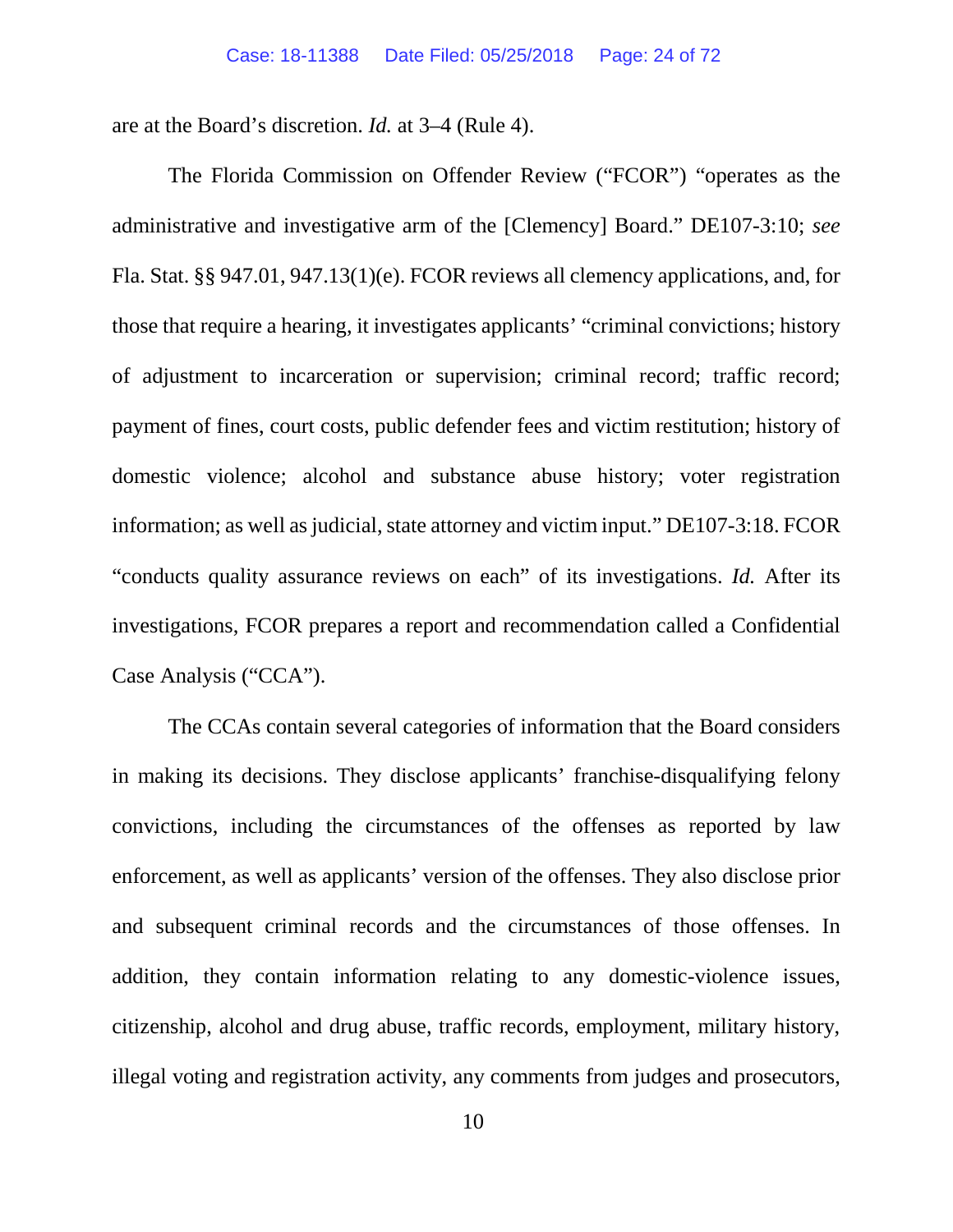are at the Board's discretion. *Id.* at 3–4 (Rule 4).

The Florida Commission on Offender Review ("FCOR") "operates as the administrative and investigative arm of the [Clemency] Board." DE107-3:10; *see* Fla. Stat. §§ 947.01, 947.13(1)(e). FCOR reviews all clemency applications, and, for those that require a hearing, it investigates applicants' "criminal convictions; history of adjustment to incarceration or supervision; criminal record; traffic record; payment of fines, court costs, public defender fees and victim restitution; history of domestic violence; alcohol and substance abuse history; voter registration information; as well as judicial, state attorney and victim input." DE107-3:18. FCOR "conducts quality assurance reviews on each" of its investigations. *Id.* After its investigations, FCOR prepares a report and recommendation called a Confidential Case Analysis ("CCA").

The CCAs contain several categories of information that the Board considers in making its decisions. They disclose applicants' franchise-disqualifying felony convictions, including the circumstances of the offenses as reported by law enforcement, as well as applicants' version of the offenses. They also disclose prior and subsequent criminal records and the circumstances of those offenses. In addition, they contain information relating to any domestic-violence issues, citizenship, alcohol and drug abuse, traffic records, employment, military history, illegal voting and registration activity, any comments from judges and prosecutors,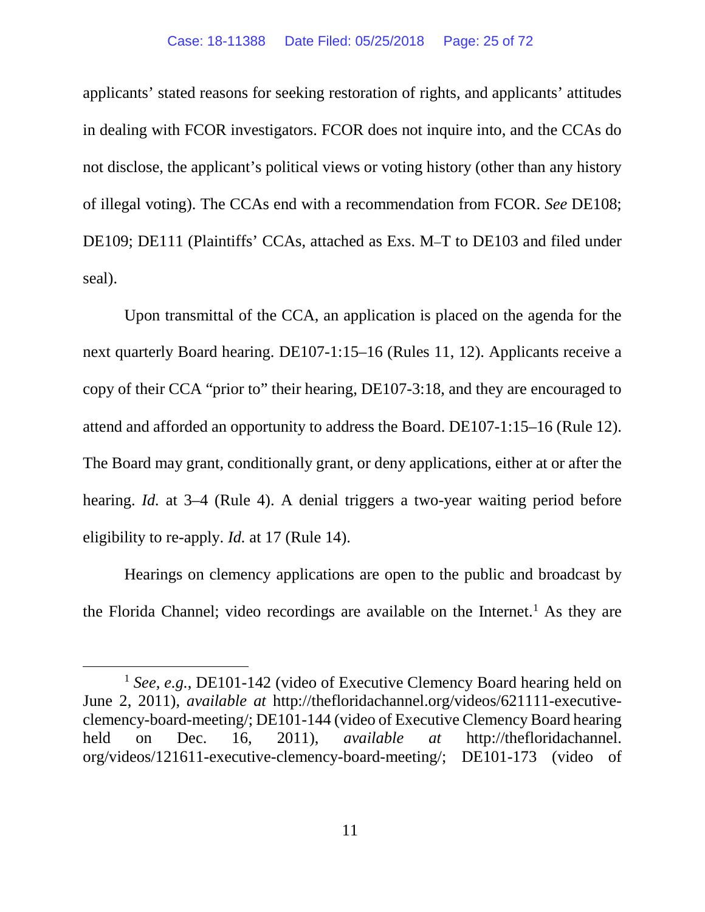applicants' stated reasons for seeking restoration of rights, and applicants' attitudes in dealing with FCOR investigators. FCOR does not inquire into, and the CCAs do not disclose, the applicant's political views or voting history (other than any history of illegal voting). The CCAs end with a recommendation from FCOR. *See* DE108; DE109; DE111 (Plaintiffs' CCAs, attached as Exs. M–T to DE103 and filed under seal).

Upon transmittal of the CCA, an application is placed on the agenda for the next quarterly Board hearing. DE107-1:15–16 (Rules 11, 12). Applicants receive a copy of their CCA "prior to" their hearing, DE107-3:18, and they are encouraged to attend and afforded an opportunity to address the Board. DE107-1:15–16 (Rule 12). The Board may grant, conditionally grant, or deny applications, either at or after the hearing. *Id.* at 3–4 (Rule 4). A denial triggers a two-year waiting period before eligibility to re-apply. *Id.* at 17 (Rule 14).

Hearings on clemency applications are open to the public and broadcast by the Florida Channel; video recordings are available on the Internet.[1] As they are

[1] *See, e.g.*, DE101-142 (video of Executive Clemency Board hearing held on June 2, 2011), *available at* http://thefloridachannel.org/videos/621111-executive-clemency-board-meeting/; DE101-144 (video of Executive Clemency Board hearing held on Dec. 16, 2011), *available at* http://thefloridachannel.org/videos/121611-executive-clemency-board-meeting/; DE101-173 (video of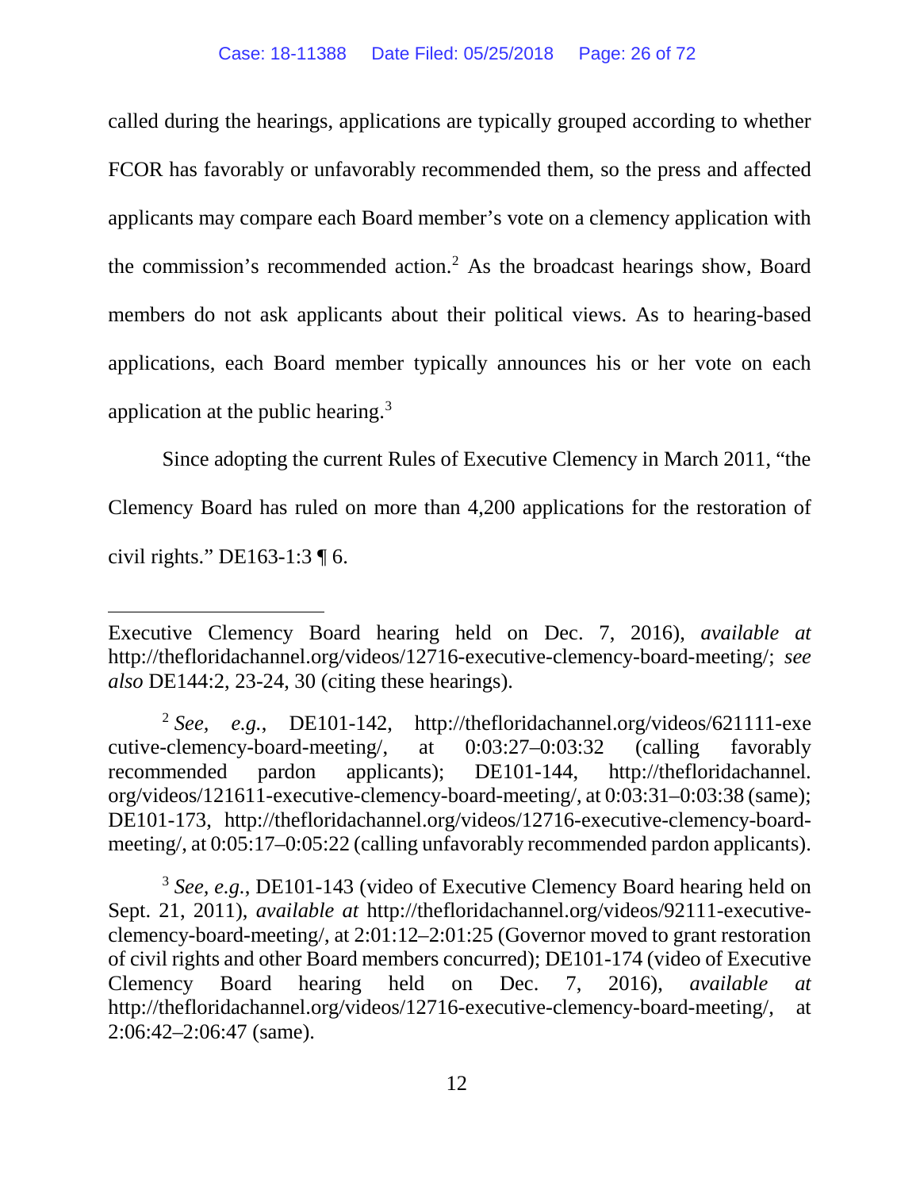called during the hearings, applications are typically grouped according to whether FCOR has favorably or unfavorably recommended them, so the press and affected applicants may compare each Board member's vote on a clemency application with the commission's recommended action.[2] As the broadcast hearings show, Board members do not ask applicants about their political views. As to hearing-based applications, each Board member typically announces his or her vote on each application at the public hearing.[3]

Since adopting the current Rules of Executive Clemency in March 2011, "the Clemency Board has ruled on more than 4,200 applications for the restoration of civil rights." DE163-1:3 ¶ 6.

---

Executive Clemency Board hearing held on Dec. 7, 2016), *available at* http://thefloridachannel.org/videos/12716-executive-clemency-board-meeting/; *see also* DE144:2, 23-24, 30 (citing these hearings).

[2] *See, e.g.*, DE101-142, http://thefloridachannel.org/videos/621111-executive-clemency-board-meeting/, at 0:03:27–0:03:32 (calling favorably recommended pardon applicants); DE101-144, http://thefloridachannel.org/videos/121611-executive-clemency-board-meeting/, at 0:03:31–0:03:38 (same); DE101-173, http://thefloridachannel.org/videos/12716-executive-clemency-board-meeting/, at 0:05:17–0:05:22 (calling unfavorably recommended pardon applicants).

[3] *See, e.g.*, DE101-143 (video of Executive Clemency Board hearing held on Sept. 21, 2011), *available at* http://thefloridachannel.org/videos/92111-executive-clemency-board-meeting/, at 2:01:12–2:01:25 (Governor moved to grant restoration of civil rights and other Board members concurred); DE101-174 (video of Executive Clemency Board hearing held on Dec. 7, 2016), *available at* http://thefloridachannel.org/videos/12716-executive-clemency-board-meeting/, at 2:06:42–2:06:47 (same).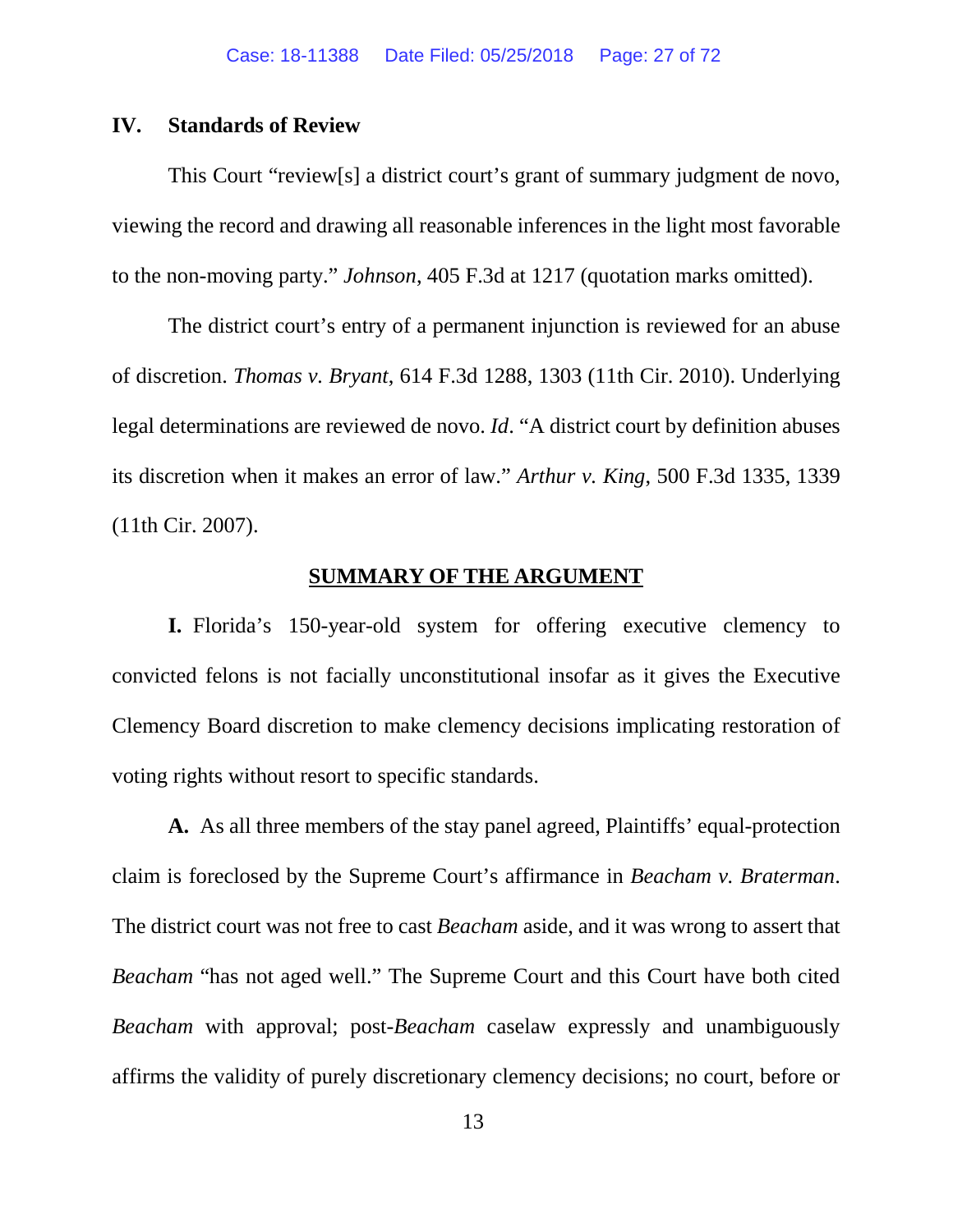## IV. Standards of Review

This Court "review[s] a district court's grant of summary judgment de novo, viewing the record and drawing all reasonable inferences in the light most favorable to the non-moving party." *Johnson*, 405 F.3d at 1217 (quotation marks omitted).

The district court's entry of a permanent injunction is reviewed for an abuse of discretion. *Thomas v. Bryant*, 614 F.3d 1288, 1303 (11th Cir. 2010). Underlying legal determinations are reviewed de novo. *Id*. "A district court by definition abuses its discretion when it makes an error of law." *Arthur v. King*, 500 F.3d 1335, 1339 (11th Cir. 2007).

## SUMMARY OF THE ARGUMENT

**I.** Florida's 150-year-old system for offering executive clemency to convicted felons is not facially unconstitutional insofar as it gives the Executive Clemency Board discretion to make clemency decisions implicating restoration of voting rights without resort to specific standards.

**A.** As all three members of the stay panel agreed, Plaintiffs' equal-protection claim is foreclosed by the Supreme Court's affirmance in *Beacham v. Braterman*. The district court was not free to cast *Beacham* aside, and it was wrong to assert that *Beacham* "has not aged well." The Supreme Court and this Court have both cited *Beacham* with approval; post-*Beacham* caselaw expressly and unambiguously affirms the validity of purely discretionary clemency decisions; no court, before or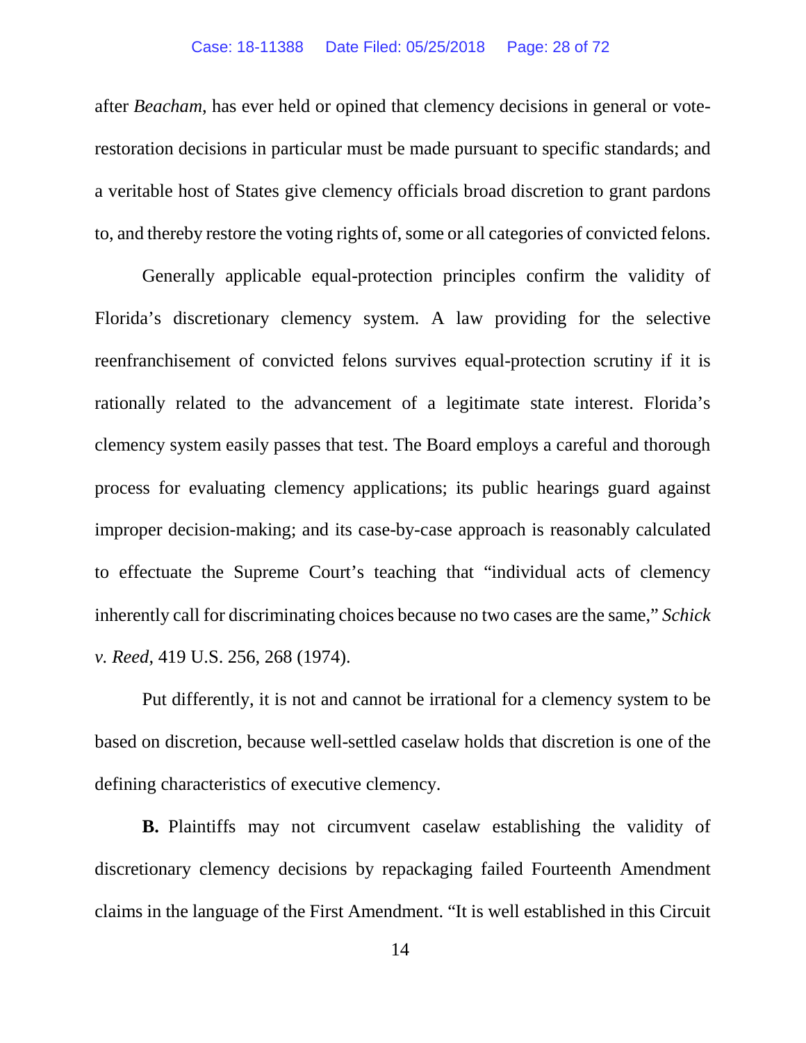after *Beacham*, has ever held or opined that clemency decisions in general or vote-restoration decisions in particular must be made pursuant to specific standards; and a veritable host of States give clemency officials broad discretion to grant pardons to, and thereby restore the voting rights of, some or all categories of convicted felons.

Generally applicable equal-protection principles confirm the validity of Florida's discretionary clemency system. A law providing for the selective reenfranchisement of convicted felons survives equal-protection scrutiny if it is rationally related to the advancement of a legitimate state interest. Florida's clemency system easily passes that test. The Board employs a careful and thorough process for evaluating clemency applications; its public hearings guard against improper decision-making; and its case-by-case approach is reasonably calculated to effectuate the Supreme Court's teaching that "individual acts of clemency inherently call for discriminating choices because no two cases are the same," *Schick v. Reed*, 419 U.S. 256, 268 (1974).

Put differently, it is not and cannot be irrational for a clemency system to be based on discretion, because well-settled caselaw holds that discretion is one of the defining characteristics of executive clemency.

**B.** Plaintiffs may not circumvent caselaw establishing the validity of discretionary clemency decisions by repackaging failed Fourteenth Amendment claims in the language of the First Amendment. "It is well established in this Circuit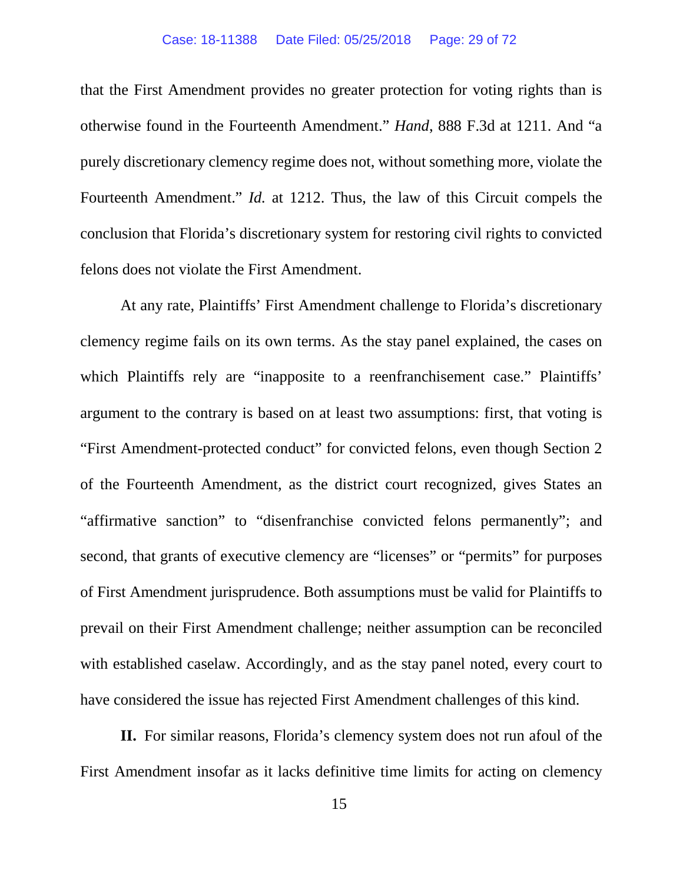that the First Amendment provides no greater protection for voting rights than is otherwise found in the Fourteenth Amendment." *Hand*, 888 F.3d at 1211. And "a purely discretionary clemency regime does not, without something more, violate the Fourteenth Amendment." *Id.* at 1212. Thus, the law of this Circuit compels the conclusion that Florida's discretionary system for restoring civil rights to convicted felons does not violate the First Amendment.

At any rate, Plaintiffs' First Amendment challenge to Florida's discretionary clemency regime fails on its own terms. As the stay panel explained, the cases on which Plaintiffs rely are "inapposite to a reenfranchisement case." Plaintiffs' argument to the contrary is based on at least two assumptions: first, that voting is "First Amendment-protected conduct" for convicted felons, even though Section 2 of the Fourteenth Amendment, as the district court recognized, gives States an "affirmative sanction" to "disenfranchise convicted felons permanently"; and second, that grants of executive clemency are "licenses" or "permits" for purposes of First Amendment jurisprudence. Both assumptions must be valid for Plaintiffs to prevail on their First Amendment challenge; neither assumption can be reconciled with established caselaw. Accordingly, and as the stay panel noted, every court to have considered the issue has rejected First Amendment challenges of this kind.

**II.** For similar reasons, Florida's clemency system does not run afoul of the First Amendment insofar as it lacks definitive time limits for acting on clemency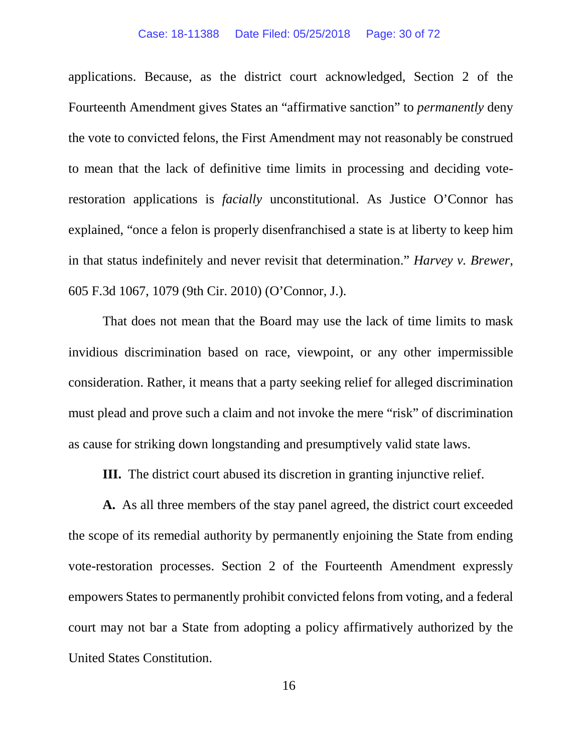applications. Because, as the district court acknowledged, Section 2 of the Fourteenth Amendment gives States an "affirmative sanction" to *permanently* deny the vote to convicted felons, the First Amendment may not reasonably be construed to mean that the lack of definitive time limits in processing and deciding vote-restoration applications is *facially* unconstitutional. As Justice O'Connor has explained, "once a felon is properly disenfranchised a state is at liberty to keep him in that status indefinitely and never revisit that determination." *Harvey v. Brewer*, 605 F.3d 1067, 1079 (9th Cir. 2010) (O'Connor, J.).

That does not mean that the Board may use the lack of time limits to mask invidious discrimination based on race, viewpoint, or any other impermissible consideration. Rather, it means that a party seeking relief for alleged discrimination must plead and prove such a claim and not invoke the mere "risk" of discrimination as cause for striking down longstanding and presumptively valid state laws.

**III.** The district court abused its discretion in granting injunctive relief.

**A.** As all three members of the stay panel agreed, the district court exceeded the scope of its remedial authority by permanently enjoining the State from ending vote-restoration processes. Section 2 of the Fourteenth Amendment expressly empowers States to permanently prohibit convicted felons from voting, and a federal court may not bar a State from adopting a policy affirmatively authorized by the United States Constitution.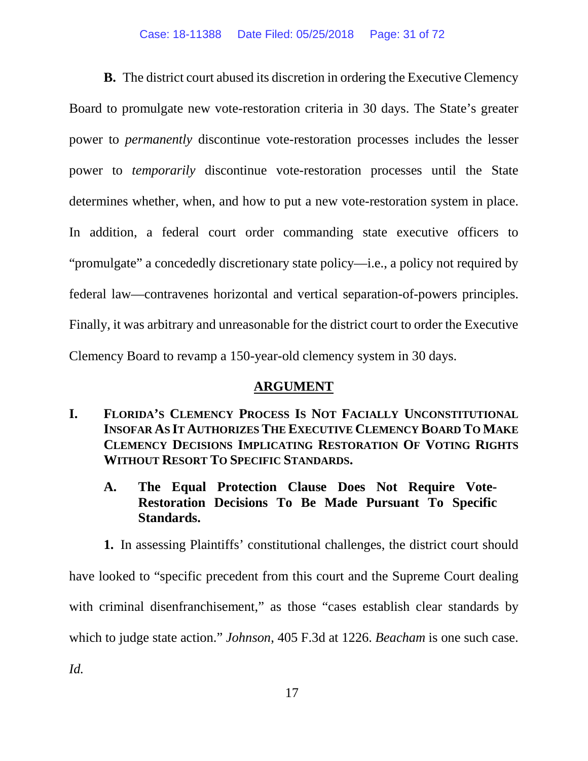**B.** The district court abused its discretion in ordering the Executive Clemency Board to promulgate new vote-restoration criteria in 30 days. The State's greater power to *permanently* discontinue vote-restoration processes includes the lesser power to *temporarily* discontinue vote-restoration processes until the State determines whether, when, and how to put a new vote-restoration system in place. In addition, a federal court order commanding state executive officers to "promulgate" a concededly discretionary state policy—i.e., a policy not required by federal law—contravenes horizontal and vertical separation-of-powers principles. Finally, it was arbitrary and unreasonable for the district court to order the Executive Clemency Board to revamp a 150-year-old clemency system in 30 days.

## ARGUMENT

### I. FLORIDA'S CLEMENCY PROCESS IS NOT FACIALLY UNCONSTITUTIONAL INSOFAR AS IT AUTHORIZES THE EXECUTIVE CLEMENCY BOARD TO MAKE CLEMENCY DECISIONS IMPLICATING RESTORATION OF VOTING RIGHTS WITHOUT RESORT TO SPECIFIC STANDARDS.

#### A. The Equal Protection Clause Does Not Require Vote-Restoration Decisions To Be Made Pursuant To Specific Standards.

**1.** In assessing Plaintiffs' constitutional challenges, the district court should have looked to "specific precedent from this court and the Supreme Court dealing with criminal disenfranchisement," as those "cases establish clear standards by which to judge state action." *Johnson*, 405 F.3d at 1226. *Beacham* is one such case. *Id.*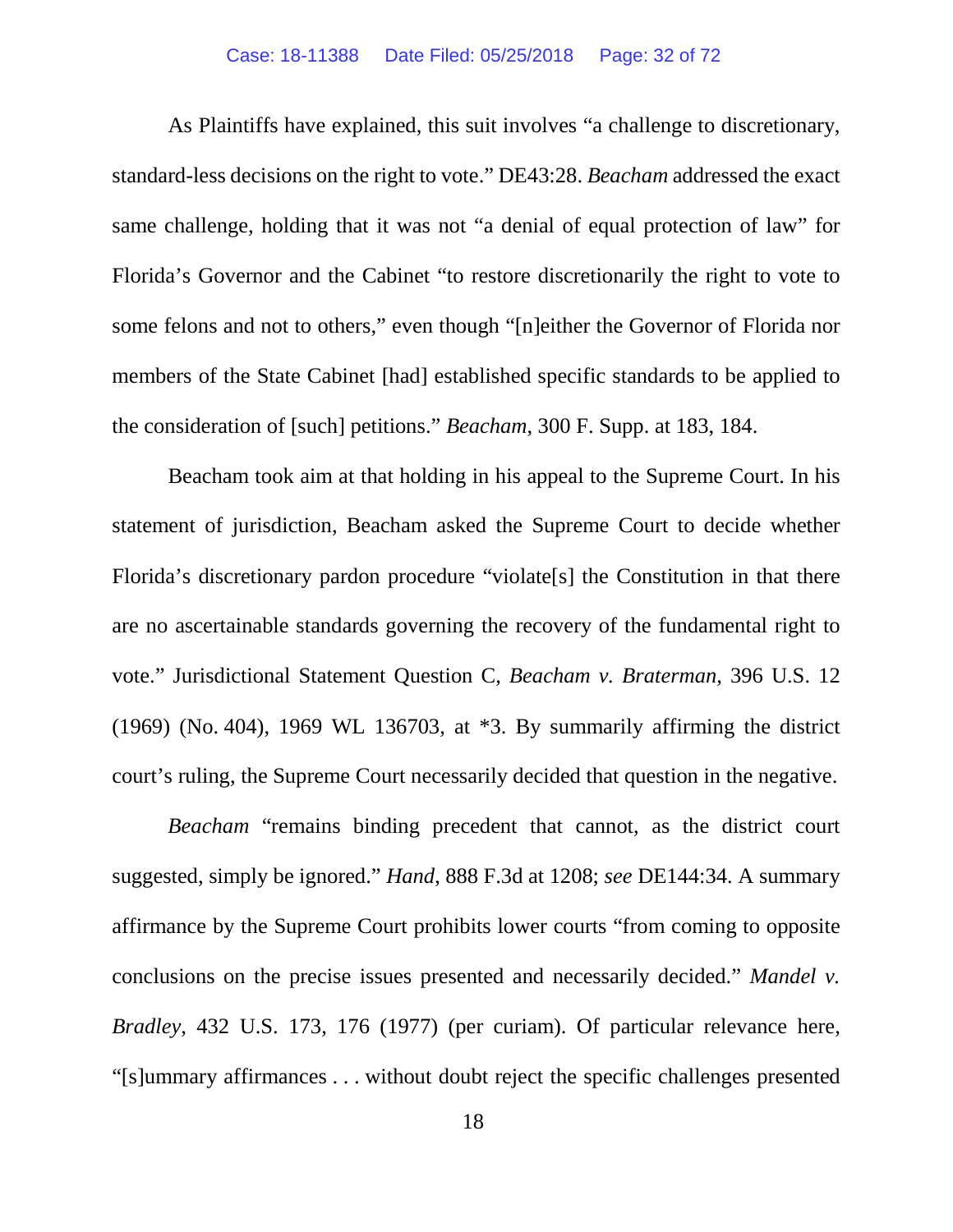As Plaintiffs have explained, this suit involves "a challenge to discretionary, standard-less decisions on the right to vote." DE43:28. *Beacham* addressed the exact same challenge, holding that it was not "a denial of equal protection of law" for Florida's Governor and the Cabinet "to restore discretionarily the right to vote to some felons and not to others," even though "[n]either the Governor of Florida nor members of the State Cabinet [had] established specific standards to be applied to the consideration of [such] petitions." *Beacham*, 300 F. Supp. at 183, 184.

Beacham took aim at that holding in his appeal to the Supreme Court. In his statement of jurisdiction, Beacham asked the Supreme Court to decide whether Florida's discretionary pardon procedure "violate[s] the Constitution in that there are no ascertainable standards governing the recovery of the fundamental right to vote." Jurisdictional Statement Question C, *Beacham v. Braterman*, 396 U.S. 12 (1969) (No. 404), 1969 WL 136703, at *3. By summarily affirming the district court's ruling, the Supreme Court necessarily decided that question in the negative.

*Beacham* "remains binding precedent that cannot, as the district court suggested, simply be ignored." *Hand*, 888 F.3d at 1208; *see* DE144:34. A summary affirmance by the Supreme Court prohibits lower courts "from coming to opposite conclusions on the precise issues presented and necessarily decided." *Mandel v. Bradley*, 432 U.S. 173, 176 (1977) (per curiam). Of particular relevance here, "[s]ummary affirmances . . . without doubt reject the specific challenges presented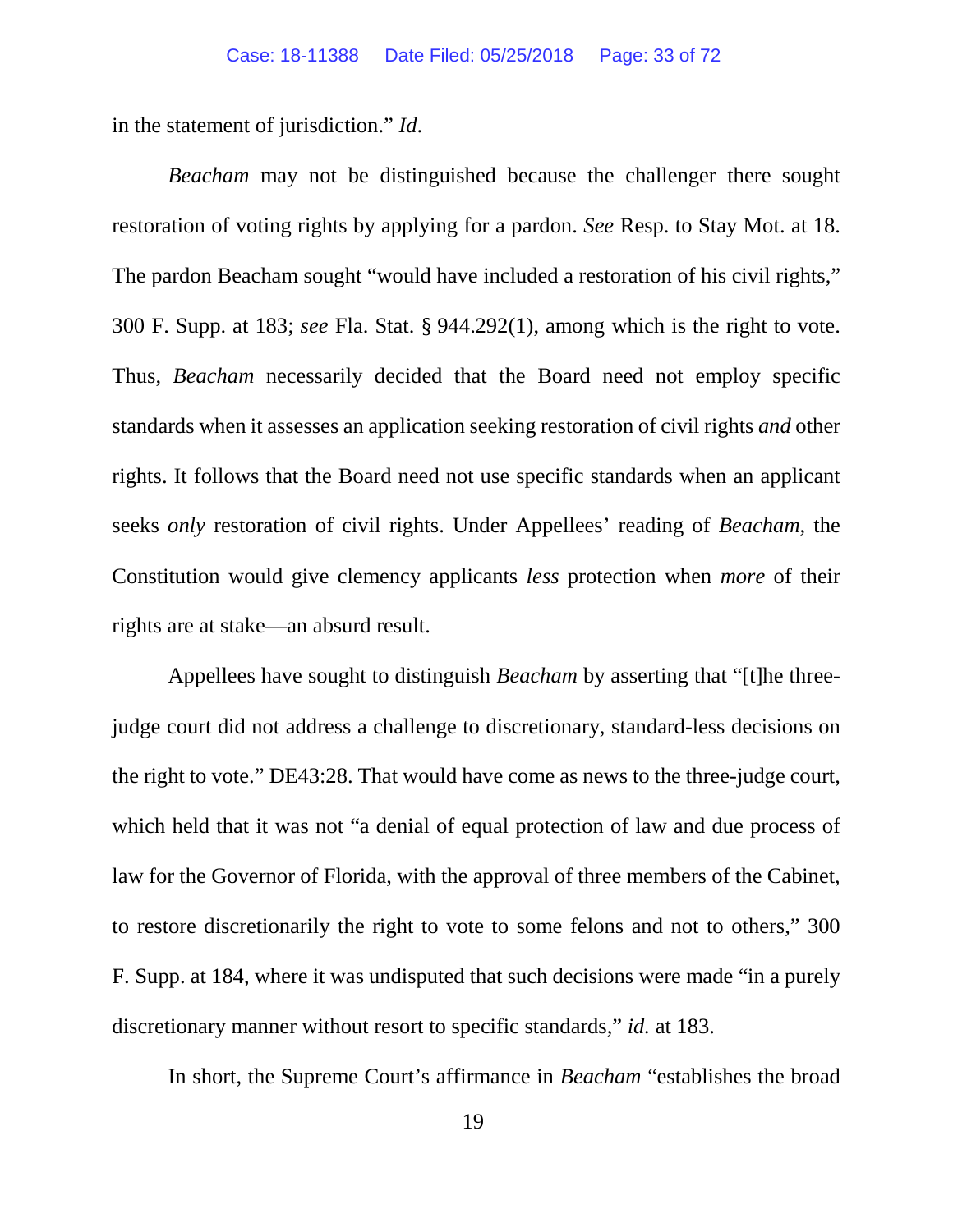in the statement of jurisdiction." *Id*.

*Beacham* may not be distinguished because the challenger there sought restoration of voting rights by applying for a pardon. *See* Resp. to Stay Mot. at 18. The pardon Beacham sought "would have included a restoration of his civil rights," 300 F. Supp. at 183; *see* Fla. Stat. § 944.292(1), among which is the right to vote. Thus, *Beacham* necessarily decided that the Board need not employ specific standards when it assesses an application seeking restoration of civil rights *and* other rights. It follows that the Board need not use specific standards when an applicant seeks *only* restoration of civil rights. Under Appellees' reading of *Beacham*, the Constitution would give clemency applicants *less* protection when *more* of their rights are at stake—an absurd result.

Appellees have sought to distinguish *Beacham* by asserting that "[t]he three-judge court did not address a challenge to discretionary, standard-less decisions on the right to vote." DE43:28. That would have come as news to the three-judge court, which held that it was not "a denial of equal protection of law and due process of law for the Governor of Florida, with the approval of three members of the Cabinet, to restore discretionarily the right to vote to some felons and not to others," 300 F. Supp. at 184, where it was undisputed that such decisions were made "in a purely discretionary manner without resort to specific standards," *id.* at 183.

In short, the Supreme Court's affirmance in *Beacham* "establishes the broad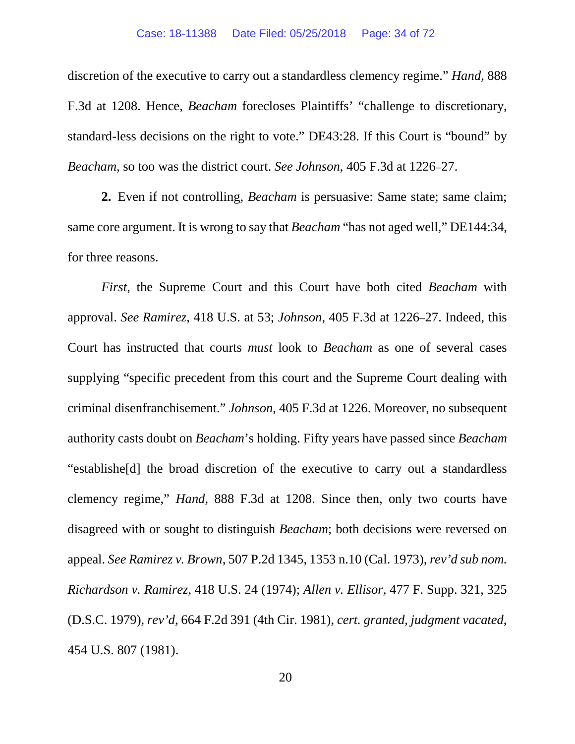discretion of the executive to carry out a standardless clemency regime." *Hand*, 888 F.3d at 1208. Hence, *Beacham* forecloses Plaintiffs' "challenge to discretionary, standard-less decisions on the right to vote." DE43:28. If this Court is "bound" by *Beacham*, so too was the district court. *See Johnson*, 405 F.3d at 1226–27.

**2.** Even if not controlling, *Beacham* is persuasive: Same state; same claim; same core argument. It is wrong to say that *Beacham* "has not aged well," DE144:34, for three reasons.

*First*, the Supreme Court and this Court have both cited *Beacham* with approval. *See Ramirez*, 418 U.S. at 53; *Johnson*, 405 F.3d at 1226–27. Indeed, this Court has instructed that courts *must* look to *Beacham* as one of several cases supplying "specific precedent from this court and the Supreme Court dealing with criminal disenfranchisement." *Johnson*, 405 F.3d at 1226. Moreover, no subsequent authority casts doubt on *Beacham*'s holding. Fifty years have passed since *Beacham* "establishe[d] the broad discretion of the executive to carry out a standardless clemency regime," *Hand*, 888 F.3d at 1208. Since then, only two courts have disagreed with or sought to distinguish *Beacham*; both decisions were reversed on appeal. *See Ramirez v. Brown*, 507 P.2d 1345, 1353 n.10 (Cal. 1973), *rev'd sub nom. Richardson v. Ramirez*, 418 U.S. 24 (1974); *Allen v. Ellisor*, 477 F. Supp. 321, 325 (D.S.C. 1979), *rev'd*, 664 F.2d 391 (4th Cir. 1981), *cert. granted, judgment vacated*, 454 U.S. 807 (1981).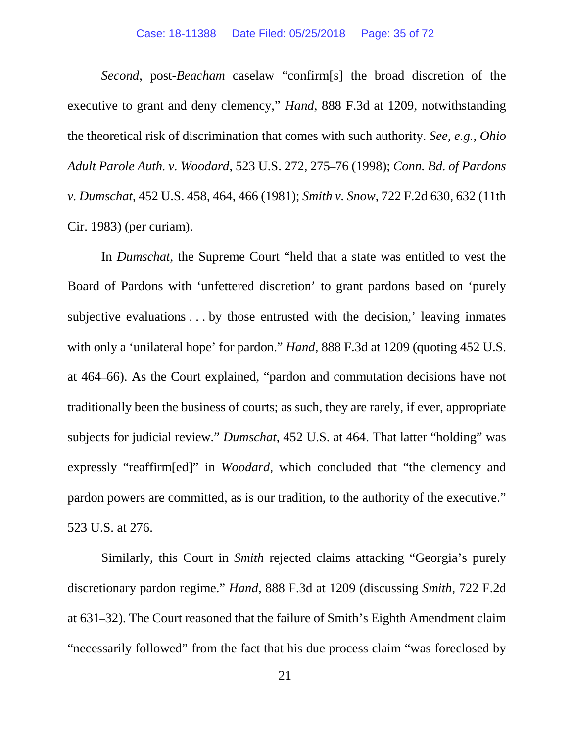*Second*, post-*Beacham* caselaw "confirm[s] the broad discretion of the executive to grant and deny clemency," *Hand*, 888 F.3d at 1209, notwithstanding the theoretical risk of discrimination that comes with such authority. *See, e.g.*, *Ohio Adult Parole Auth. v. Woodard*, 523 U.S. 272, 275–76 (1998); *Conn. Bd. of Pardons v. Dumschat*, 452 U.S. 458, 464, 466 (1981); *Smith v. Snow*, 722 F.2d 630, 632 (11th Cir. 1983) (per curiam).

In *Dumschat*, the Supreme Court "held that a state was entitled to vest the Board of Pardons with 'unfettered discretion' to grant pardons based on 'purely subjective evaluations . . . by those entrusted with the decision,' leaving inmates with only a 'unilateral hope' for pardon." *Hand*, 888 F.3d at 1209 (quoting 452 U.S. at 464–66). As the Court explained, "pardon and commutation decisions have not traditionally been the business of courts; as such, they are rarely, if ever, appropriate subjects for judicial review." *Dumschat*, 452 U.S. at 464. That latter "holding" was expressly "reaffirm[ed]" in *Woodard*, which concluded that "the clemency and pardon powers are committed, as is our tradition, to the authority of the executive." 523 U.S. at 276.

Similarly, this Court in *Smith* rejected claims attacking "Georgia's purely discretionary pardon regime." *Hand*, 888 F.3d at 1209 (discussing *Smith*, 722 F.2d at 631–32). The Court reasoned that the failure of Smith's Eighth Amendment claim "necessarily followed" from the fact that his due process claim "was foreclosed by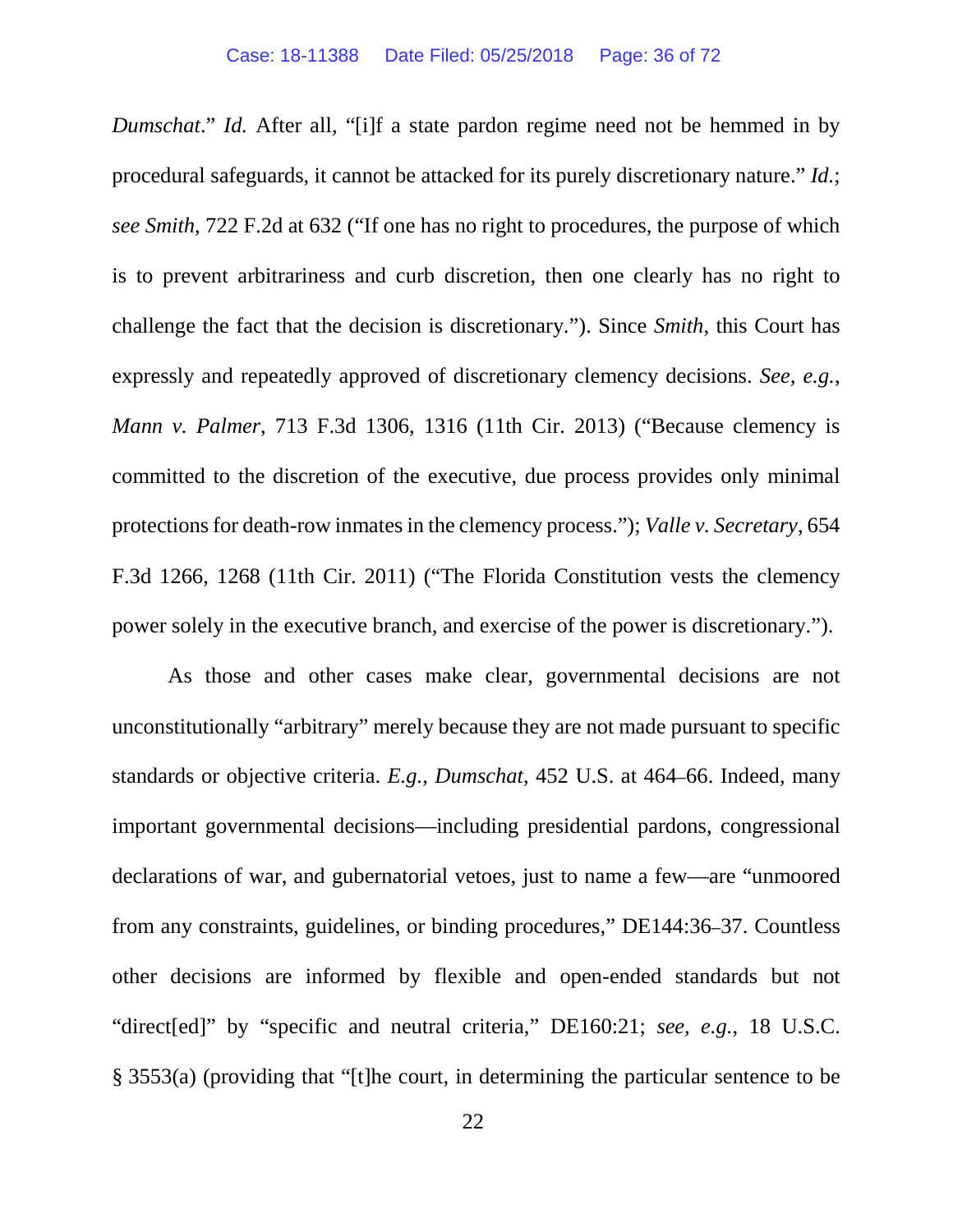*Dumschat*." *Id.* After all, "[i]f a state pardon regime need not be hemmed in by procedural safeguards, it cannot be attacked for its purely discretionary nature." *Id.*; *see Smith*, 722 F.2d at 632 ("If one has no right to procedures, the purpose of which is to prevent arbitrariness and curb discretion, then one clearly has no right to challenge the fact that the decision is discretionary."). Since *Smith*, this Court has expressly and repeatedly approved of discretionary clemency decisions. *See, e.g.*, *Mann v. Palmer*, 713 F.3d 1306, 1316 (11th Cir. 2013) ("Because clemency is committed to the discretion of the executive, due process provides only minimal protections for death-row inmates in the clemency process."); *Valle v. Secretary*, 654 F.3d 1266, 1268 (11th Cir. 2011) ("The Florida Constitution vests the clemency power solely in the executive branch, and exercise of the power is discretionary.").

As those and other cases make clear, governmental decisions are not unconstitutionally "arbitrary" merely because they are not made pursuant to specific standards or objective criteria. *E.g.*, *Dumschat*, 452 U.S. at 464–66. Indeed, many important governmental decisions—including presidential pardons, congressional declarations of war, and gubernatorial vetoes, just to name a few—are "unmoored from any constraints, guidelines, or binding procedures," DE144:36–37. Countless other decisions are informed by flexible and open-ended standards but not "direct[ed]" by "specific and neutral criteria," DE160:21; *see, e.g.*, 18 U.S.C. § 3553(a) (providing that "[t]he court, in determining the particular sentence to be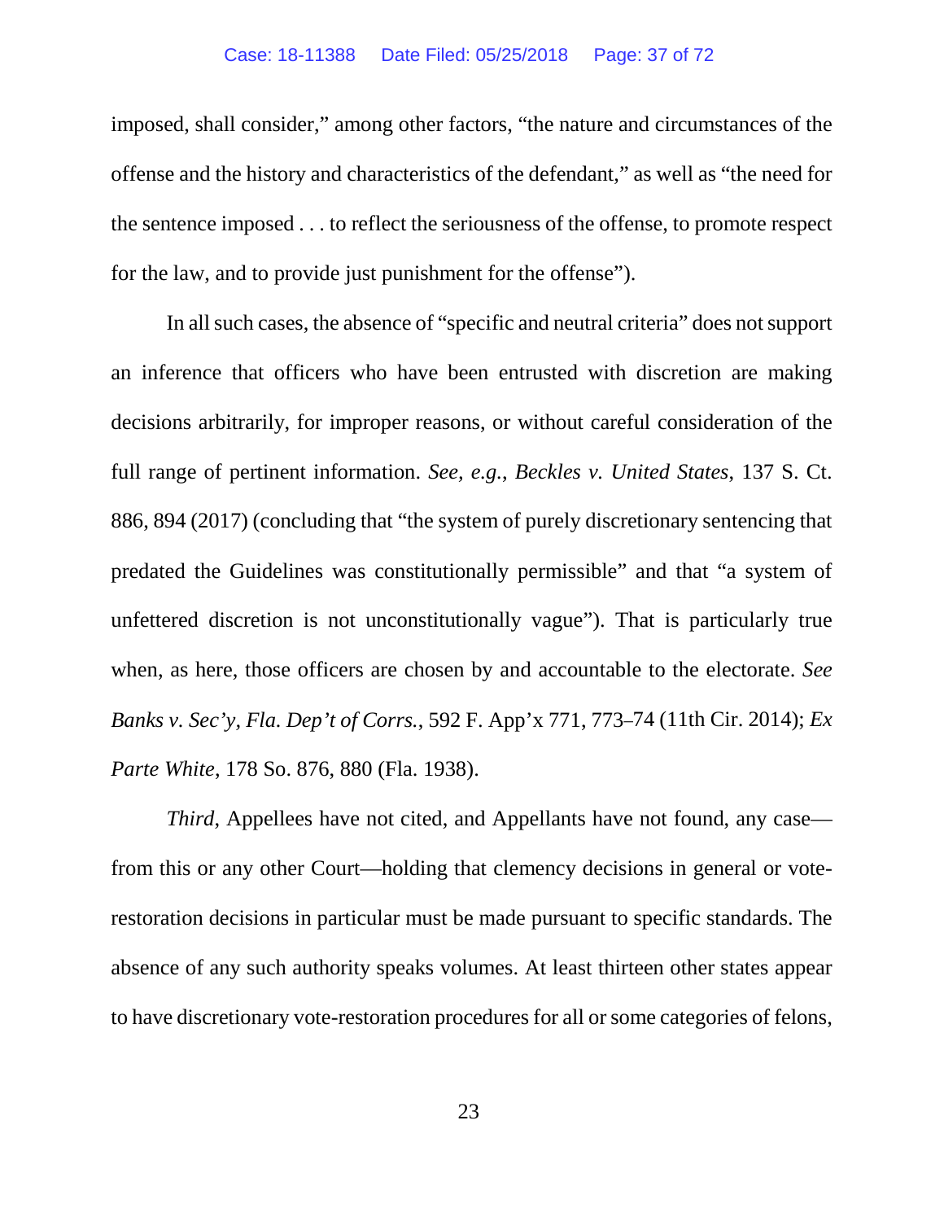imposed, shall consider," among other factors, "the nature and circumstances of the offense and the history and characteristics of the defendant," as well as "the need for the sentence imposed . . . to reflect the seriousness of the offense, to promote respect for the law, and to provide just punishment for the offense").

In all such cases, the absence of "specific and neutral criteria" does not support an inference that officers who have been entrusted with discretion are making decisions arbitrarily, for improper reasons, or without careful consideration of the full range of pertinent information. *See, e.g.*, *Beckles v. United States*, 137 S. Ct. 886, 894 (2017) (concluding that "the system of purely discretionary sentencing that predated the Guidelines was constitutionally permissible" and that "a system of unfettered discretion is not unconstitutionally vague"). That is particularly true when, as here, those officers are chosen by and accountable to the electorate. *See Banks v. Sec'y, Fla. Dep't of Corrs.*, 592 F. App'x 771, 773–74 (11th Cir. 2014); *Ex Parte White*, 178 So. 876, 880 (Fla. 1938).

*Third*, Appellees have not cited, and Appellants have not found, any case—from this or any other Court—holding that clemency decisions in general or vote-restoration decisions in particular must be made pursuant to specific standards. The absence of any such authority speaks volumes. At least thirteen other states appear to have discretionary vote-restoration procedures for all or some categories of felons,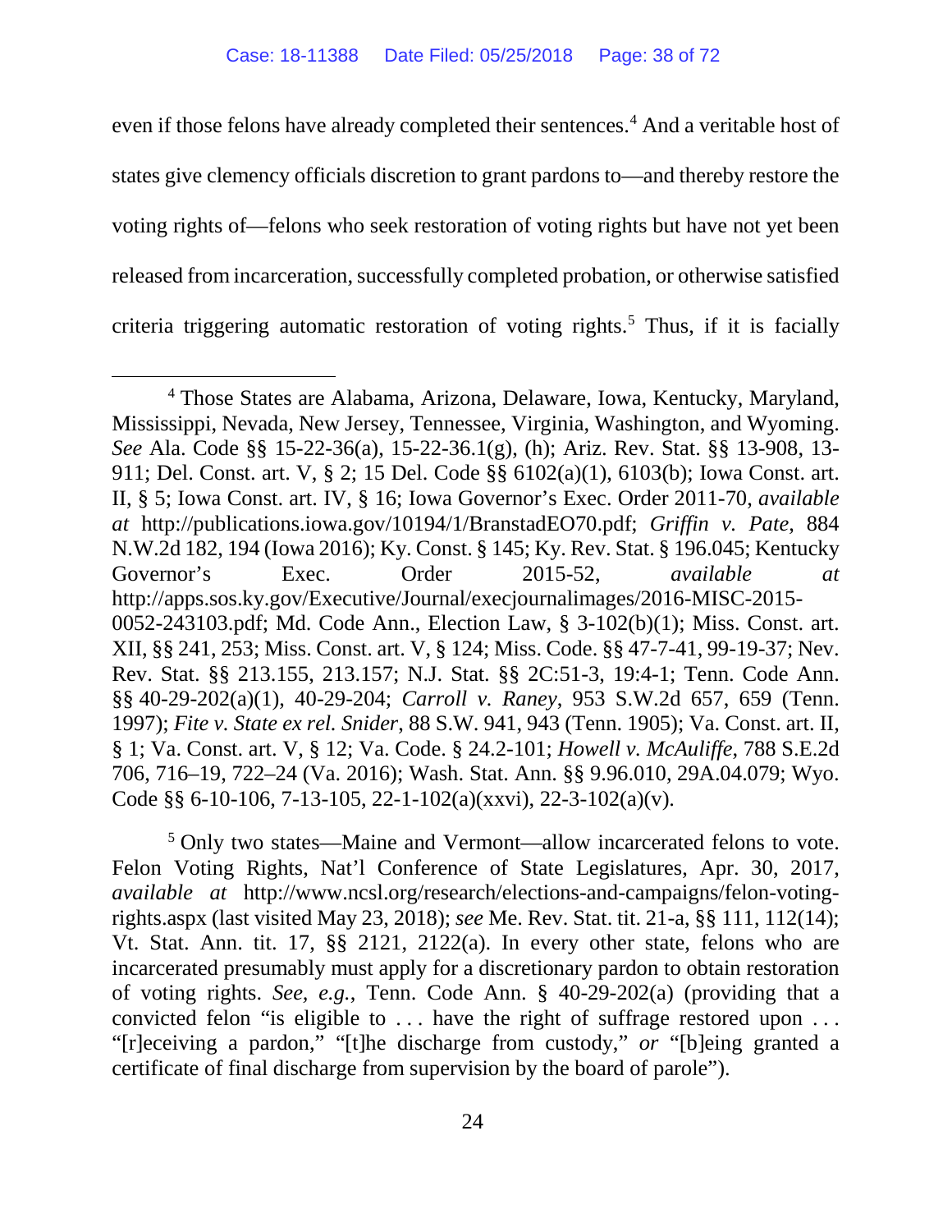even if those felons have already completed their sentences.[4] And a veritable host of states give clemency officials discretion to grant pardons to—and thereby restore the voting rights of—felons who seek restoration of voting rights but have not yet been released from incarceration, successfully completed probation, or otherwise satisfied criteria triggering automatic restoration of voting rights.[5] Thus, if it is facially

[4] Those States are Alabama, Arizona, Delaware, Iowa, Kentucky, Maryland, Mississippi, Nevada, New Jersey, Tennessee, Virginia, Washington, and Wyoming. *See* Ala. Code §§ 15-22-36(a), 15-22-36.1(g), (h); Ariz. Rev. Stat. §§ 13-908, 13-911; Del. Const. art. V, § 2; 15 Del. Code §§ 6102(a)(1), 6103(b); Iowa Const. art. II, § 5; Iowa Const. art. IV, § 16; Iowa Governor's Exec. Order 2011-70, *available at* http://publications.iowa.gov/10194/1/BranstadEO70.pdf; *Griffin v. Pate*, 884 N.W.2d 182, 194 (Iowa 2016); Ky. Const. § 145; Ky. Rev. Stat. § 196.045; Kentucky Governor's Exec. Order 2015-52, *available at* http://apps.sos.ky.gov/Executive/Journal/execjournalimages/2016-MISC-2015-0052-243103.pdf; Md. Code Ann., Election Law, § 3-102(b)(1); Miss. Const. art. XII, §§ 241, 253; Miss. Const. art. V, § 124; Miss. Code. §§ 47-7-41, 99-19-37; Nev. Rev. Stat. §§ 213.155, 213.157; N.J. Stat. §§ 2C:51-3, 19:4-1; Tenn. Code Ann. §§ 40-29-202(a)(1), 40-29-204; *Carroll v. Raney*, 953 S.W.2d 657, 659 (Tenn. 1997); *Fite v. State ex rel. Snider*, 88 S.W. 941, 943 (Tenn. 1905); Va. Const. art. II, § 1; Va. Const. art. V, § 12; Va. Code. § 24.2-101; *Howell v. McAuliffe*, 788 S.E.2d 706, 716–19, 722–24 (Va. 2016); Wash. Stat. Ann. §§ 9.96.010, 29A.04.079; Wyo. Code §§ 6-10-106, 7-13-105, 22-1-102(a)(xxvi), 22-3-102(a)(v).

[5] Only two states—Maine and Vermont—allow incarcerated felons to vote. Felon Voting Rights, Nat'l Conference of State Legislatures, Apr. 30, 2017, *available at* http://www.ncsl.org/research/elections-and-campaigns/felon-voting-rights.aspx (last visited May 23, 2018); *see* Me. Rev. Stat. tit. 21-a, §§ 111, 112(14); Vt. Stat. Ann. tit. 17, §§ 2121, 2122(a). In every other state, felons who are incarcerated presumably must apply for a discretionary pardon to obtain restoration of voting rights. *See, e.g.*, Tenn. Code Ann. § 40-29-202(a) (providing that a convicted felon "is eligible to . . . have the right of suffrage restored upon . . . "[r]eceiving a pardon," "[t]he discharge from custody," *or* "[b]eing granted a certificate of final discharge from supervision by the board of parole").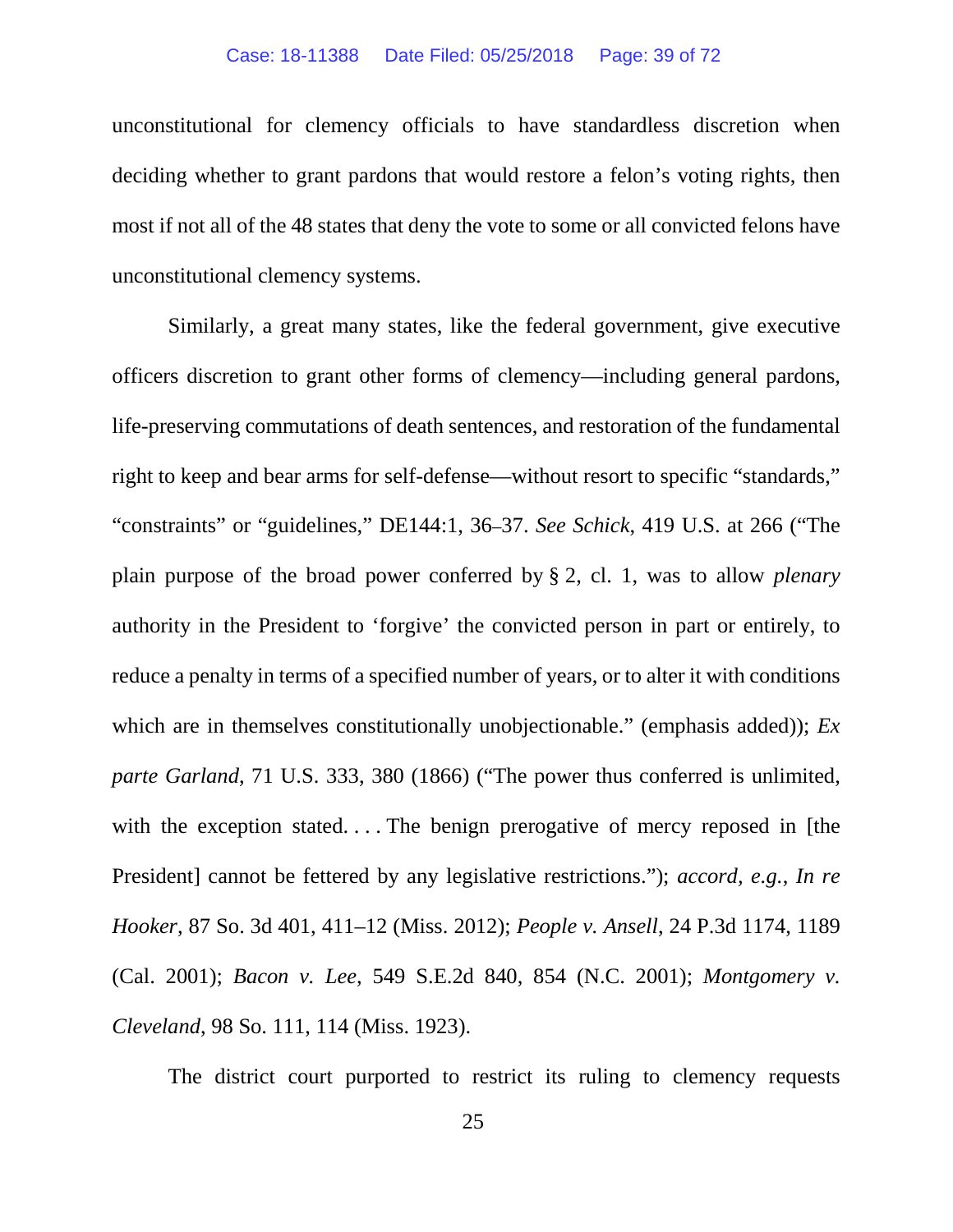unconstitutional for clemency officials to have standardless discretion when deciding whether to grant pardons that would restore a felon's voting rights, then most if not all of the 48 states that deny the vote to some or all convicted felons have unconstitutional clemency systems.

Similarly, a great many states, like the federal government, give executive officers discretion to grant other forms of clemency—including general pardons, life-preserving commutations of death sentences, and restoration of the fundamental right to keep and bear arms for self-defense—without resort to specific "standards," "constraints" or "guidelines," DE144:1, 36–37. *See Schick*, 419 U.S. at 266 ("The plain purpose of the broad power conferred by § 2, cl. 1, was to allow *plenary* authority in the President to 'forgive' the convicted person in part or entirely, to reduce a penalty in terms of a specified number of years, or to alter it with conditions which are in themselves constitutionally unobjectionable." (emphasis added)); *Ex parte Garland*, 71 U.S. 333, 380 (1866) ("The power thus conferred is unlimited, with the exception stated. . . . The benign prerogative of mercy reposed in [the President] cannot be fettered by any legislative restrictions."); *accord*, *e.g.*, *In re Hooker*, 87 So. 3d 401, 411–12 (Miss. 2012); *People v. Ansell*, 24 P.3d 1174, 1189 (Cal. 2001); *Bacon v. Lee*, 549 S.E.2d 840, 854 (N.C. 2001); *Montgomery v. Cleveland*, 98 So. 111, 114 (Miss. 1923).

The district court purported to restrict its ruling to clemency requests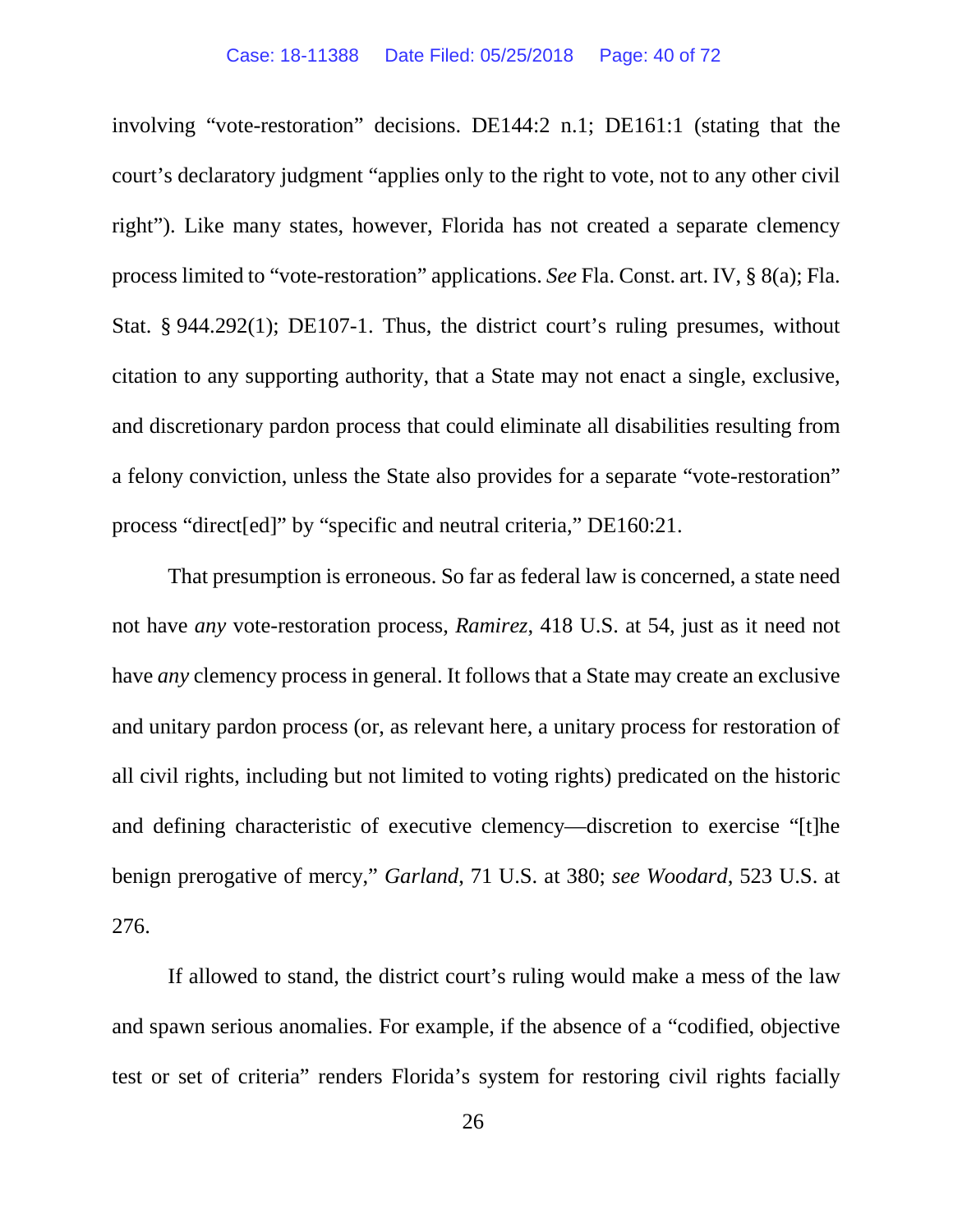involving "vote-restoration" decisions. DE144:2 n.1; DE161:1 (stating that the court's declaratory judgment "applies only to the right to vote, not to any other civil right"). Like many states, however, Florida has not created a separate clemency process limited to "vote-restoration" applications. *See* Fla. Const. art. IV, § 8(a); Fla. Stat. § 944.292(1); DE107-1. Thus, the district court's ruling presumes, without citation to any supporting authority, that a State may not enact a single, exclusive, and discretionary pardon process that could eliminate all disabilities resulting from a felony conviction, unless the State also provides for a separate "vote-restoration" process "direct[ed]" by "specific and neutral criteria," DE160:21.

That presumption is erroneous. So far as federal law is concerned, a state need not have *any* vote-restoration process, *Ramirez*, 418 U.S. at 54, just as it need not have *any* clemency process in general. It follows that a State may create an exclusive and unitary pardon process (or, as relevant here, a unitary process for restoration of all civil rights, including but not limited to voting rights) predicated on the historic and defining characteristic of executive clemency—discretion to exercise "[t]he benign prerogative of mercy," *Garland*, 71 U.S. at 380; *see Woodard*, 523 U.S. at 276.

If allowed to stand, the district court's ruling would make a mess of the law and spawn serious anomalies. For example, if the absence of a "codified, objective test or set of criteria" renders Florida's system for restoring civil rights facially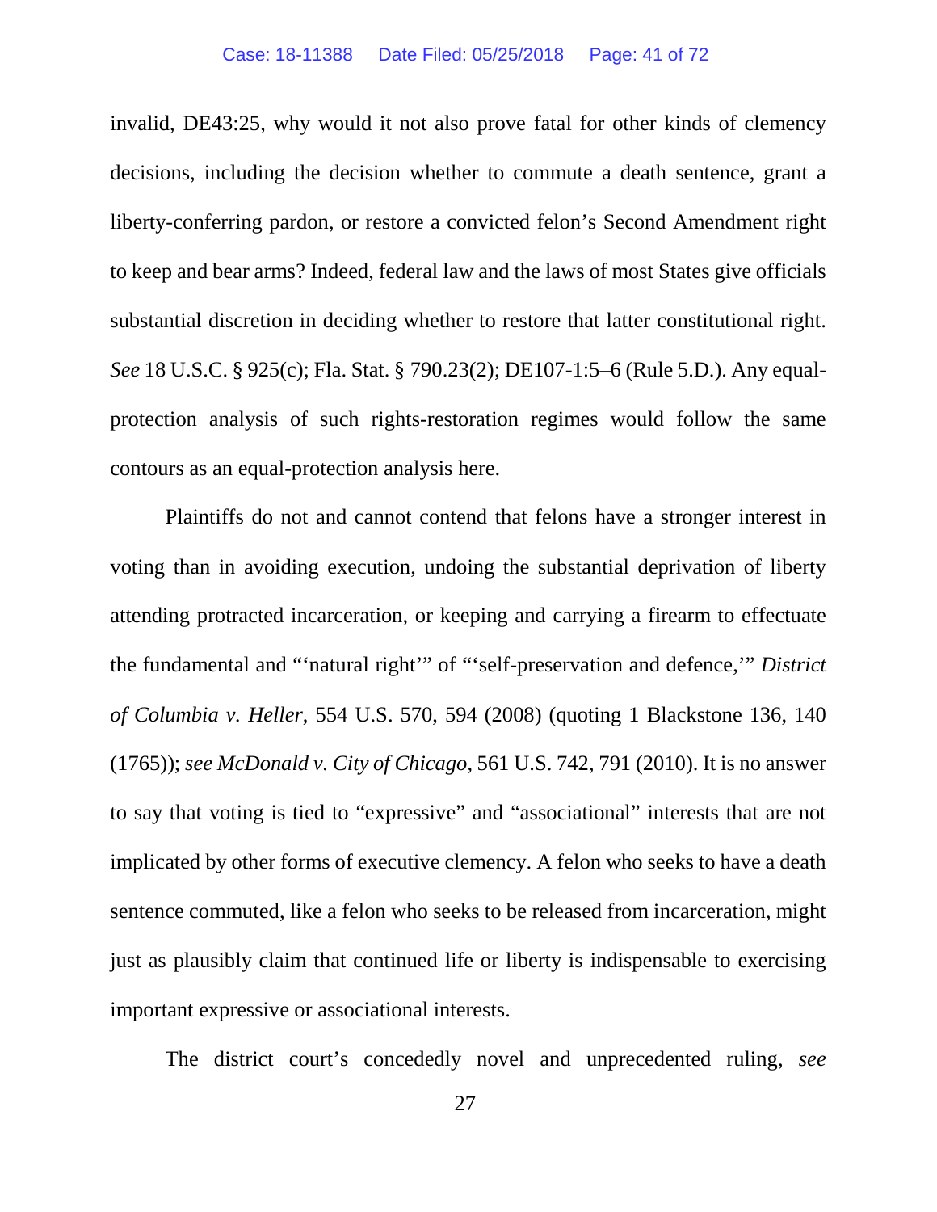invalid, DE43:25, why would it not also prove fatal for other kinds of clemency decisions, including the decision whether to commute a death sentence, grant a liberty-conferring pardon, or restore a convicted felon's Second Amendment right to keep and bear arms? Indeed, federal law and the laws of most States give officials substantial discretion in deciding whether to restore that latter constitutional right. *See* 18 U.S.C. § 925(c); Fla. Stat. § 790.23(2); DE107-1:5–6 (Rule 5.D.). Any equal-protection analysis of such rights-restoration regimes would follow the same contours as an equal-protection analysis here.

Plaintiffs do not and cannot contend that felons have a stronger interest in voting than in avoiding execution, undoing the substantial deprivation of liberty attending protracted incarceration, or keeping and carrying a firearm to effectuate the fundamental and "'natural right'" of "'self-preservation and defence,'" *District of Columbia v. Heller*, 554 U.S. 570, 594 (2008) (quoting 1 Blackstone 136, 140 (1765)); *see McDonald v. City of Chicago*, 561 U.S. 742, 791 (2010). It is no answer to say that voting is tied to "expressive" and "associational" interests that are not implicated by other forms of executive clemency. A felon who seeks to have a death sentence commuted, like a felon who seeks to be released from incarceration, might just as plausibly claim that continued life or liberty is indispensable to exercising important expressive or associational interests.

The district court's concededly novel and unprecedented ruling, *see*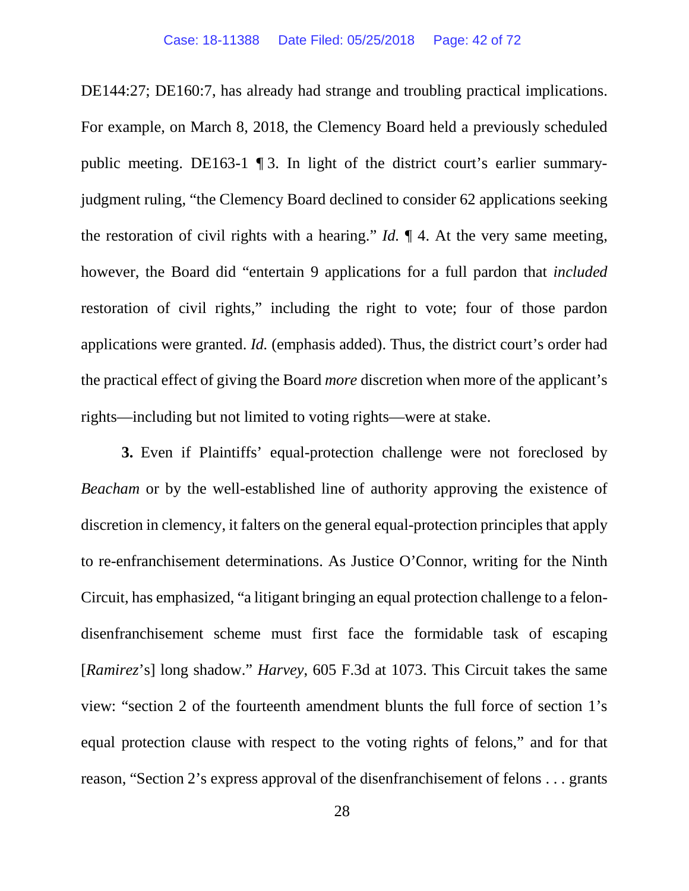DE144:27; DE160:7, has already had strange and troubling practical implications. For example, on March 8, 2018, the Clemency Board held a previously scheduled public meeting. DE163-1 ¶ 3. In light of the district court's earlier summary-judgment ruling, "the Clemency Board declined to consider 62 applications seeking the restoration of civil rights with a hearing." *Id.* ¶ 4. At the very same meeting, however, the Board did "entertain 9 applications for a full pardon that *included* restoration of civil rights," including the right to vote; four of those pardon applications were granted. *Id.* (emphasis added). Thus, the district court's order had the practical effect of giving the Board *more* discretion when more of the applicant's rights—including but not limited to voting rights—were at stake.

**3.** Even if Plaintiffs' equal-protection challenge were not foreclosed by *Beacham* or by the well-established line of authority approving the existence of discretion in clemency, it falters on the general equal-protection principles that apply to re-enfranchisement determinations. As Justice O'Connor, writing for the Ninth Circuit, has emphasized, "a litigant bringing an equal protection challenge to a felon-disenfranchisement scheme must first face the formidable task of escaping [*Ramirez*'s] long shadow." *Harvey*, 605 F.3d at 1073. This Circuit takes the same view: "section 2 of the fourteenth amendment blunts the full force of section 1's equal protection clause with respect to the voting rights of felons," and for that reason, "Section 2's express approval of the disenfranchisement of felons . . . grants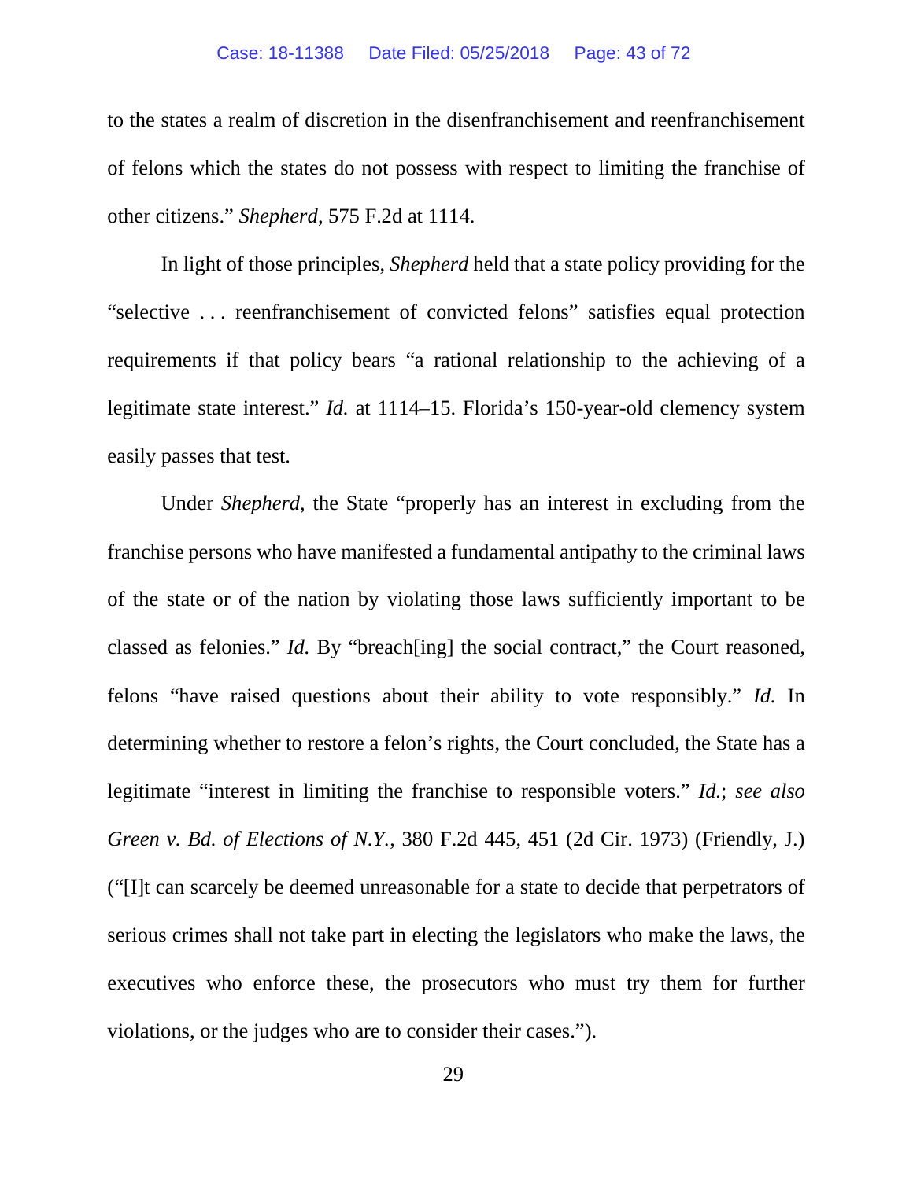to the states a realm of discretion in the disenfranchisement and reenfranchisement of felons which the states do not possess with respect to limiting the franchise of other citizens." *Shepherd*, 575 F.2d at 1114.

In light of those principles, *Shepherd* held that a state policy providing for the "selective . . . reenfranchisement of convicted felons" satisfies equal protection requirements if that policy bears "a rational relationship to the achieving of a legitimate state interest." *Id.* at 1114–15. Florida's 150-year-old clemency system easily passes that test.

Under *Shepherd*, the State "properly has an interest in excluding from the franchise persons who have manifested a fundamental antipathy to the criminal laws of the state or of the nation by violating those laws sufficiently important to be classed as felonies." *Id.* By "breach[ing] the social contract," the Court reasoned, felons "have raised questions about their ability to vote responsibly." *Id.* In determining whether to restore a felon's rights, the Court concluded, the State has a legitimate "interest in limiting the franchise to responsible voters." *Id.*; *see also Green v. Bd. of Elections of N.Y.*, 380 F.2d 445, 451 (2d Cir. 1973) (Friendly, J.) ("[I]t can scarcely be deemed unreasonable for a state to decide that perpetrators of serious crimes shall not take part in electing the legislators who make the laws, the executives who enforce these, the prosecutors who must try them for further violations, or the judges who are to consider their cases.").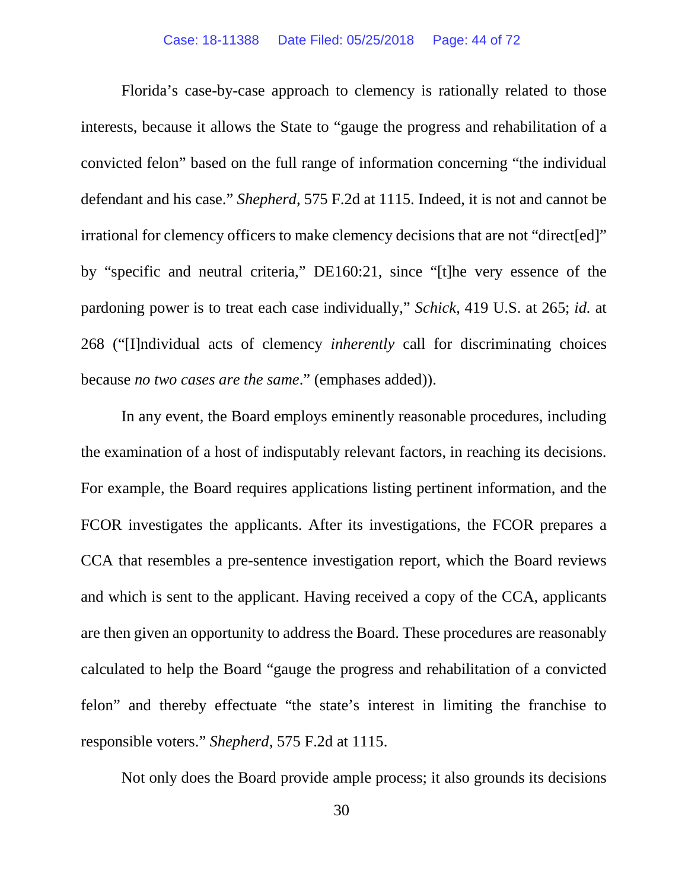Florida's case-by-case approach to clemency is rationally related to those interests, because it allows the State to "gauge the progress and rehabilitation of a convicted felon" based on the full range of information concerning "the individual defendant and his case." *Shepherd*, 575 F.2d at 1115. Indeed, it is not and cannot be irrational for clemency officers to make clemency decisions that are not "direct[ed]" by "specific and neutral criteria," DE160:21, since "[t]he very essence of the pardoning power is to treat each case individually," *Schick*, 419 U.S. at 265; *id.* at 268 ("[I]ndividual acts of clemency *inherently* call for discriminating choices because *no two cases are the same*." (emphases added)).

In any event, the Board employs eminently reasonable procedures, including the examination of a host of indisputably relevant factors, in reaching its decisions. For example, the Board requires applications listing pertinent information, and the FCOR investigates the applicants. After its investigations, the FCOR prepares a CCA that resembles a pre-sentence investigation report, which the Board reviews and which is sent to the applicant. Having received a copy of the CCA, applicants are then given an opportunity to address the Board. These procedures are reasonably calculated to help the Board "gauge the progress and rehabilitation of a convicted felon" and thereby effectuate "the state's interest in limiting the franchise to responsible voters." *Shepherd*, 575 F.2d at 1115.

Not only does the Board provide ample process; it also grounds its decisions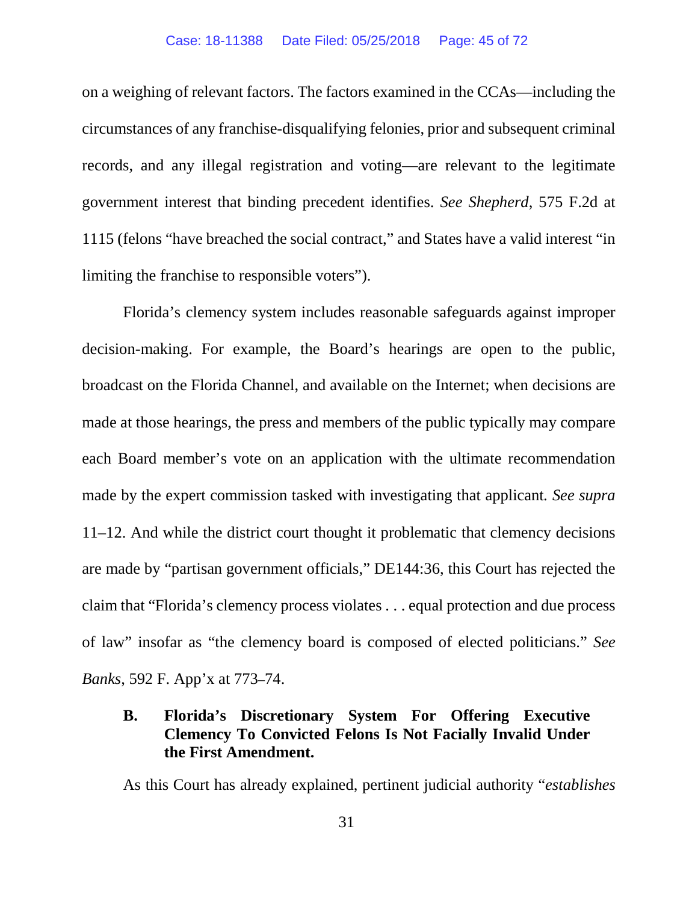on a weighing of relevant factors. The factors examined in the CCAs—including the circumstances of any franchise-disqualifying felonies, prior and subsequent criminal records, and any illegal registration and voting—are relevant to the legitimate government interest that binding precedent identifies. *See Shepherd*, 575 F.2d at 1115 (felons "have breached the social contract," and States have a valid interest "in limiting the franchise to responsible voters").

Florida's clemency system includes reasonable safeguards against improper decision-making. For example, the Board's hearings are open to the public, broadcast on the Florida Channel, and available on the Internet; when decisions are made at those hearings, the press and members of the public typically may compare each Board member's vote on an application with the ultimate recommendation made by the expert commission tasked with investigating that applicant. *See supra* 11–12. And while the district court thought it problematic that clemency decisions are made by "partisan government officials," DE144:36, this Court has rejected the claim that "Florida's clemency process violates . . . equal protection and due process of law" insofar as "the clemency board is composed of elected politicians." *See Banks*, 592 F. App'x at 773–74.

### B. Florida's Discretionary System For Offering Executive Clemency To Convicted Felons Is Not Facially Invalid Under the First Amendment.

As this Court has already explained, pertinent judicial authority "*establishes*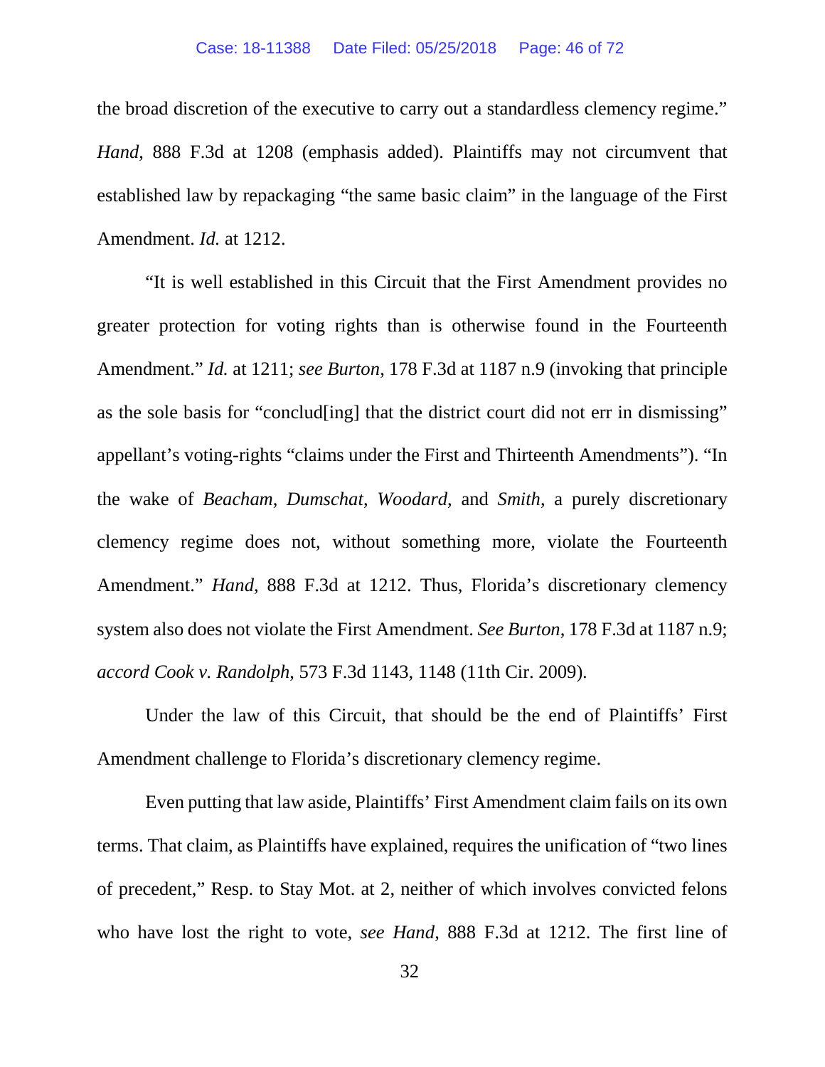the broad discretion of the executive to carry out a standardless clemency regime." *Hand*, 888 F.3d at 1208 (emphasis added). Plaintiffs may not circumvent that established law by repackaging "the same basic claim" in the language of the First Amendment. *Id.* at 1212.

"It is well established in this Circuit that the First Amendment provides no greater protection for voting rights than is otherwise found in the Fourteenth Amendment." *Id.* at 1211; *see Burton*, 178 F.3d at 1187 n.9 (invoking that principle as the sole basis for "conclud[ing] that the district court did not err in dismissing" appellant's voting-rights "claims under the First and Thirteenth Amendments"). "In the wake of *Beacham*, *Dumschat*, *Woodard*, and *Smith*, a purely discretionary clemency regime does not, without something more, violate the Fourteenth Amendment." *Hand*, 888 F.3d at 1212. Thus, Florida's discretionary clemency system also does not violate the First Amendment. *See Burton*, 178 F.3d at 1187 n.9; *accord Cook v. Randolph*, 573 F.3d 1143, 1148 (11th Cir. 2009).

Under the law of this Circuit, that should be the end of Plaintiffs' First Amendment challenge to Florida's discretionary clemency regime.

Even putting that law aside, Plaintiffs' First Amendment claim fails on its own terms. That claim, as Plaintiffs have explained, requires the unification of "two lines of precedent," Resp. to Stay Mot. at 2, neither of which involves convicted felons who have lost the right to vote, *see Hand*, 888 F.3d at 1212. The first line of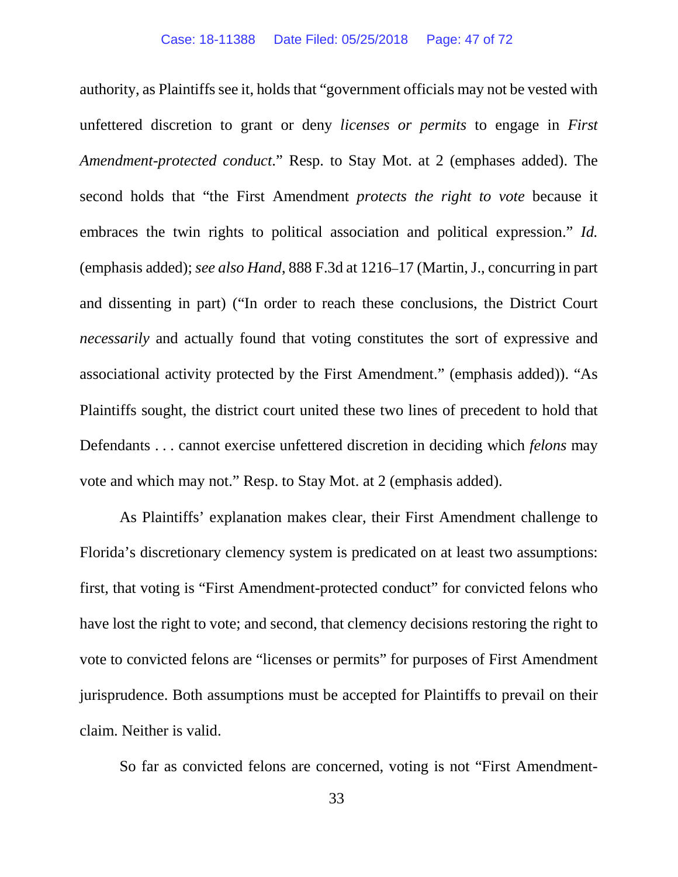authority, as Plaintiffs see it, holds that "government officials may not be vested with unfettered discretion to grant or deny *licenses or permits* to engage in *First Amendment-protected conduct*." Resp. to Stay Mot. at 2 (emphases added). The second holds that "the First Amendment *protects the right to vote* because it embraces the twin rights to political association and political expression." *Id.* (emphasis added); *see also Hand*, 888 F.3d at 1216–17 (Martin, J., concurring in part and dissenting in part) ("In order to reach these conclusions, the District Court *necessarily* and actually found that voting constitutes the sort of expressive and associational activity protected by the First Amendment." (emphasis added)). "As Plaintiffs sought, the district court united these two lines of precedent to hold that Defendants . . . cannot exercise unfettered discretion in deciding which *felons* may vote and which may not." Resp. to Stay Mot. at 2 (emphasis added).

As Plaintiffs' explanation makes clear, their First Amendment challenge to Florida's discretionary clemency system is predicated on at least two assumptions: first, that voting is "First Amendment-protected conduct" for convicted felons who have lost the right to vote; and second, that clemency decisions restoring the right to vote to convicted felons are "licenses or permits" for purposes of First Amendment jurisprudence. Both assumptions must be accepted for Plaintiffs to prevail on their claim. Neither is valid.

So far as convicted felons are concerned, voting is not "First Amendment-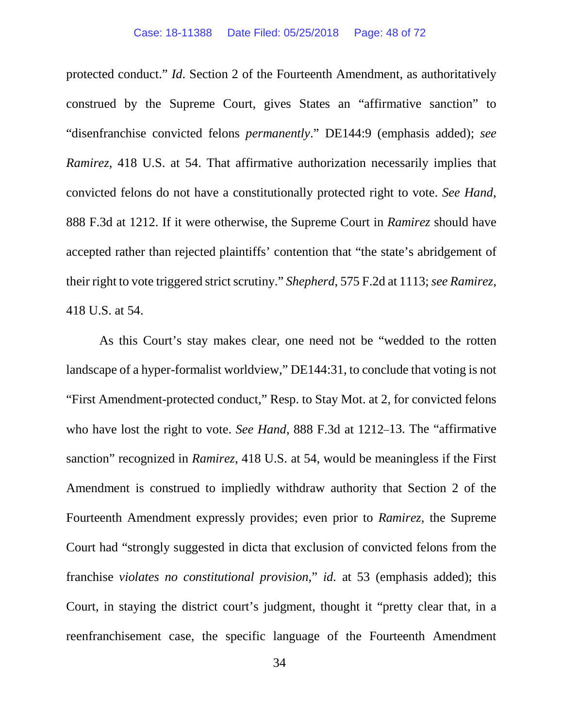protected conduct." *Id*. Section 2 of the Fourteenth Amendment, as authoritatively construed by the Supreme Court, gives States an "affirmative sanction" to "disenfranchise convicted felons *permanently*." DE144:9 (emphasis added); *see Ramirez*, 418 U.S. at 54. That affirmative authorization necessarily implies that convicted felons do not have a constitutionally protected right to vote. *See Hand*, 888 F.3d at 1212. If it were otherwise, the Supreme Court in *Ramirez* should have accepted rather than rejected plaintiffs' contention that "the state's abridgement of their right to vote triggered strict scrutiny." *Shepherd*, 575 F.2d at 1113; *see Ramirez*, 418 U.S. at 54.

As this Court's stay makes clear, one need not be "wedded to the rotten landscape of a hyper-formalist worldview," DE144:31, to conclude that voting is not "First Amendment-protected conduct," Resp. to Stay Mot. at 2, for convicted felons who have lost the right to vote. *See Hand*, 888 F.3d at 1212–13. The "affirmative sanction" recognized in *Ramirez*, 418 U.S. at 54, would be meaningless if the First Amendment is construed to impliedly withdraw authority that Section 2 of the Fourteenth Amendment expressly provides; even prior to *Ramirez*, the Supreme Court had "strongly suggested in dicta that exclusion of convicted felons from the franchise *violates no constitutional provision*," *id.* at 53 (emphasis added); this Court, in staying the district court's judgment, thought it "pretty clear that, in a reenfranchisement case, the specific language of the Fourteenth Amendment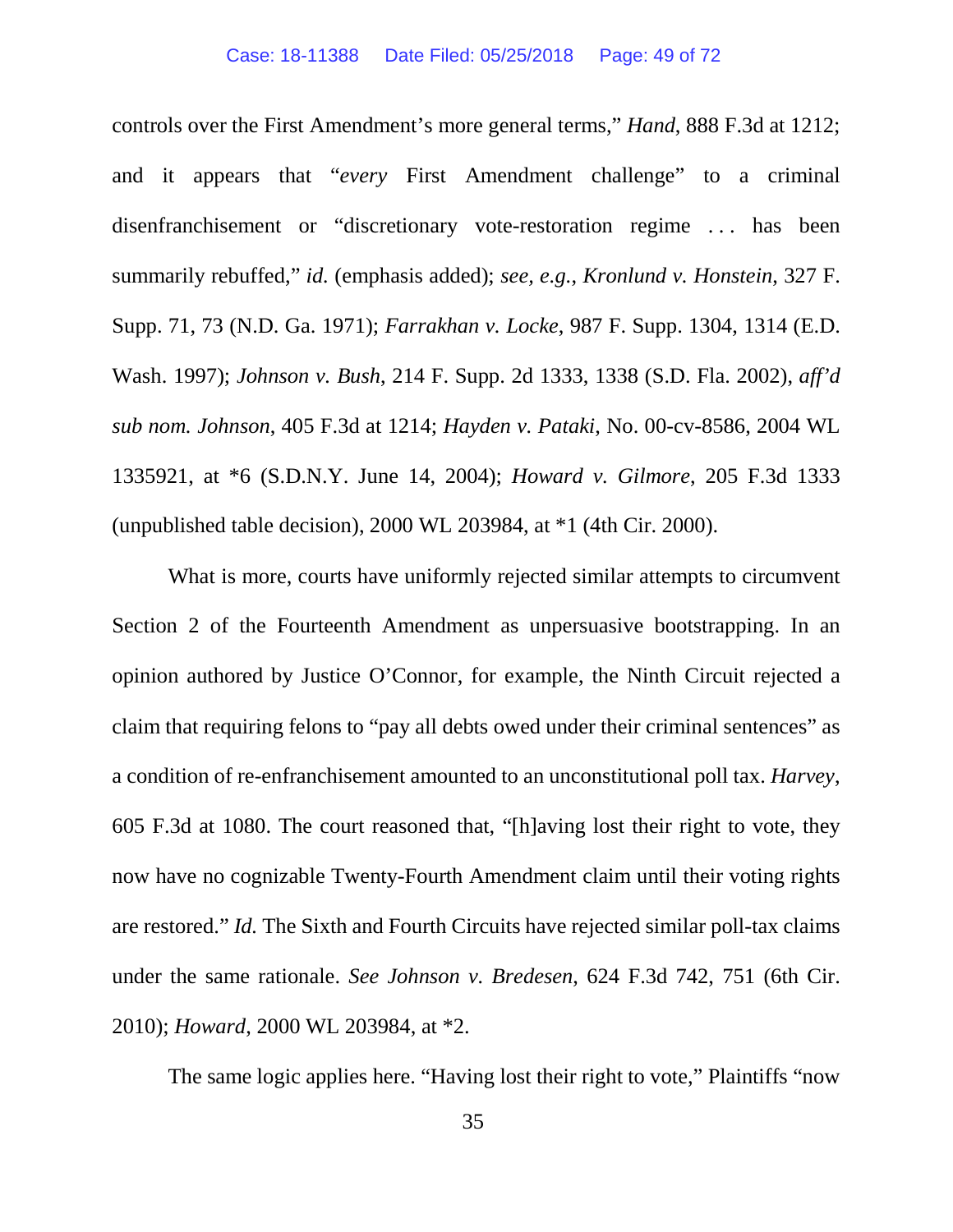controls over the First Amendment's more general terms," *Hand*, 888 F.3d at 1212; and it appears that "*every* First Amendment challenge" to a criminal disenfranchisement or "discretionary vote-restoration regime . . . has been summarily rebuffed," *id.* (emphasis added); *see, e.g.*, *Kronlund v. Honstein*, 327 F. Supp. 71, 73 (N.D. Ga. 1971); *Farrakhan v. Locke*, 987 F. Supp. 1304, 1314 (E.D. Wash. 1997); *Johnson v. Bush*, 214 F. Supp. 2d 1333, 1338 (S.D. Fla. 2002), *aff'd sub nom. Johnson*, 405 F.3d at 1214; *Hayden v. Pataki*, No. 00-cv-8586, 2004 WL 1335921, at *6 (S.D.N.Y. June 14, 2004); *Howard v. Gilmore*, 205 F.3d 1333 (unpublished table decision), 2000 WL 203984, at *1 (4th Cir. 2000).

What is more, courts have uniformly rejected similar attempts to circumvent Section 2 of the Fourteenth Amendment as unpersuasive bootstrapping. In an opinion authored by Justice O'Connor, for example, the Ninth Circuit rejected a claim that requiring felons to "pay all debts owed under their criminal sentences" as a condition of re-enfranchisement amounted to an unconstitutional poll tax. *Harvey*, 605 F.3d at 1080. The court reasoned that, "[h]aving lost their right to vote, they now have no cognizable Twenty-Fourth Amendment claim until their voting rights are restored." *Id.* The Sixth and Fourth Circuits have rejected similar poll-tax claims under the same rationale. *See Johnson v. Bredesen*, 624 F.3d 742, 751 (6th Cir. 2010); *Howard*, 2000 WL 203984, at *2.

The same logic applies here. "Having lost their right to vote," Plaintiffs "now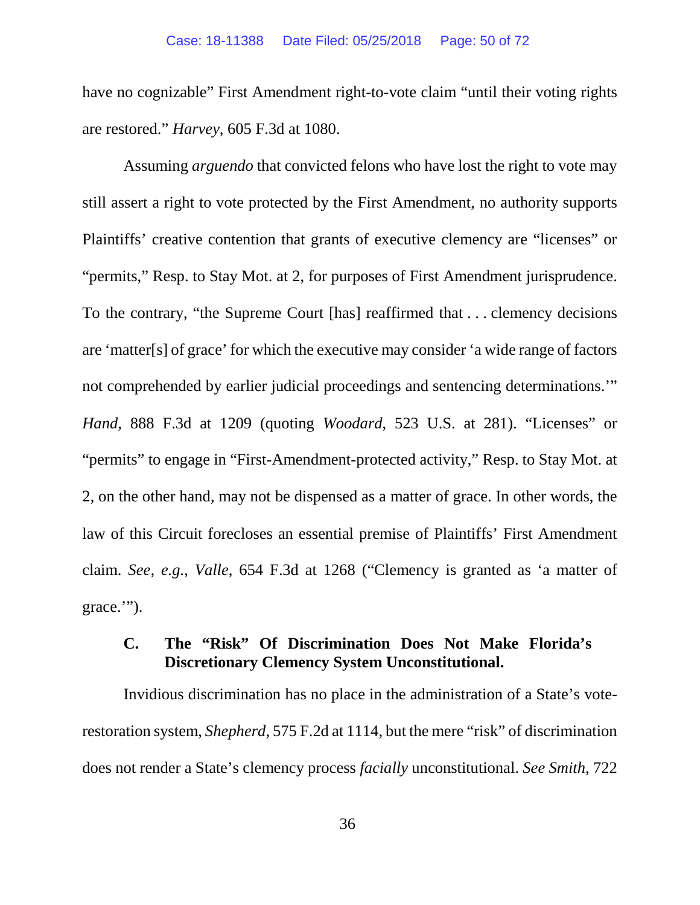have no cognizable" First Amendment right-to-vote claim "until their voting rights are restored." *Harvey*, 605 F.3d at 1080.

Assuming *arguendo* that convicted felons who have lost the right to vote may still assert a right to vote protected by the First Amendment, no authority supports Plaintiffs' creative contention that grants of executive clemency are "licenses" or "permits," Resp. to Stay Mot. at 2, for purposes of First Amendment jurisprudence. To the contrary, "the Supreme Court [has] reaffirmed that . . . clemency decisions are 'matter[s] of grace' for which the executive may consider 'a wide range of factors not comprehended by earlier judicial proceedings and sentencing determinations.'" *Hand*, 888 F.3d at 1209 (quoting *Woodard*, 523 U.S. at 281). "Licenses" or "permits" to engage in "First-Amendment-protected activity," Resp. to Stay Mot. at 2, on the other hand, may not be dispensed as a matter of grace. In other words, the law of this Circuit forecloses an essential premise of Plaintiffs' First Amendment claim. *See, e.g.*, *Valle*, 654 F.3d at 1268 ("Clemency is granted as 'a matter of grace.'").

### C. The "Risk" Of Discrimination Does Not Make Florida's Discretionary Clemency System Unconstitutional.

Invidious discrimination has no place in the administration of a State's vote-restoration system, *Shepherd*, 575 F.2d at 1114, but the mere "risk" of discrimination does not render a State's clemency process *facially* unconstitutional. *See Smith*, 722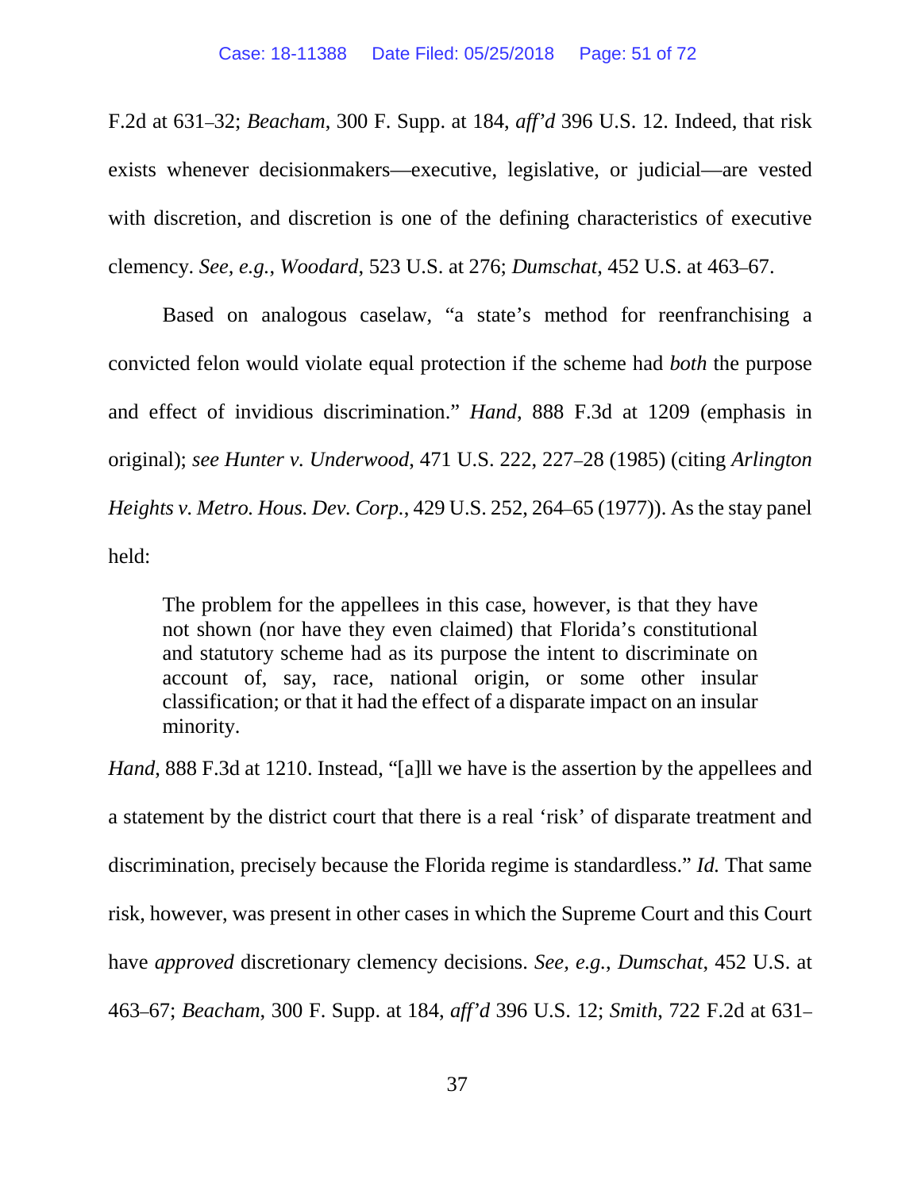F.2d at 631–32; *Beacham*, 300 F. Supp. at 184, *aff'd* 396 U.S. 12. Indeed, that risk exists whenever decisionmakers—executive, legislative, or judicial—are vested with discretion, and discretion is one of the defining characteristics of executive clemency. *See, e.g.*, *Woodard*, 523 U.S. at 276; *Dumschat*, 452 U.S. at 463–67.

Based on analogous caselaw, "a state's method for reenfranchising a convicted felon would violate equal protection if the scheme had *both* the purpose and effect of invidious discrimination." *Hand*, 888 F.3d at 1209 (emphasis in original); *see Hunter v. Underwood*, 471 U.S. 222, 227–28 (1985) (citing *Arlington Heights v. Metro. Hous. Dev. Corp.*, 429 U.S. 252, 264–65 (1977)). As the stay panel held:

> The problem for the appellees in this case, however, is that they have not shown (nor have they even claimed) that Florida's constitutional and statutory scheme had as its purpose the intent to discriminate on account of, say, race, national origin, or some other insular classification; or that it had the effect of a disparate impact on an insular minority.

*Hand*, 888 F.3d at 1210. Instead, "[a]ll we have is the assertion by the appellees and a statement by the district court that there is a real 'risk' of disparate treatment and discrimination, precisely because the Florida regime is standardless." *Id.* That same risk, however, was present in other cases in which the Supreme Court and this Court have *approved* discretionary clemency decisions. *See, e.g.*, *Dumschat*, 452 U.S. at 463–67; *Beacham*, 300 F. Supp. at 184, *aff'd* 396 U.S. 12; *Smith*, 722 F.2d at 631–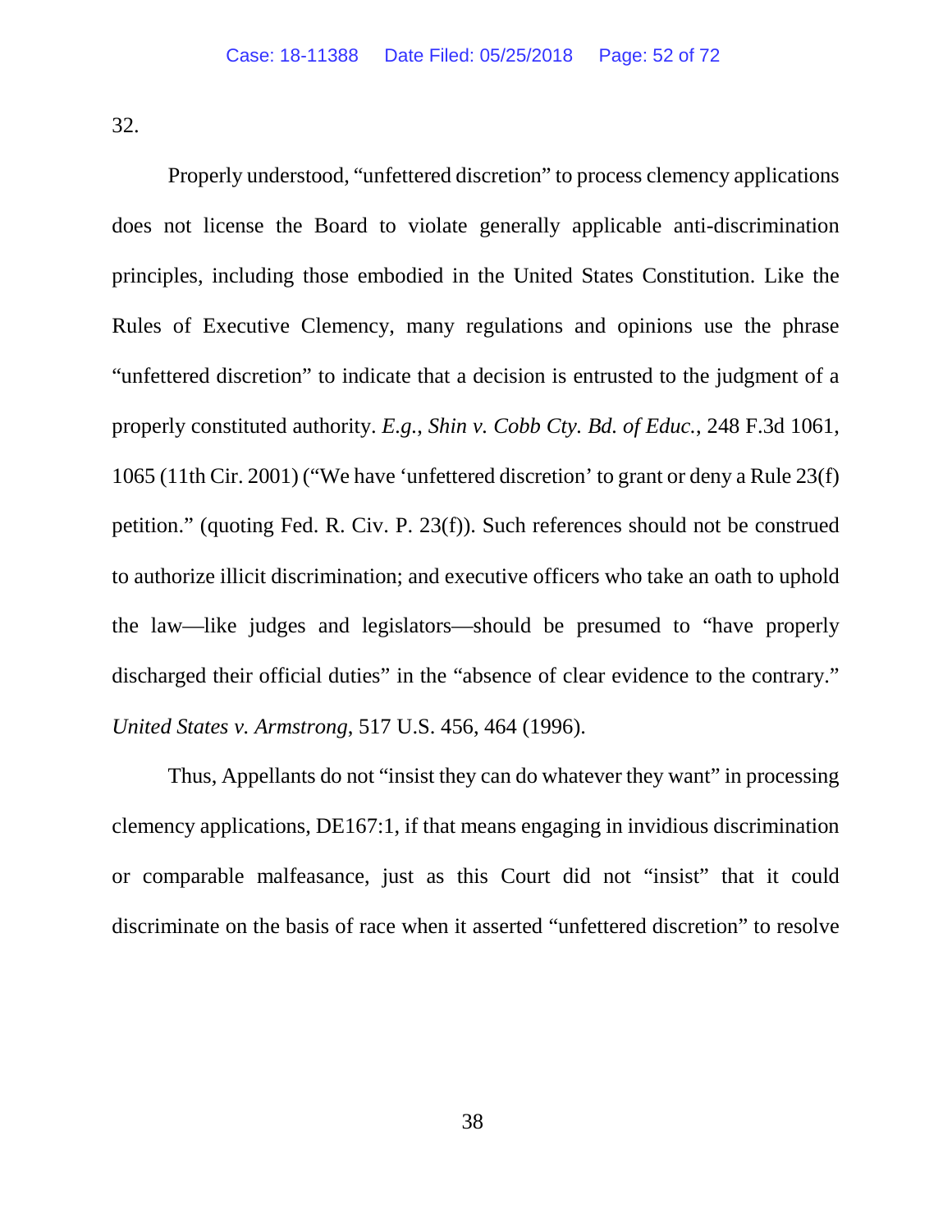32.

Properly understood, "unfettered discretion" to process clemency applications does not license the Board to violate generally applicable anti-discrimination principles, including those embodied in the United States Constitution. Like the Rules of Executive Clemency, many regulations and opinions use the phrase "unfettered discretion" to indicate that a decision is entrusted to the judgment of a properly constituted authority. *E.g.*, *Shin v. Cobb Cty. Bd. of Educ.*, 248 F.3d 1061, 1065 (11th Cir. 2001) ("We have 'unfettered discretion' to grant or deny a Rule 23(f) petition." (quoting Fed. R. Civ. P. 23(f)). Such references should not be construed to authorize illicit discrimination; and executive officers who take an oath to uphold the law—like judges and legislators—should be presumed to "have properly discharged their official duties" in the "absence of clear evidence to the contrary." *United States v. Armstrong*, 517 U.S. 456, 464 (1996).

Thus, Appellants do not "insist they can do whatever they want" in processing clemency applications, DE167:1, if that means engaging in invidious discrimination or comparable malfeasance, just as this Court did not "insist" that it could discriminate on the basis of race when it asserted "unfettered discretion" to resolve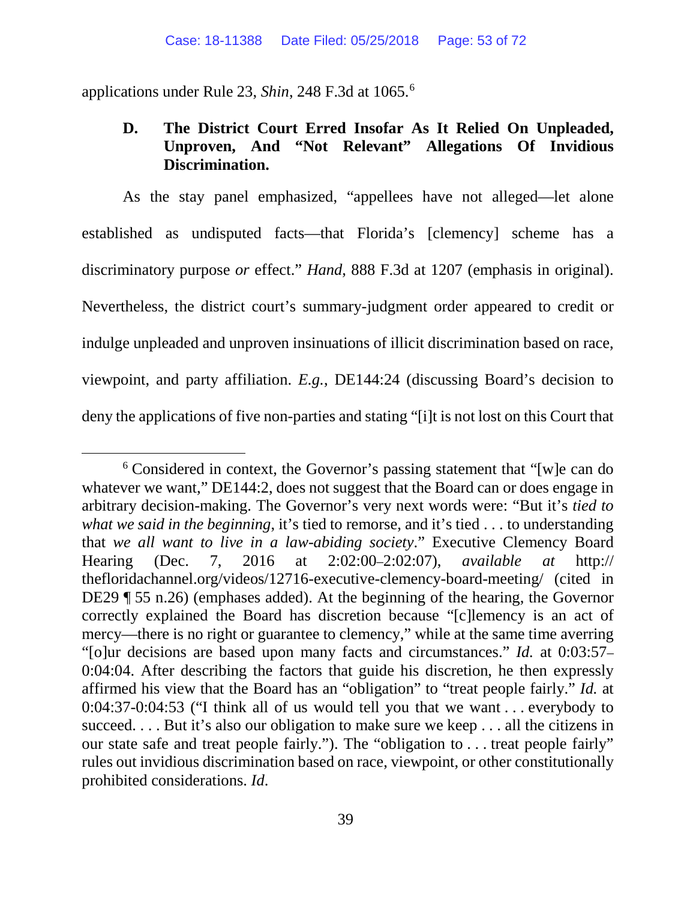applications under Rule 23, *Shin*, 248 F.3d at 1065.[6]

### D. The District Court Erred Insofar As It Relied On Unpleaded, Unproven, And "Not Relevant" Allegations Of Invidious Discrimination.

As the stay panel emphasized, "appellees have not alleged—let alone established as undisputed facts—that Florida's [clemency] scheme has a discriminatory purpose *or* effect." *Hand*, 888 F.3d at 1207 (emphasis in original). Nevertheless, the district court's summary-judgment order appeared to credit or indulge unpleaded and unproven insinuations of illicit discrimination based on race, viewpoint, and party affiliation. *E.g.*, DE144:24 (discussing Board's decision to deny the applications of five non-parties and stating "[i]t is not lost on this Court that

---

[6] Considered in context, the Governor's passing statement that "[w]e can do whatever we want," DE144:2, does not suggest that the Board can or does engage in arbitrary decision-making. The Governor's very next words were: "But it's *tied to what we said in the beginning*, it's tied to remorse, and it's tied . . . to understanding that *we all want to live in a law-abiding society*." Executive Clemency Board Hearing (Dec. 7, 2016 at 2:02:00–2:02:07), *available at* http://thefloridachannel.org/videos/12716-executive-clemency-board-meeting/ (cited in DE29 ¶ 55 n.26) (emphases added). At the beginning of the hearing, the Governor correctly explained the Board has discretion because "[c]lemency is an act of mercy—there is no right or guarantee to clemency," while at the same time averring "[o]ur decisions are based upon many facts and circumstances." *Id.* at 0:03:57–0:04:04. After describing the factors that guide his discretion, he then expressly affirmed his view that the Board has an "obligation" to "treat people fairly." *Id.* at 0:04:37-0:04:53 ("I think all of us would tell you that we want . . . everybody to succeed. . . . But it's also our obligation to make sure we keep . . . all the citizens in our state safe and treat people fairly."). The "obligation to . . . treat people fairly" rules out invidious discrimination based on race, viewpoint, or other constitutionally prohibited considerations. *Id*.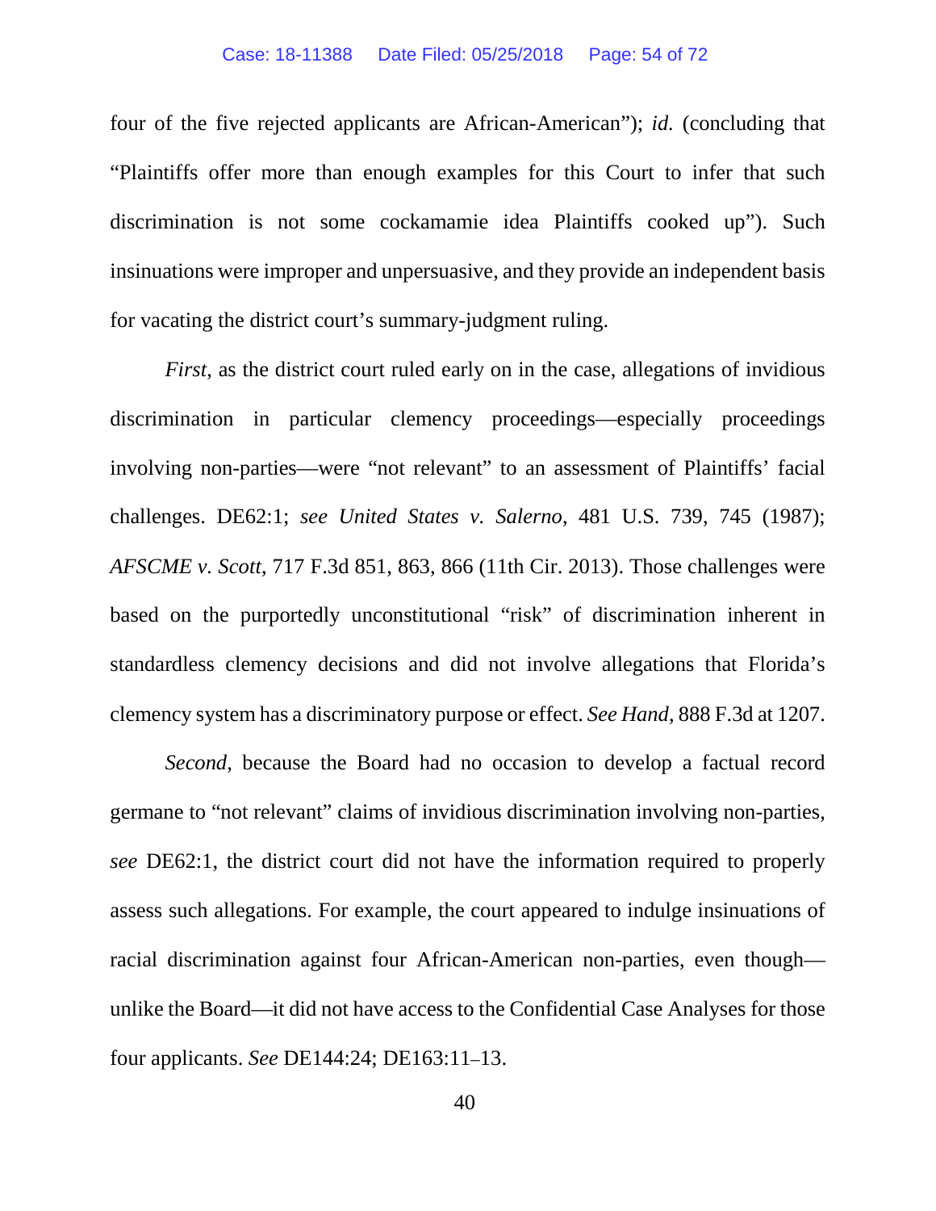four of the five rejected applicants are African-American"); *id.* (concluding that "Plaintiffs offer more than enough examples for this Court to infer that such discrimination is not some cockamamie idea Plaintiffs cooked up"). Such insinuations were improper and unpersuasive, and they provide an independent basis for vacating the district court's summary-judgment ruling.

*First*, as the district court ruled early on in the case, allegations of invidious discrimination in particular clemency proceedings—especially proceedings involving non-parties—were "not relevant" to an assessment of Plaintiffs' facial challenges. DE62:1; *see United States v. Salerno*, 481 U.S. 739, 745 (1987); *AFSCME v. Scott*, 717 F.3d 851, 863, 866 (11th Cir. 2013). Those challenges were based on the purportedly unconstitutional "risk" of discrimination inherent in standardless clemency decisions and did not involve allegations that Florida's clemency system has a discriminatory purpose or effect. *See Hand*, 888 F.3d at 1207.

*Second*, because the Board had no occasion to develop a factual record germane to "not relevant" claims of invidious discrimination involving non-parties, *see* DE62:1, the district court did not have the information required to properly assess such allegations. For example, the court appeared to indulge insinuations of racial discrimination against four African-American non-parties, even though—unlike the Board—it did not have access to the Confidential Case Analyses for those four applicants. *See* DE144:24; DE163:11–13.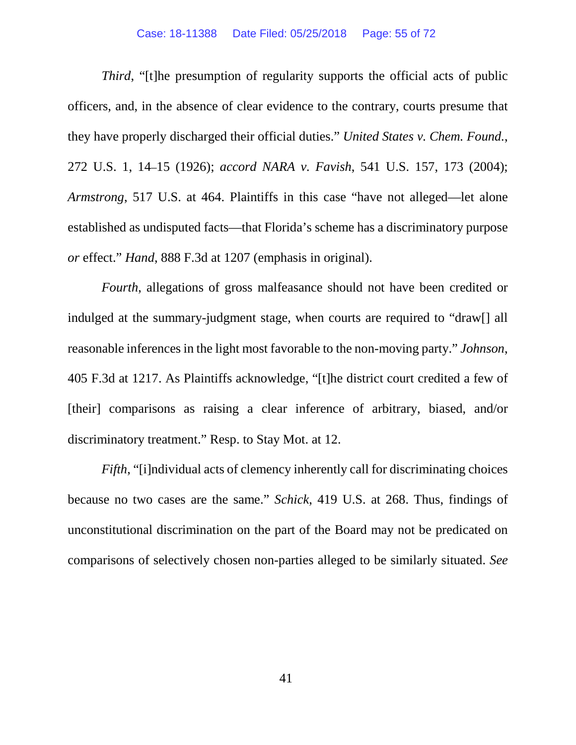*Third*, "[t]he presumption of regularity supports the official acts of public officers, and, in the absence of clear evidence to the contrary, courts presume that they have properly discharged their official duties." *United States v. Chem. Found.*, 272 U.S. 1, 14–15 (1926); *accord NARA v. Favish*, 541 U.S. 157, 173 (2004); *Armstrong*, 517 U.S. at 464. Plaintiffs in this case "have not alleged—let alone established as undisputed facts—that Florida's scheme has a discriminatory purpose *or* effect." *Hand*, 888 F.3d at 1207 (emphasis in original).

*Fourth*, allegations of gross malfeasance should not have been credited or indulged at the summary-judgment stage, when courts are required to "draw[] all reasonable inferences in the light most favorable to the non-moving party." *Johnson*, 405 F.3d at 1217. As Plaintiffs acknowledge, "[t]he district court credited a few of [their] comparisons as raising a clear inference of arbitrary, biased, and/or discriminatory treatment." Resp. to Stay Mot. at 12.

*Fifth*, "[i]ndividual acts of clemency inherently call for discriminating choices because no two cases are the same." *Schick*, 419 U.S. at 268. Thus, findings of unconstitutional discrimination on the part of the Board may not be predicated on comparisons of selectively chosen non-parties alleged to be similarly situated. *See*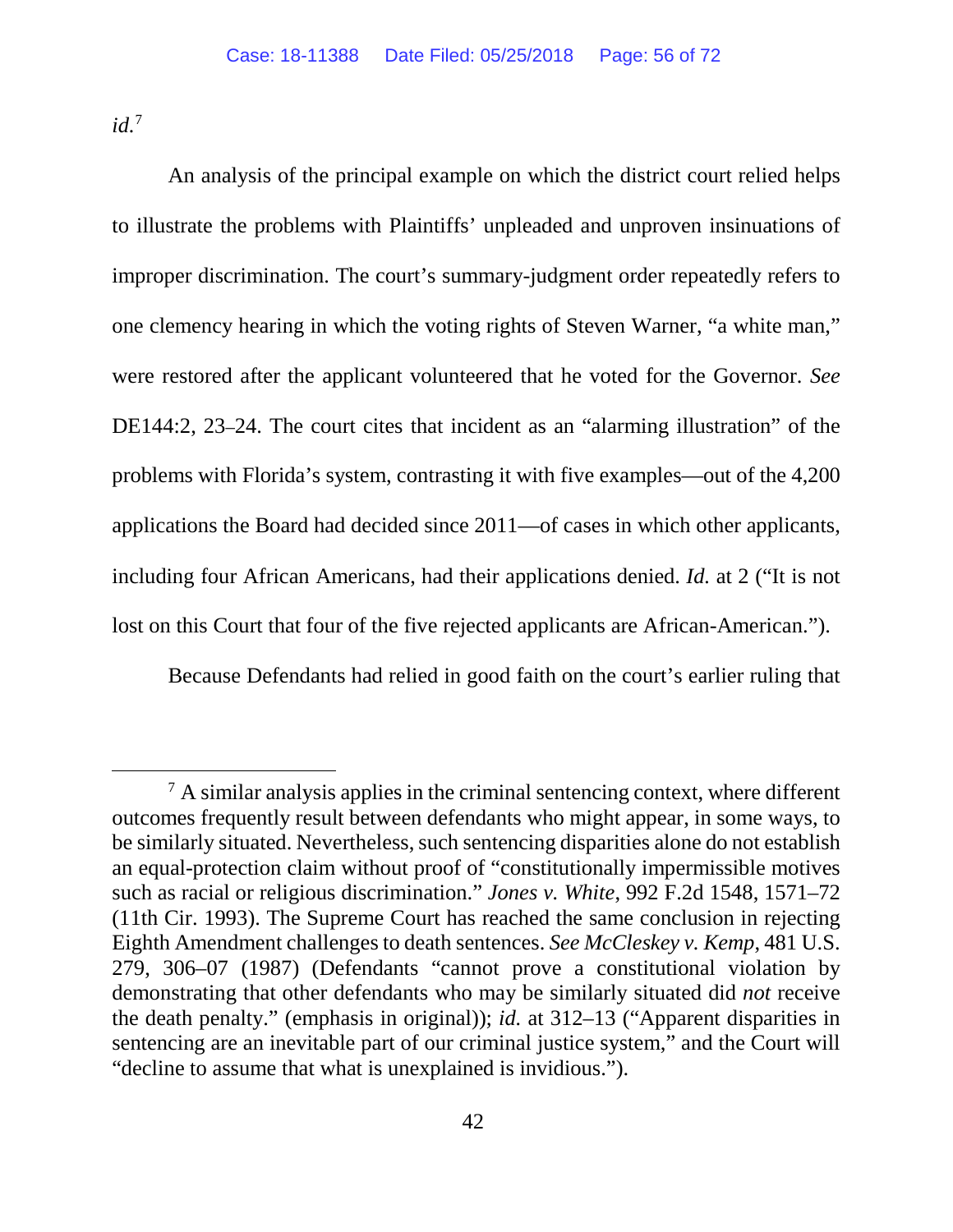*id.*[7]

An analysis of the principal example on which the district court relied helps to illustrate the problems with Plaintiffs' unpleaded and unproven insinuations of improper discrimination. The court's summary-judgment order repeatedly refers to one clemency hearing in which the voting rights of Steven Warner, "a white man," were restored after the applicant volunteered that he voted for the Governor. *See* DE144:2, 23–24. The court cites that incident as an "alarming illustration" of the problems with Florida's system, contrasting it with five examples—out of the 4,200 applications the Board had decided since 2011—of cases in which other applicants, including four African Americans, had their applications denied. *Id.* at 2 ("It is not lost on this Court that four of the five rejected applicants are African-American.").

Because Defendants had relied in good faith on the court's earlier ruling that

---

[7] A similar analysis applies in the criminal sentencing context, where different outcomes frequently result between defendants who might appear, in some ways, to be similarly situated. Nevertheless, such sentencing disparities alone do not establish an equal-protection claim without proof of "constitutionally impermissible motives such as racial or religious discrimination." *Jones v. White*, 992 F.2d 1548, 1571–72 (11th Cir. 1993). The Supreme Court has reached the same conclusion in rejecting Eighth Amendment challenges to death sentences. *See McCleskey v. Kemp*, 481 U.S. 279, 306–07 (1987) (Defendants "cannot prove a constitutional violation by demonstrating that other defendants who may be similarly situated did *not* receive the death penalty." (emphasis in original)); *id.* at 312–13 ("Apparent disparities in sentencing are an inevitable part of our criminal justice system," and the Court will "decline to assume that what is unexplained is invidious.").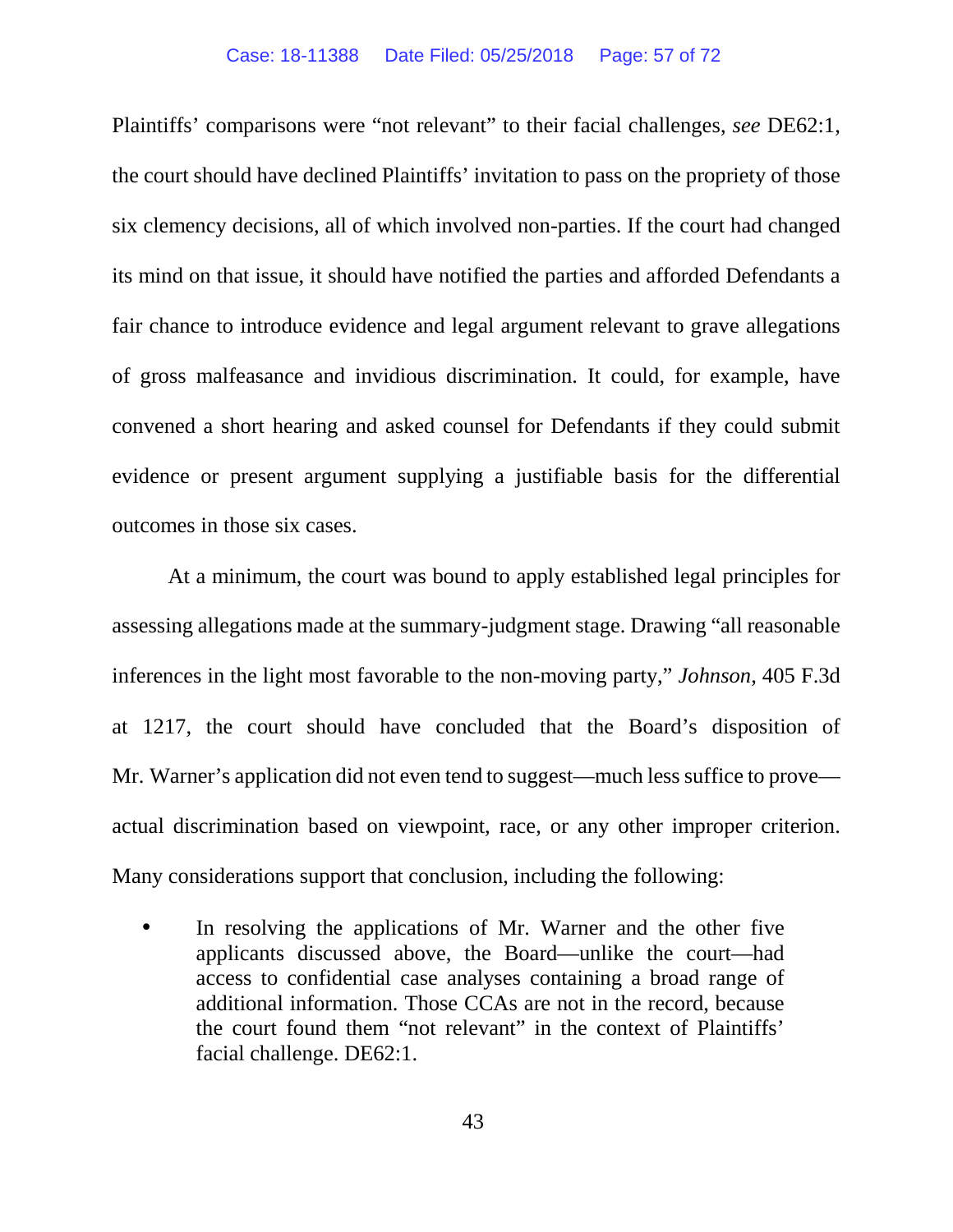Plaintiffs' comparisons were "not relevant" to their facial challenges, *see* DE62:1, the court should have declined Plaintiffs' invitation to pass on the propriety of those six clemency decisions, all of which involved non-parties. If the court had changed its mind on that issue, it should have notified the parties and afforded Defendants a fair chance to introduce evidence and legal argument relevant to grave allegations of gross malfeasance and invidious discrimination. It could, for example, have convened a short hearing and asked counsel for Defendants if they could submit evidence or present argument supplying a justifiable basis for the differential outcomes in those six cases.

At a minimum, the court was bound to apply established legal principles for assessing allegations made at the summary-judgment stage. Drawing "all reasonable inferences in the light most favorable to the non-moving party," *Johnson*, 405 F.3d at 1217, the court should have concluded that the Board's disposition of Mr. Warner's application did not even tend to suggest—much less suffice to prove—actual discrimination based on viewpoint, race, or any other improper criterion. Many considerations support that conclusion, including the following:

- In resolving the applications of Mr. Warner and the other five applicants discussed above, the Board—unlike the court—had access to confidential case analyses containing a broad range of additional information. Those CCAs are not in the record, because the court found them "not relevant" in the context of Plaintiffs' facial challenge. DE62:1.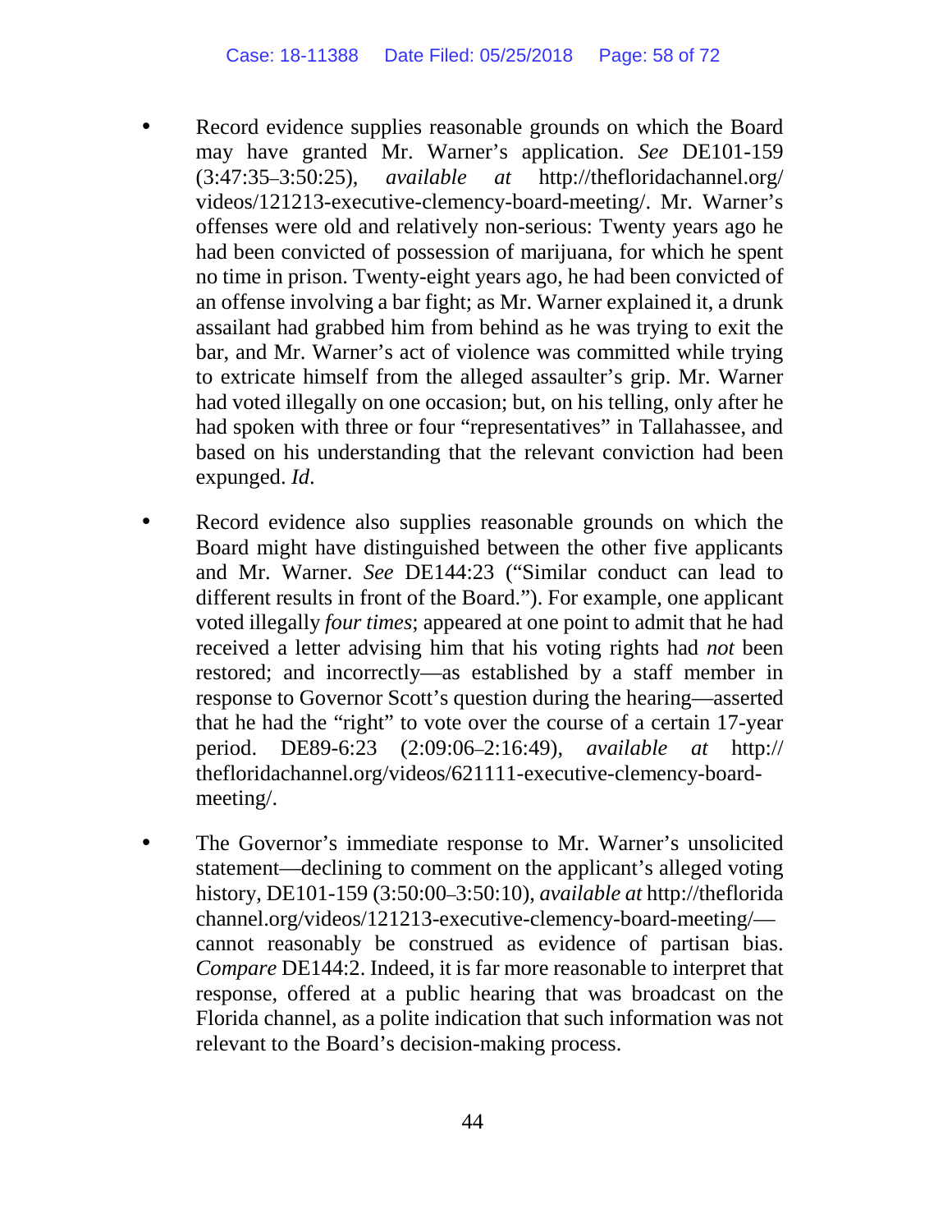- Record evidence supplies reasonable grounds on which the Board may have granted Mr. Warner's application. *See* DE101-159 (3:47:35–3:50:25), *available at* http://thefloridachannel.org/videos/121213-executive-clemency-board-meeting/. Mr. Warner's offenses were old and relatively non-serious: Twenty years ago he had been convicted of possession of marijuana, for which he spent no time in prison. Twenty-eight years ago, he had been convicted of an offense involving a bar fight; as Mr. Warner explained it, a drunk assailant had grabbed him from behind as he was trying to exit the bar, and Mr. Warner's act of violence was committed while trying to extricate himself from the alleged assaulter's grip. Mr. Warner had voted illegally on one occasion; but, on his telling, only after he had spoken with three or four "representatives" in Tallahassee, and based on his understanding that the relevant conviction had been expunged. *Id*.

- Record evidence also supplies reasonable grounds on which the Board might have distinguished between the other five applicants and Mr. Warner. *See* DE144:23 ("Similar conduct can lead to different results in front of the Board."). For example, one applicant voted illegally *four times*; appeared at one point to admit that he had received a letter advising him that his voting rights had *not* been restored; and incorrectly—as established by a staff member in response to Governor Scott's question during the hearing—asserted that he had the "right" to vote over the course of a certain 17-year period. DE89-6:23 (2:09:06–2:16:49), *available at* http://thefloridachannel.org/videos/621111-executive-clemency-board-meeting/.

- The Governor's immediate response to Mr. Warner's unsolicited statement—declining to comment on the applicant's alleged voting history, DE101-159 (3:50:00–3:50:10), *available at* http://thefloridachannel.org/videos/121213-executive-clemency-board-meeting/—cannot reasonably be construed as evidence of partisan bias. *Compare* DE144:2. Indeed, it is far more reasonable to interpret that response, offered at a public hearing that was broadcast on the Florida channel, as a polite indication that such information was not relevant to the Board's decision-making process.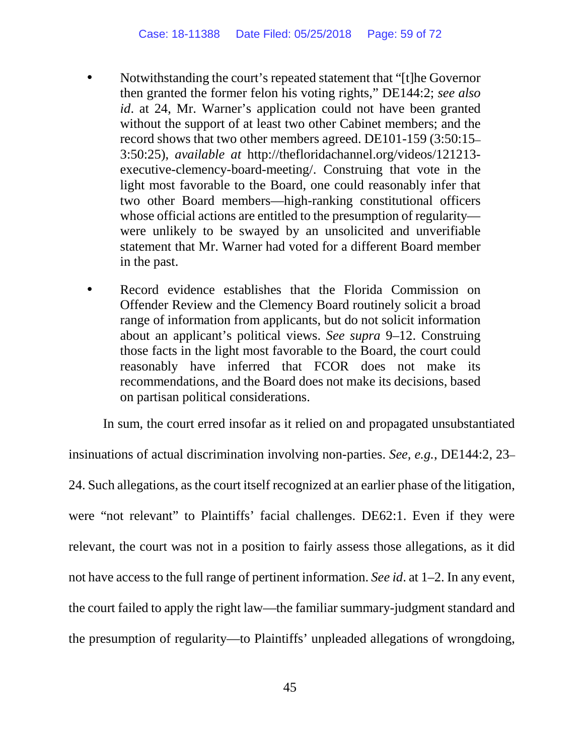- Notwithstanding the court's repeated statement that "[t]he Governor then granted the former felon his voting rights," DE144:2; *see also id*. at 24, Mr. Warner's application could not have been granted without the support of at least two other Cabinet members; and the record shows that two other members agreed. DE101-159 (3:50:15–3:50:25), *available at* http://thefloridachannel.org/videos/121213-executive-clemency-board-meeting/. Construing that vote in the light most favorable to the Board, one could reasonably infer that two other Board members—high-ranking constitutional officers whose official actions are entitled to the presumption of regularity—were unlikely to be swayed by an unsolicited and unverifiable statement that Mr. Warner had voted for a different Board member in the past.

- Record evidence establishes that the Florida Commission on Offender Review and the Clemency Board routinely solicit a broad range of information from applicants, but do not solicit information about an applicant's political views. *See supra* 9–12. Construing those facts in the light most favorable to the Board, the court could reasonably have inferred that FCOR does not make its recommendations, and the Board does not make its decisions, based on partisan political considerations.

In sum, the court erred insofar as it relied on and propagated unsubstantiated insinuations of actual discrimination involving non-parties. *See, e.g.*, DE144:2, 23–24. Such allegations, as the court itself recognized at an earlier phase of the litigation, were "not relevant" to Plaintiffs' facial challenges. DE62:1. Even if they were relevant, the court was not in a position to fairly assess those allegations, as it did not have access to the full range of pertinent information. *See id*. at 1–2. In any event, the court failed to apply the right law—the familiar summary-judgment standard and the presumption of regularity—to Plaintiffs' unpleaded allegations of wrongdoing,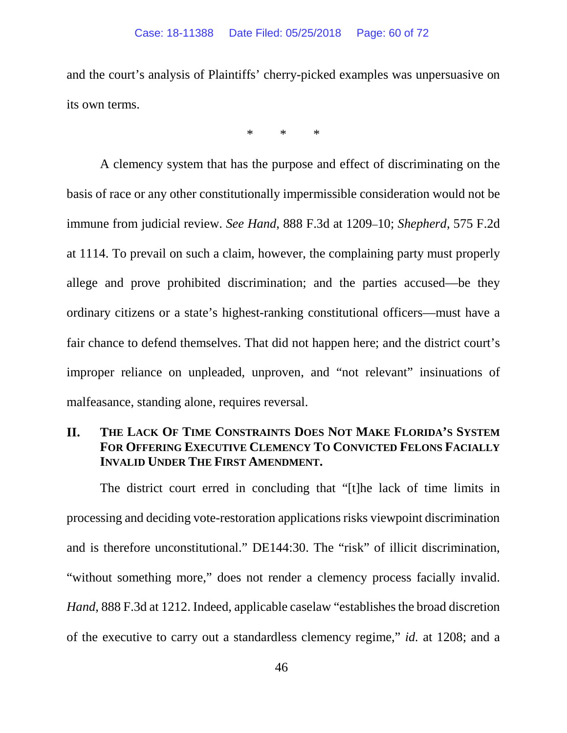and the court's analysis of Plaintiffs' cherry-picked examples was unpersuasive on its own terms.

\*   \*   \*

A clemency system that has the purpose and effect of discriminating on the basis of race or any other constitutionally impermissible consideration would not be immune from judicial review. *See Hand*, 888 F.3d at 1209–10; *Shepherd*, 575 F.2d at 1114. To prevail on such a claim, however, the complaining party must properly allege and prove prohibited discrimination; and the parties accused—be they ordinary citizens or a state's highest-ranking constitutional officers—must have a fair chance to defend themselves. That did not happen here; and the district court's improper reliance on unpleaded, unproven, and "not relevant" insinuations of malfeasance, standing alone, requires reversal.

## II. THE LACK OF TIME CONSTRAINTS DOES NOT MAKE FLORIDA'S SYSTEM FOR OFFERING EXECUTIVE CLEMENCY TO CONVICTED FELONS FACIALLY INVALID UNDER THE FIRST AMENDMENT.

The district court erred in concluding that "[t]he lack of time limits in processing and deciding vote-restoration applications risks viewpoint discrimination and is therefore unconstitutional." DE144:30. The "risk" of illicit discrimination, "without something more," does not render a clemency process facially invalid. *Hand*, 888 F.3d at 1212. Indeed, applicable caselaw "establishes the broad discretion of the executive to carry out a standardless clemency regime," *id.* at 1208; and a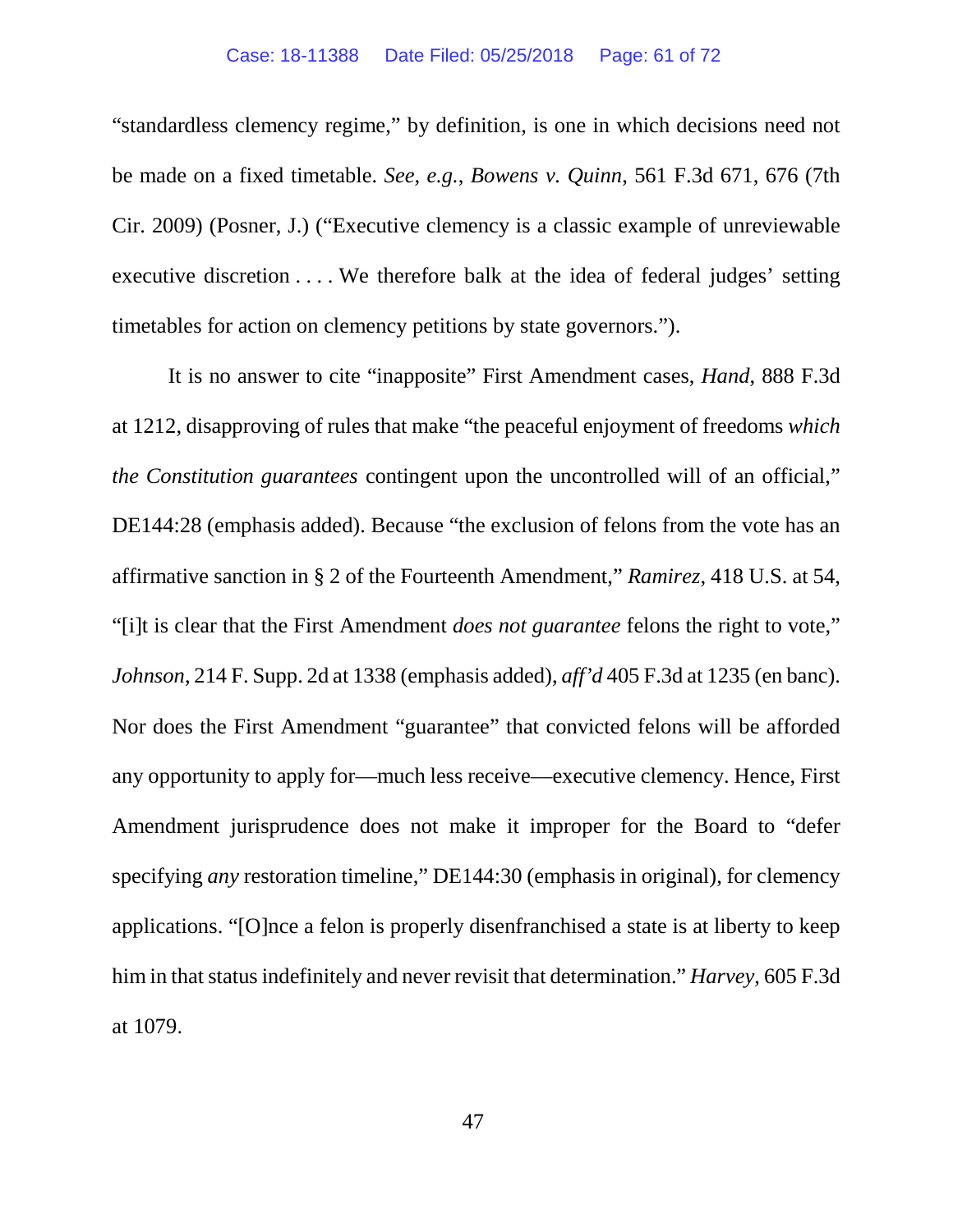"standardless clemency regime," by definition, is one in which decisions need not be made on a fixed timetable. *See, e.g.*, *Bowens v. Quinn*, 561 F.3d 671, 676 (7th Cir. 2009) (Posner, J.) ("Executive clemency is a classic example of unreviewable executive discretion . . . . We therefore balk at the idea of federal judges' setting timetables for action on clemency petitions by state governors.").

It is no answer to cite "inapposite" First Amendment cases, *Hand*, 888 F.3d at 1212, disapproving of rules that make "the peaceful enjoyment of freedoms *which the Constitution guarantees* contingent upon the uncontrolled will of an official," DE144:28 (emphasis added). Because "the exclusion of felons from the vote has an affirmative sanction in § 2 of the Fourteenth Amendment," *Ramirez*, 418 U.S. at 54, "[i]t is clear that the First Amendment *does not guarantee* felons the right to vote," *Johnson*, 214 F. Supp. 2d at 1338 (emphasis added), *aff'd* 405 F.3d at 1235 (en banc). Nor does the First Amendment "guarantee" that convicted felons will be afforded any opportunity to apply for—much less receive—executive clemency. Hence, First Amendment jurisprudence does not make it improper for the Board to "defer specifying *any* restoration timeline," DE144:30 (emphasis in original), for clemency applications. "[O]nce a felon is properly disenfranchised a state is at liberty to keep him in that status indefinitely and never revisit that determination." *Harvey*, 605 F.3d at 1079.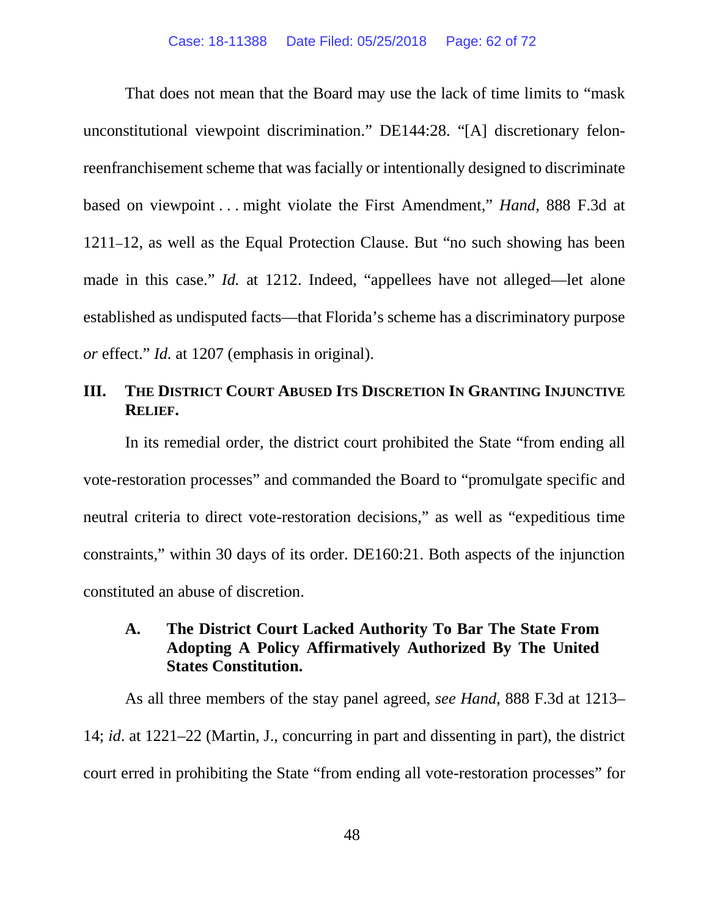That does not mean that the Board may use the lack of time limits to "mask unconstitutional viewpoint discrimination." DE144:28. "[A] discretionary felon-reenfranchisement scheme that was facially or intentionally designed to discriminate based on viewpoint . . . might violate the First Amendment," *Hand*, 888 F.3d at 1211–12, as well as the Equal Protection Clause. But "no such showing has been made in this case." *Id.* at 1212. Indeed, "appellees have not alleged—let alone established as undisputed facts—that Florida's scheme has a discriminatory purpose *or* effect." *Id.* at 1207 (emphasis in original).

## III. THE DISTRICT COURT ABUSED ITS DISCRETION IN GRANTING INJUNCTIVE RELIEF.

In its remedial order, the district court prohibited the State "from ending all vote-restoration processes" and commanded the Board to "promulgate specific and neutral criteria to direct vote-restoration decisions," as well as "expeditious time constraints," within 30 days of its order. DE160:21. Both aspects of the injunction constituted an abuse of discretion.

### A. The District Court Lacked Authority To Bar The State From Adopting A Policy Affirmatively Authorized By The United States Constitution.

As all three members of the stay panel agreed, *see Hand*, 888 F.3d at 1213–14; *id.* at 1221–22 (Martin, J., concurring in part and dissenting in part), the district court erred in prohibiting the State "from ending all vote-restoration processes" for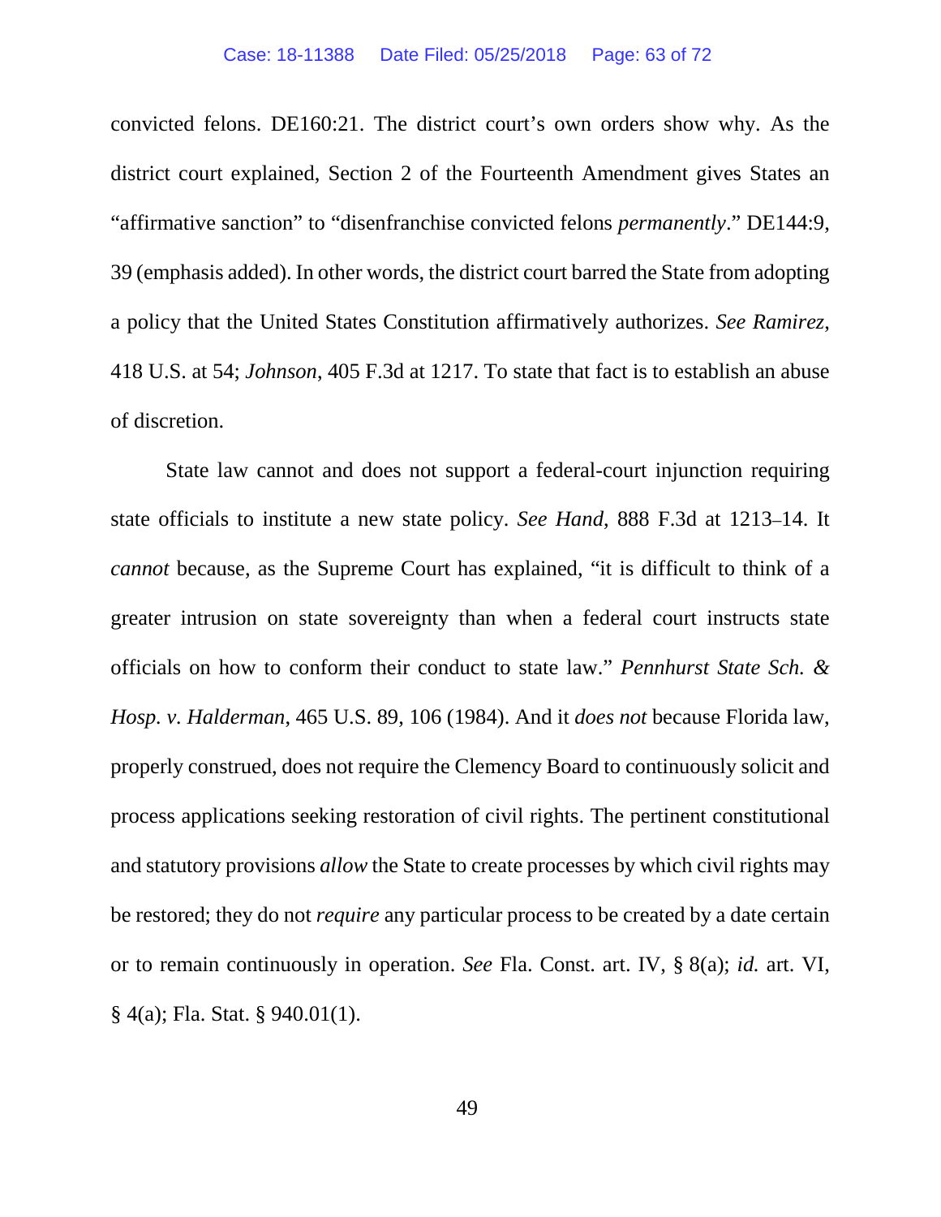convicted felons. DE160:21. The district court's own orders show why. As the district court explained, Section 2 of the Fourteenth Amendment gives States an "affirmative sanction" to "disenfranchise convicted felons *permanently*." DE144:9, 39 (emphasis added). In other words, the district court barred the State from adopting a policy that the United States Constitution affirmatively authorizes. *See Ramirez*, 418 U.S. at 54; *Johnson*, 405 F.3d at 1217. To state that fact is to establish an abuse of discretion.

State law cannot and does not support a federal-court injunction requiring state officials to institute a new state policy. *See Hand*, 888 F.3d at 1213–14. It *cannot* because, as the Supreme Court has explained, "it is difficult to think of a greater intrusion on state sovereignty than when a federal court instructs state officials on how to conform their conduct to state law." *Pennhurst State Sch. & Hosp. v. Halderman*, 465 U.S. 89, 106 (1984). And it *does not* because Florida law, properly construed, does not require the Clemency Board to continuously solicit and process applications seeking restoration of civil rights. The pertinent constitutional and statutory provisions *allow* the State to create processes by which civil rights may be restored; they do not *require* any particular process to be created by a date certain or to remain continuously in operation. *See* Fla. Const. art. IV, § 8(a); *id.* art. VI, § 4(a); Fla. Stat. § 940.01(1).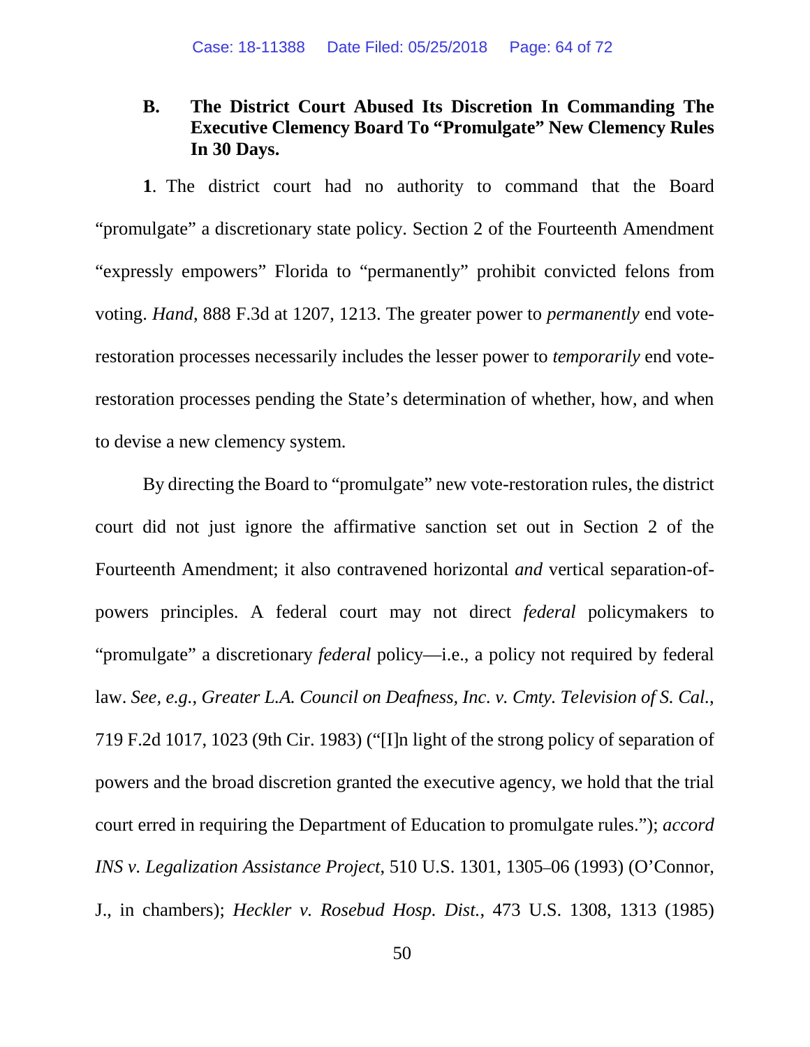### B. The District Court Abused Its Discretion In Commanding The Executive Clemency Board To "Promulgate" New Clemency Rules In 30 Days.

**1**. The district court had no authority to command that the Board "promulgate" a discretionary state policy. Section 2 of the Fourteenth Amendment "expressly empowers" Florida to "permanently" prohibit convicted felons from voting. *Hand*, 888 F.3d at 1207, 1213. The greater power to *permanently* end vote-restoration processes necessarily includes the lesser power to *temporarily* end vote-restoration processes pending the State's determination of whether, how, and when to devise a new clemency system.

By directing the Board to "promulgate" new vote-restoration rules, the district court did not just ignore the affirmative sanction set out in Section 2 of the Fourteenth Amendment; it also contravened horizontal *and* vertical separation-of-powers principles. A federal court may not direct *federal* policymakers to "promulgate" a discretionary *federal* policy—i.e., a policy not required by federal law. *See, e.g.*, *Greater L.A. Council on Deafness, Inc. v. Cmty. Television of S. Cal.*, 719 F.2d 1017, 1023 (9th Cir. 1983) ("[I]n light of the strong policy of separation of powers and the broad discretion granted the executive agency, we hold that the trial court erred in requiring the Department of Education to promulgate rules."); *accord INS v. Legalization Assistance Project*, 510 U.S. 1301, 1305–06 (1993) (O'Connor, J., in chambers); *Heckler v. Rosebud Hosp. Dist.*, 473 U.S. 1308, 1313 (1985)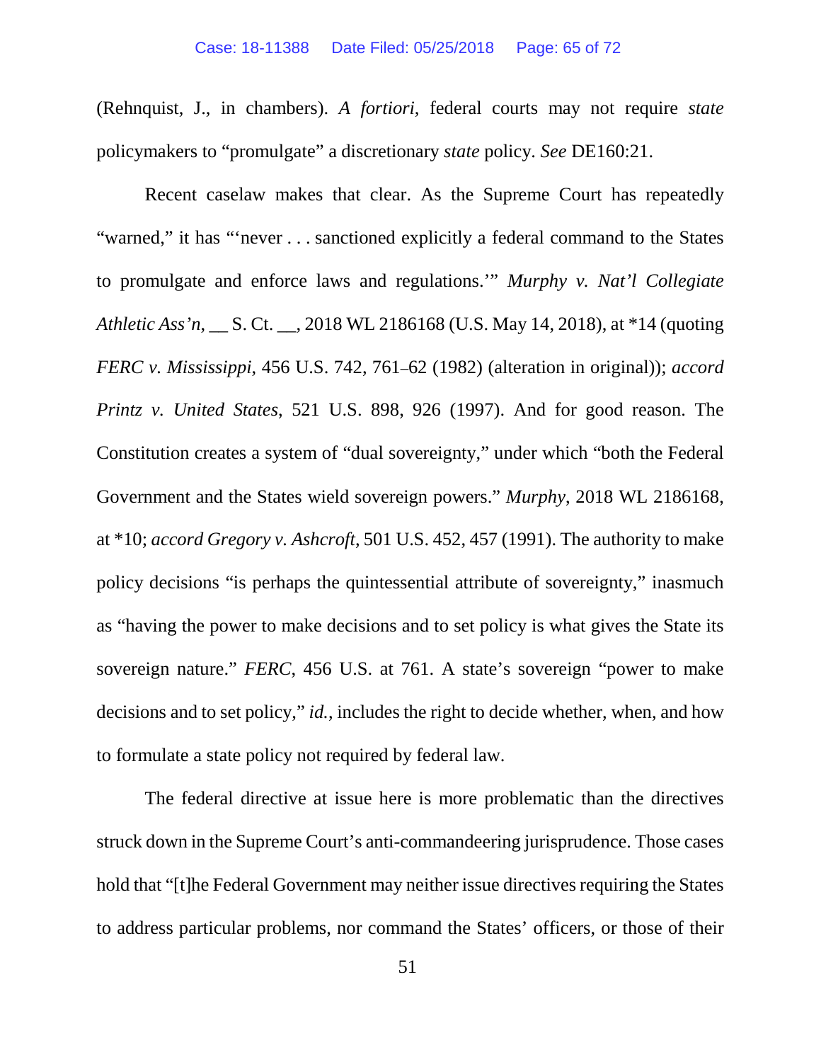(Rehnquist, J., in chambers). *A fortiori*, federal courts may not require *state* policymakers to "promulgate" a discretionary *state* policy. *See* DE160:21.

Recent caselaw makes that clear. As the Supreme Court has repeatedly "warned," it has "'never . . . sanctioned explicitly a federal command to the States to promulgate and enforce laws and regulations.'" *Murphy v. Nat'l Collegiate Athletic Ass'n*, __ S. Ct. __, 2018 WL 2186168 (U.S. May 14, 2018), at *14 (quoting *FERC v. Mississippi*, 456 U.S. 742, 761–62 (1982) (alteration in original)); *accord Printz v. United States*, 521 U.S. 898, 926 (1997). And for good reason. The Constitution creates a system of "dual sovereignty," under which "both the Federal Government and the States wield sovereign powers." *Murphy*, 2018 WL 2186168, at *10; *accord Gregory v. Ashcroft*, 501 U.S. 452, 457 (1991). The authority to make policy decisions "is perhaps the quintessential attribute of sovereignty," inasmuch as "having the power to make decisions and to set policy is what gives the State its sovereign nature." *FERC*, 456 U.S. at 761. A state's sovereign "power to make decisions and to set policy," *id.*, includes the right to decide whether, when, and how to formulate a state policy not required by federal law.

The federal directive at issue here is more problematic than the directives struck down in the Supreme Court's anti-commandeering jurisprudence. Those cases hold that "[t]he Federal Government may neither issue directives requiring the States to address particular problems, nor command the States' officers, or those of their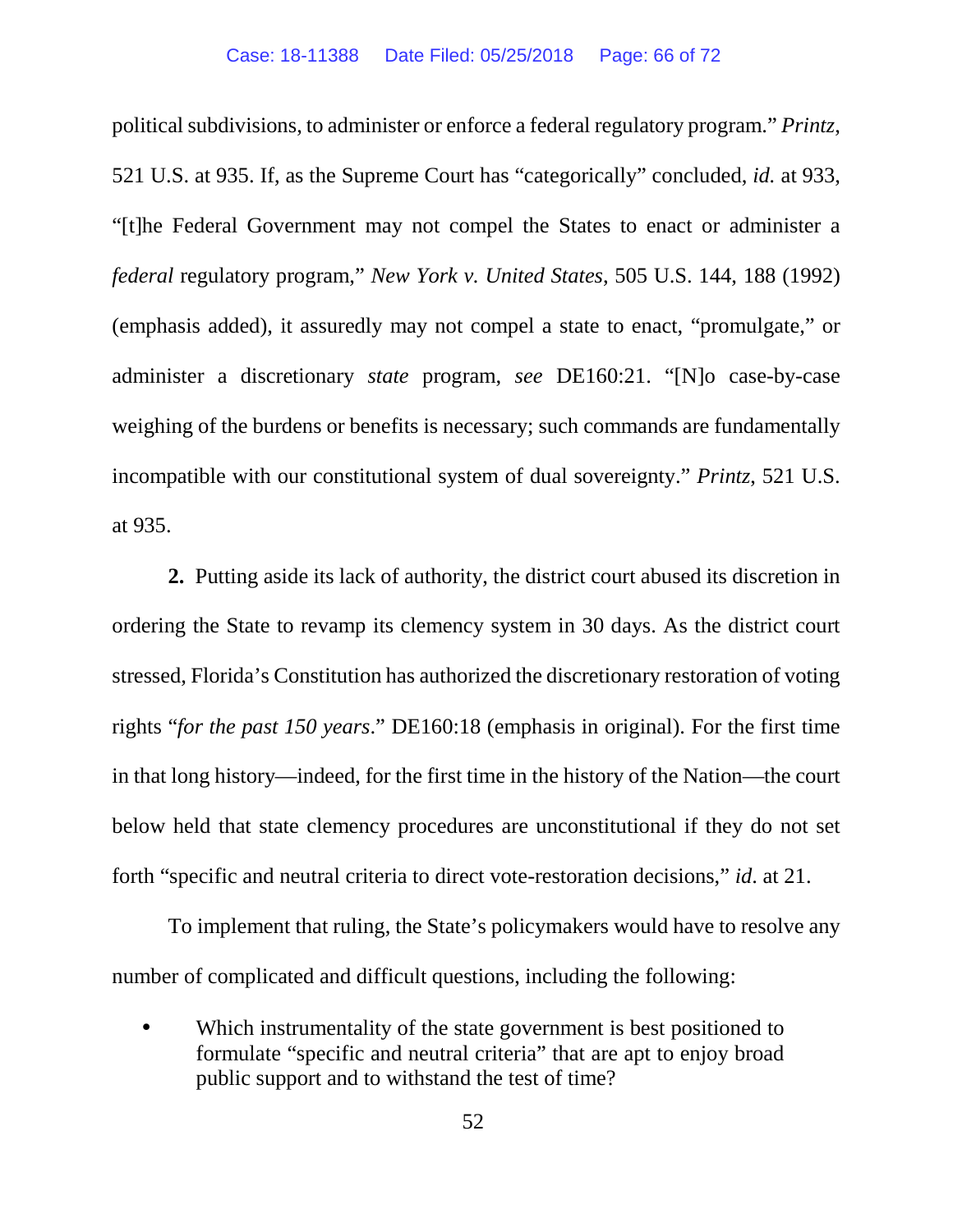political subdivisions, to administer or enforce a federal regulatory program." *Printz*, 521 U.S. at 935. If, as the Supreme Court has "categorically" concluded, *id.* at 933, "[t]he Federal Government may not compel the States to enact or administer a *federal* regulatory program," *New York v. United States*, 505 U.S. 144, 188 (1992) (emphasis added), it assuredly may not compel a state to enact, "promulgate," or administer a discretionary *state* program, *see* DE160:21. "[N]o case-by-case weighing of the burdens or benefits is necessary; such commands are fundamentally incompatible with our constitutional system of dual sovereignty." *Printz*, 521 U.S. at 935.

**2.** Putting aside its lack of authority, the district court abused its discretion in ordering the State to revamp its clemency system in 30 days. As the district court stressed, Florida's Constitution has authorized the discretionary restoration of voting rights "*for the past 150 years*." DE160:18 (emphasis in original). For the first time in that long history—indeed, for the first time in the history of the Nation—the court below held that state clemency procedures are unconstitutional if they do not set forth "specific and neutral criteria to direct vote-restoration decisions," *id*. at 21.

To implement that ruling, the State's policymakers would have to resolve any number of complicated and difficult questions, including the following:

- Which instrumentality of the state government is best positioned to formulate "specific and neutral criteria" that are apt to enjoy broad public support and to withstand the test of time?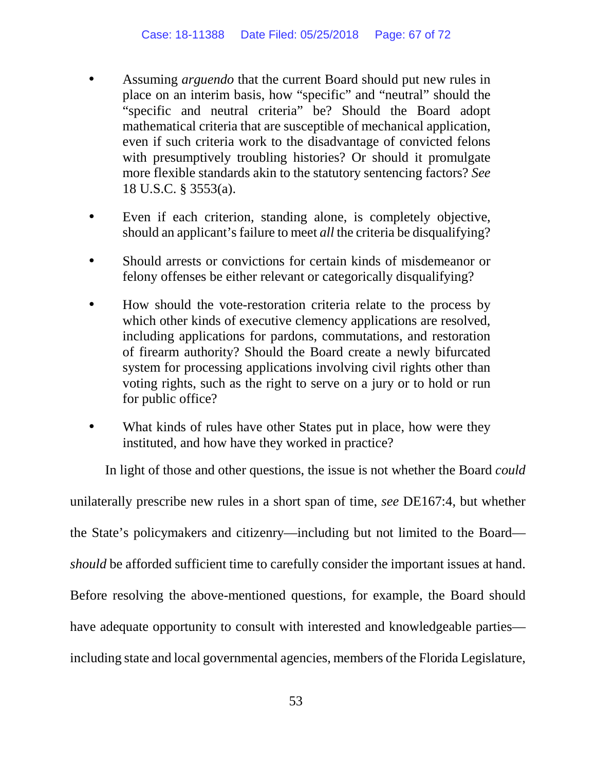- Assuming *arguendo* that the current Board should put new rules in place on an interim basis, how "specific" and "neutral" should the "specific and neutral criteria" be? Should the Board adopt mathematical criteria that are susceptible of mechanical application, even if such criteria work to the disadvantage of convicted felons with presumptively troubling histories? Or should it promulgate more flexible standards akin to the statutory sentencing factors? *See* 18 U.S.C. § 3553(a).

- Even if each criterion, standing alone, is completely objective, should an applicant's failure to meet *all* the criteria be disqualifying?

- Should arrests or convictions for certain kinds of misdemeanor or felony offenses be either relevant or categorically disqualifying?

- How should the vote-restoration criteria relate to the process by which other kinds of executive clemency applications are resolved, including applications for pardons, commutations, and restoration of firearm authority? Should the Board create a newly bifurcated system for processing applications involving civil rights other than voting rights, such as the right to serve on a jury or to hold or run for public office?

- What kinds of rules have other States put in place, how were they instituted, and how have they worked in practice?

In light of those and other questions, the issue is not whether the Board *could* unilaterally prescribe new rules in a short span of time, *see* DE167:4, but whether the State's policymakers and citizenry—including but not limited to the Board—*should* be afforded sufficient time to carefully consider the important issues at hand. Before resolving the above-mentioned questions, for example, the Board should have adequate opportunity to consult with interested and knowledgeable parties—including state and local governmental agencies, members of the Florida Legislature,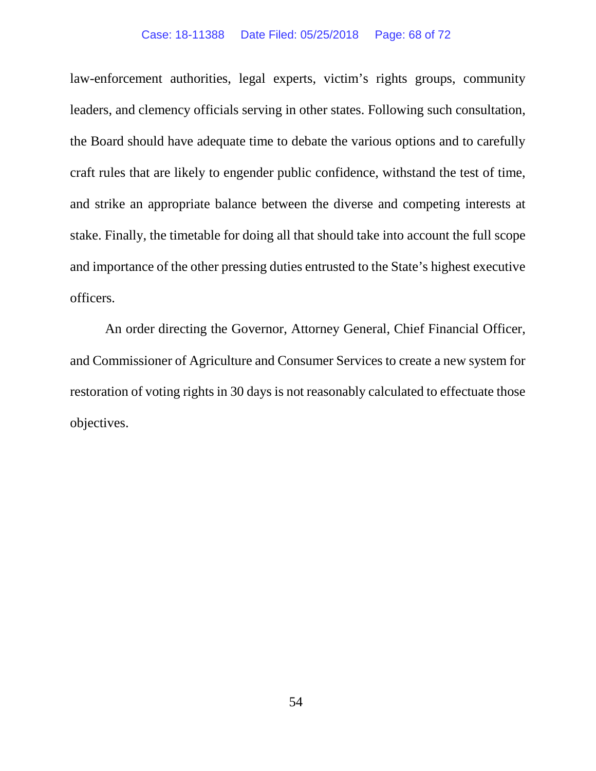law-enforcement authorities, legal experts, victim's rights groups, community leaders, and clemency officials serving in other states. Following such consultation, the Board should have adequate time to debate the various options and to carefully craft rules that are likely to engender public confidence, withstand the test of time, and strike an appropriate balance between the diverse and competing interests at stake. Finally, the timetable for doing all that should take into account the full scope and importance of the other pressing duties entrusted to the State's highest executive officers.

An order directing the Governor, Attorney General, Chief Financial Officer, and Commissioner of Agriculture and Consumer Services to create a new system for restoration of voting rights in 30 days is not reasonably calculated to effectuate those objectives.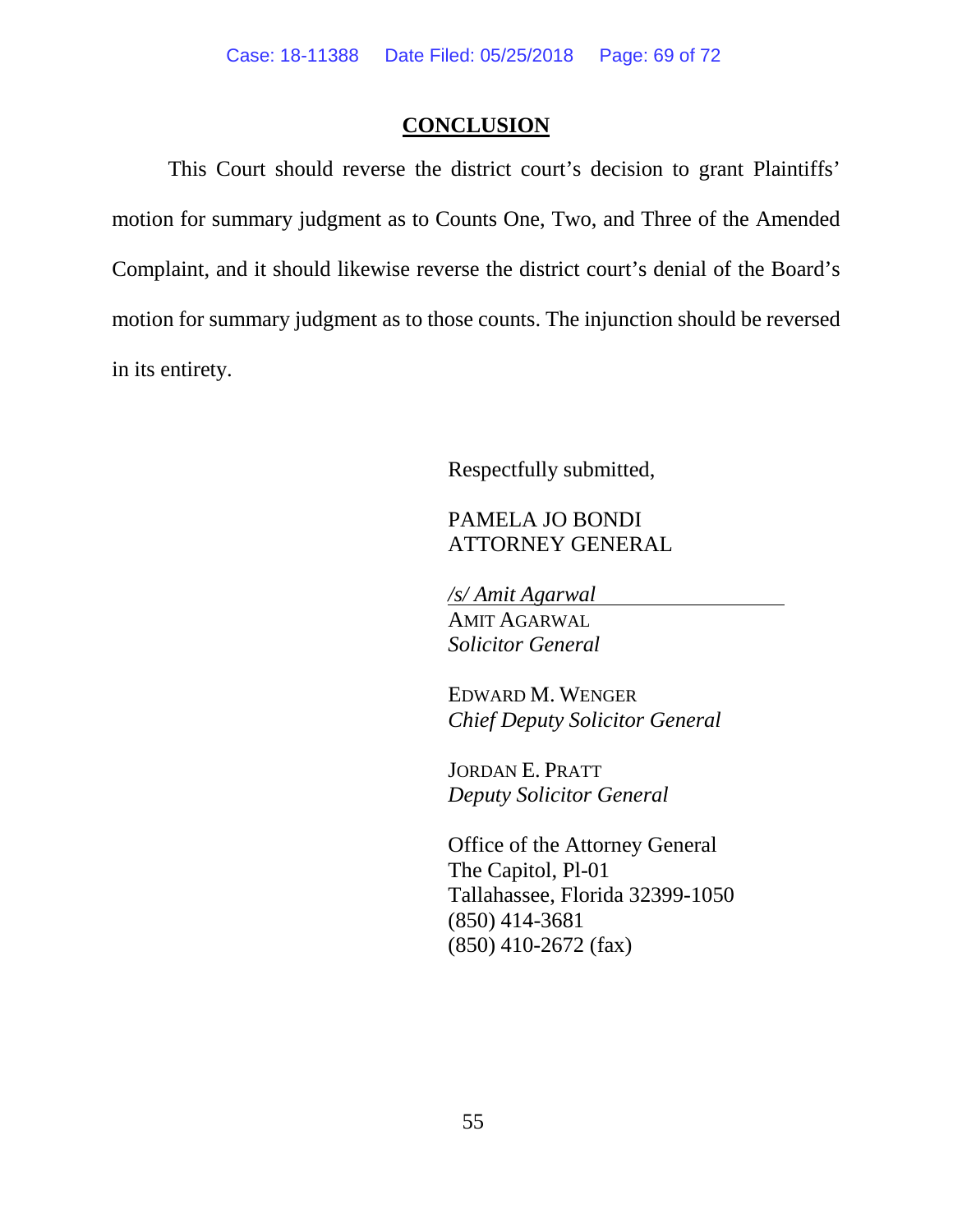## CONCLUSION

This Court should reverse the district court's decision to grant Plaintiffs' motion for summary judgment as to Counts One, Two, and Three of the Amended Complaint, and it should likewise reverse the district court's denial of the Board's motion for summary judgment as to those counts. The injunction should be reversed in its entirety.

Respectfully submitted,

PAMELA JO BONDI
ATTORNEY GENERAL

*/s/ Amit Agarwal*
AMIT AGARWAL
*Solicitor General*

EDWARD M. WENGER
*Chief Deputy Solicitor General*

JORDAN E. PRATT
*Deputy Solicitor General*

Office of the Attorney General
The Capitol, Pl-01
Tallahassee, Florida 32399-1050
(850) 414-3681
(850) 410-2672 (fax)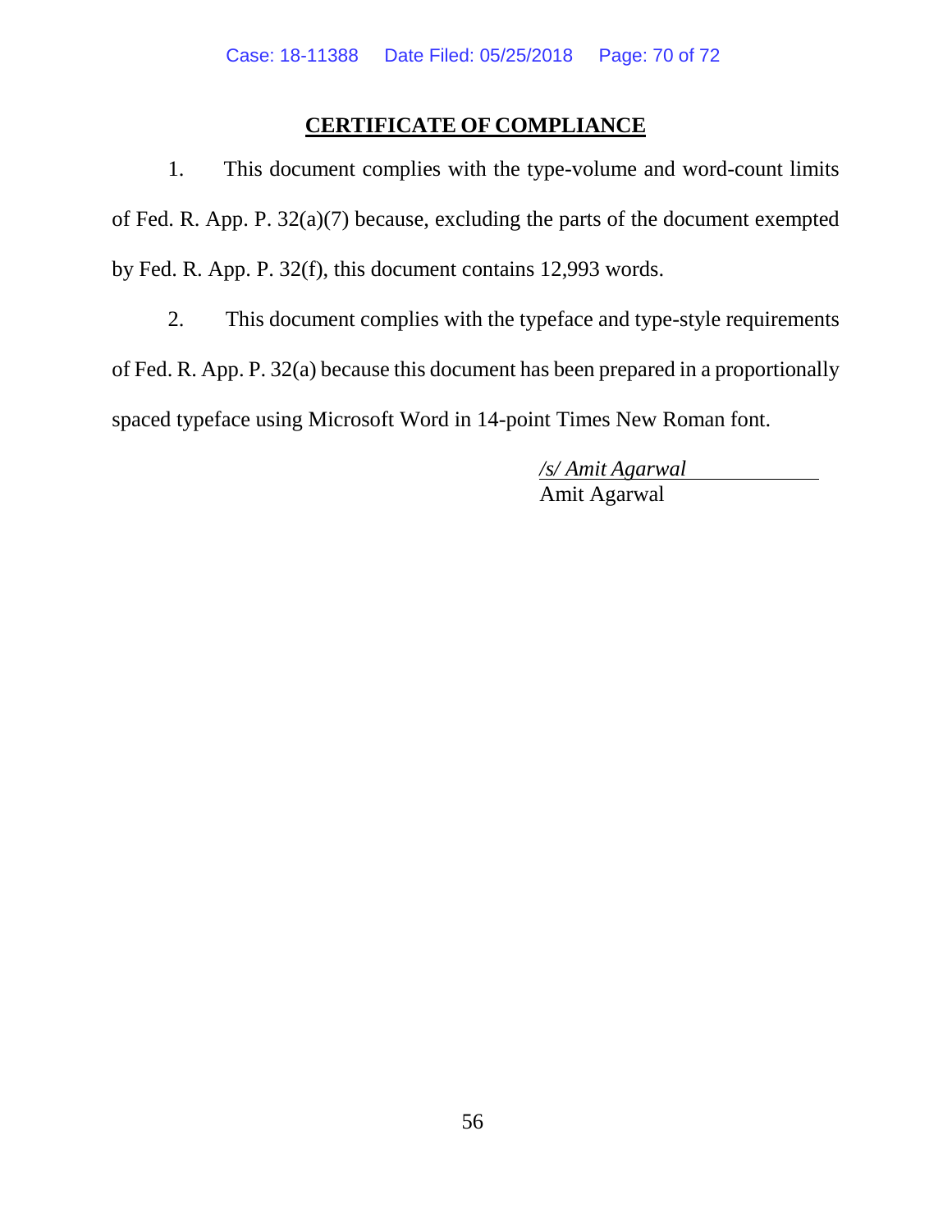## CERTIFICATE OF COMPLIANCE

1. This document complies with the type-volume and word-count limits of Fed. R. App. P. 32(a)(7) because, excluding the parts of the document exempted by Fed. R. App. P. 32(f), this document contains 12,993 words.

2. This document complies with the typeface and type-style requirements of Fed. R. App. P. 32(a) because this document has been prepared in a proportionally spaced typeface using Microsoft Word in 14-point Times New Roman font.

*/s/ Amit Agarwal*
Amit Agarwal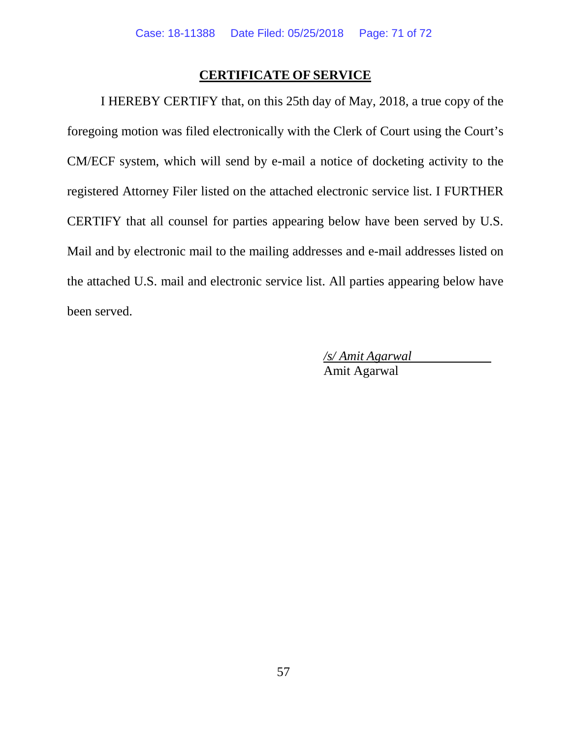## CERTIFICATE OF SERVICE

I HEREBY CERTIFY that, on this 25th day of May, 2018, a true copy of the foregoing motion was filed electronically with the Clerk of Court using the Court's CM/ECF system, which will send by e-mail a notice of docketing activity to the registered Attorney Filer listed on the attached electronic service list. I FURTHER CERTIFY that all counsel for parties appearing below have been served by U.S. Mail and by electronic mail to the mailing addresses and e-mail addresses listed on the attached U.S. mail and electronic service list. All parties appearing below have been served.

*/s/ Amit Agarwal*
Amit Agarwal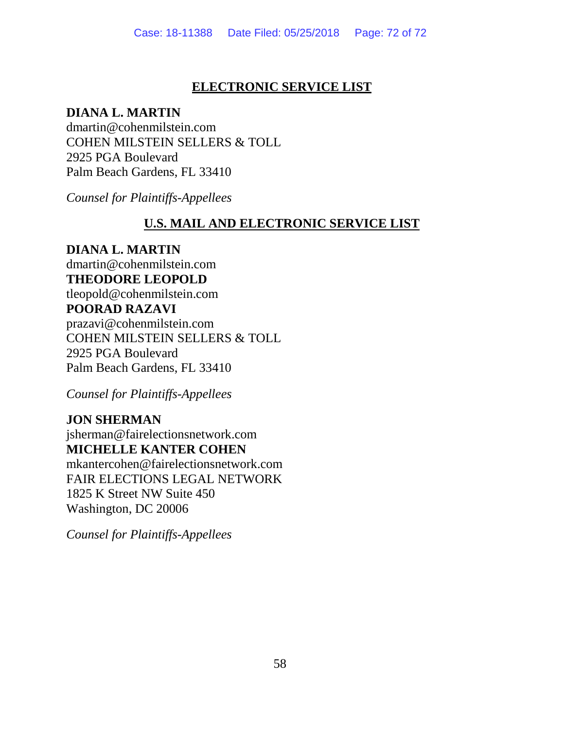## ELECTRONIC SERVICE LIST

**DIANA L. MARTIN**
dmartin@cohenmilstein.com
COHEN MILSTEIN SELLERS & TOLL
2925 PGA Boulevard
Palm Beach Gardens, FL 33410

*Counsel for Plaintiffs-Appellees*

## U.S. MAIL AND ELECTRONIC SERVICE LIST

**DIANA L. MARTIN**
dmartin@cohenmilstein.com
**THEODORE LEOPOLD**
tleopold@cohenmilstein.com
**POORAD RAZAVI**
prazavi@cohenmilstein.com
COHEN MILSTEIN SELLERS & TOLL
2925 PGA Boulevard
Palm Beach Gardens, FL 33410

*Counsel for Plaintiffs-Appellees*

**JON SHERMAN**
jsherman@fairelectionsnetwork.com
**MICHELLE KANTER COHEN**
mkantercohen@fairelectionsnetwork.com
FAIR ELECTIONS LEGAL NETWORK
1825 K Street NW Suite 450
Washington, DC 20006

*Counsel for Plaintiffs-Appellees*